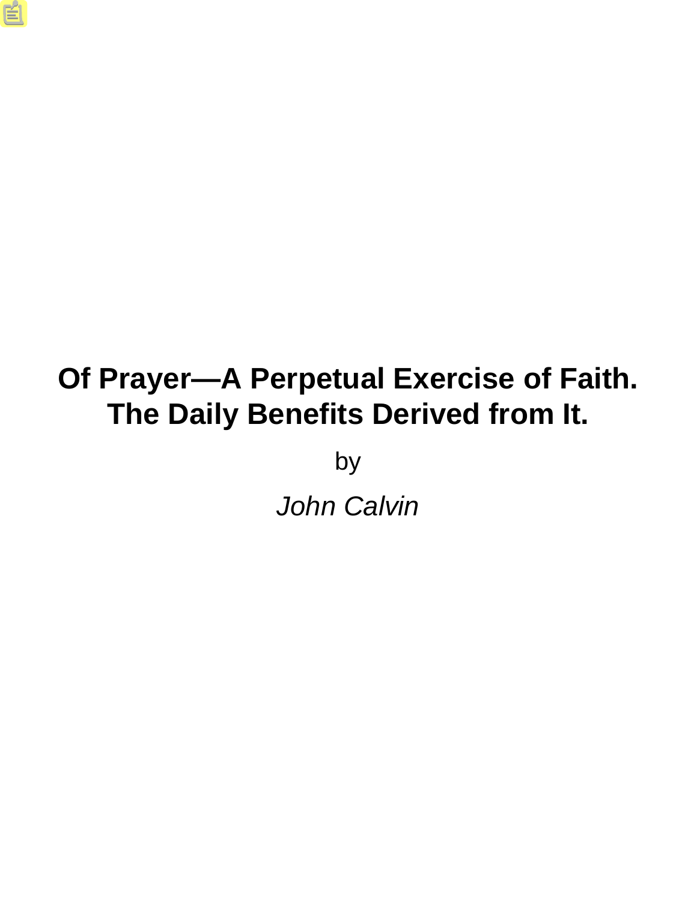# Of Prayer—A Perpetual Exercise of Faith. The Daily Benefits Derived from It.

by

*John Calvin*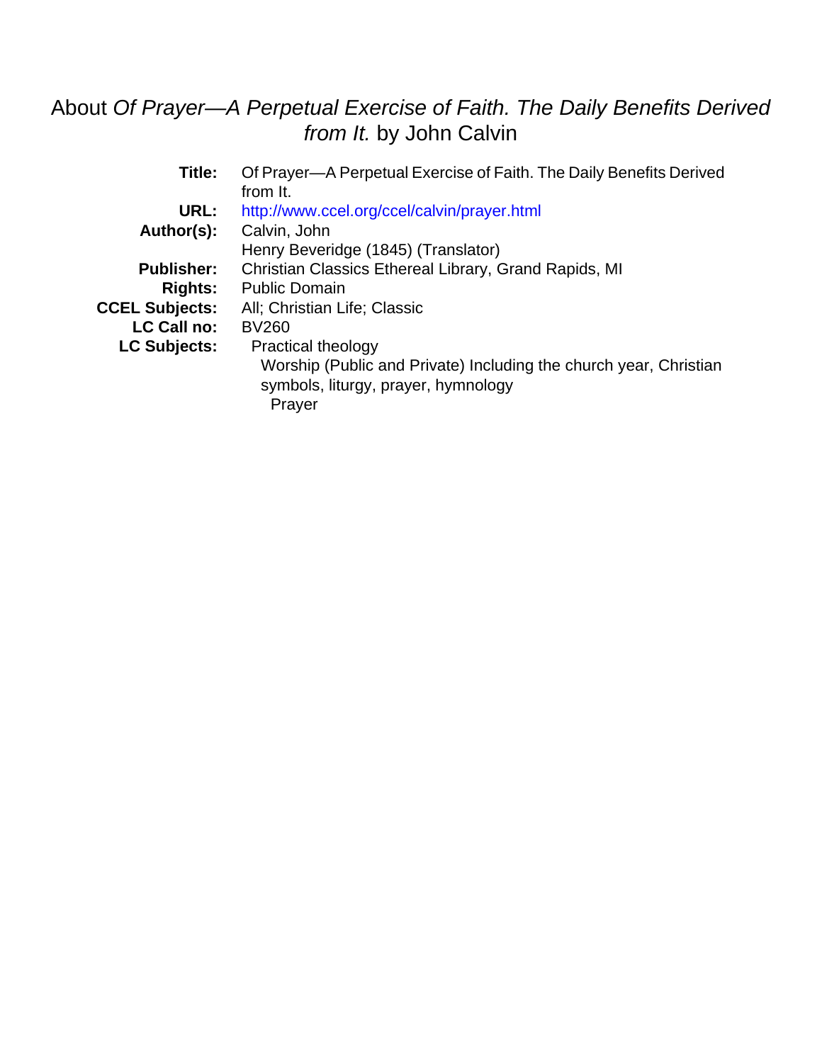# About *Of Prayer—A Perpetual Exercise of Faith. The Daily Benefits Derived from It.* by John Calvin

| | |
|---|---|
| **Title:** | Of Prayer—A Perpetual Exercise of Faith. The Daily Benefits Derived from It. |
| **URL:** | http://www.ccel.org/ccel/calvin/prayer.html |
| **Author(s):** | Calvin, John<br>Henry Beveridge (1845) (Translator) |
| **Publisher:** | Christian Classics Ethereal Library, Grand Rapids, MI |
| **Rights:** | Public Domain |
| **CCEL Subjects:** | All; Christian Life; Classic |
| **LC Call no:** | BV260 |
| **LC Subjects:** | Practical theology<br>Worship (Public and Private) Including the church year, Christian symbols, liturgy, prayer, hymnology<br>Prayer |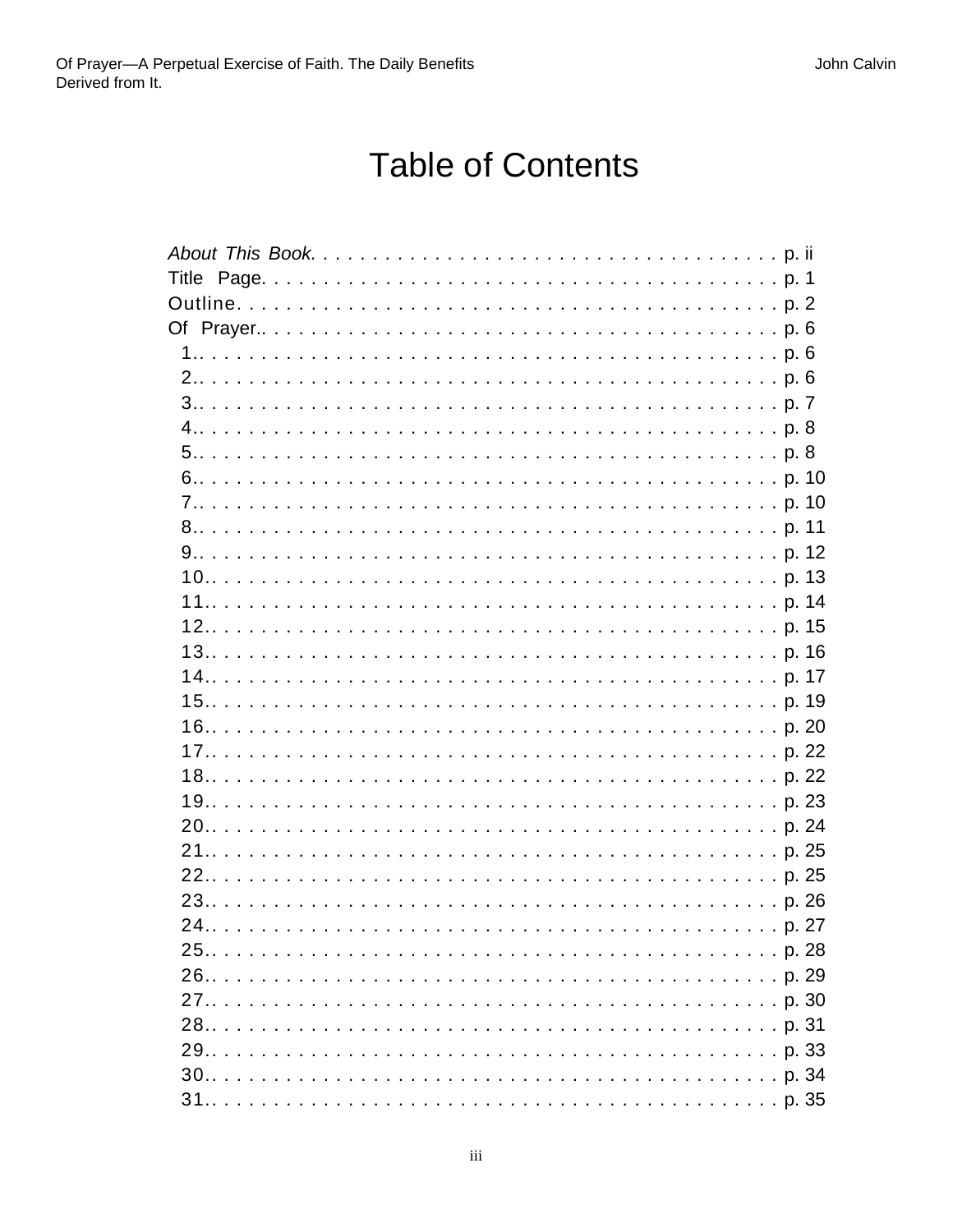# Table of Contents

*About This Book.* . . . . . . . . . . . . . . . . . . . . . . . . . . . . . . . . . . . . . . p. ii
Title Page. . . . . . . . . . . . . . . . . . . . . . . . . . . . . . . . . . . . . . . . . . p. 1
Outline. . . . . . . . . . . . . . . . . . . . . . . . . . . . . . . . . . . . . . . . . . p. 2
Of Prayer.. . . . . . . . . . . . . . . . . . . . . . . . . . . . . . . . . . . . . . . . p. 6
1.. . . . . . . . . . . . . . . . . . . . . . . . . . . . . . . . . . . . . . . . . . . p. 6
2.. . . . . . . . . . . . . . . . . . . . . . . . . . . . . . . . . . . . . . . . . . p. 6
3.. . . . . . . . . . . . . . . . . . . . . . . . . . . . . . . . . . . . . . . . . . p. 7
4.. . . . . . . . . . . . . . . . . . . . . . . . . . . . . . . . . . . . . . . . . . p. 8
5.. . . . . . . . . . . . . . . . . . . . . . . . . . . . . . . . . . . . . . . . . . p. 8
6.. . . . . . . . . . . . . . . . . . . . . . . . . . . . . . . . . . . . . . . . . . p. 10
7.. . . . . . . . . . . . . . . . . . . . . . . . . . . . . . . . . . . . . . . . . . p. 10
8.. . . . . . . . . . . . . . . . . . . . . . . . . . . . . . . . . . . . . . . . . . p. 11
9.. . . . . . . . . . . . . . . . . . . . . . . . . . . . . . . . . . . . . . . . . . p. 12
10.. . . . . . . . . . . . . . . . . . . . . . . . . . . . . . . . . . . . . . . . . p. 13
11.. . . . . . . . . . . . . . . . . . . . . . . . . . . . . . . . . . . . . . . . . p. 14
12.. . . . . . . . . . . . . . . . . . . . . . . . . . . . . . . . . . . . . . . . . p. 15
13.. . . . . . . . . . . . . . . . . . . . . . . . . . . . . . . . . . . . . . . . . p. 16
14.. . . . . . . . . . . . . . . . . . . . . . . . . . . . . . . . . . . . . . . . . p. 17
15.. . . . . . . . . . . . . . . . . . . . . . . . . . . . . . . . . . . . . . . . . p. 19
16.. . . . . . . . . . . . . . . . . . . . . . . . . . . . . . . . . . . . . . . . . p. 20
17.. . . . . . . . . . . . . . . . . . . . . . . . . . . . . . . . . . . . . . . . . p. 22
18.. . . . . . . . . . . . . . . . . . . . . . . . . . . . . . . . . . . . . . . . . p. 22
19.. . . . . . . . . . . . . . . . . . . . . . . . . . . . . . . . . . . . . . . . . p. 23
20.. . . . . . . . . . . . . . . . . . . . . . . . . . . . . . . . . . . . . . . . . p. 24
21.. . . . . . . . . . . . . . . . . . . . . . . . . . . . . . . . . . . . . . . . . p. 25
22.. . . . . . . . . . . . . . . . . . . . . . . . . . . . . . . . . . . . . . . . . p. 25
23.. . . . . . . . . . . . . . . . . . . . . . . . . . . . . . . . . . . . . . . . . p. 26
24.. . . . . . . . . . . . . . . . . . . . . . . . . . . . . . . . . . . . . . . . . p. 27
25.. . . . . . . . . . . . . . . . . . . . . . . . . . . . . . . . . . . . . . . . . p. 28
26.. . . . . . . . . . . . . . . . . . . . . . . . . . . . . . . . . . . . . . . . . p. 29
27.. . . . . . . . . . . . . . . . . . . . . . . . . . . . . . . . . . . . . . . . . p. 30
28.. . . . . . . . . . . . . . . . . . . . . . . . . . . . . . . . . . . . . . . . . p. 31
29.. . . . . . . . . . . . . . . . . . . . . . . . . . . . . . . . . . . . . . . . . p. 33
30.. . . . . . . . . . . . . . . . . . . . . . . . . . . . . . . . . . . . . . . . . p. 34
31.. . . . . . . . . . . . . . . . . . . . . . . . . . . . . . . . . . . . . . . . . p. 35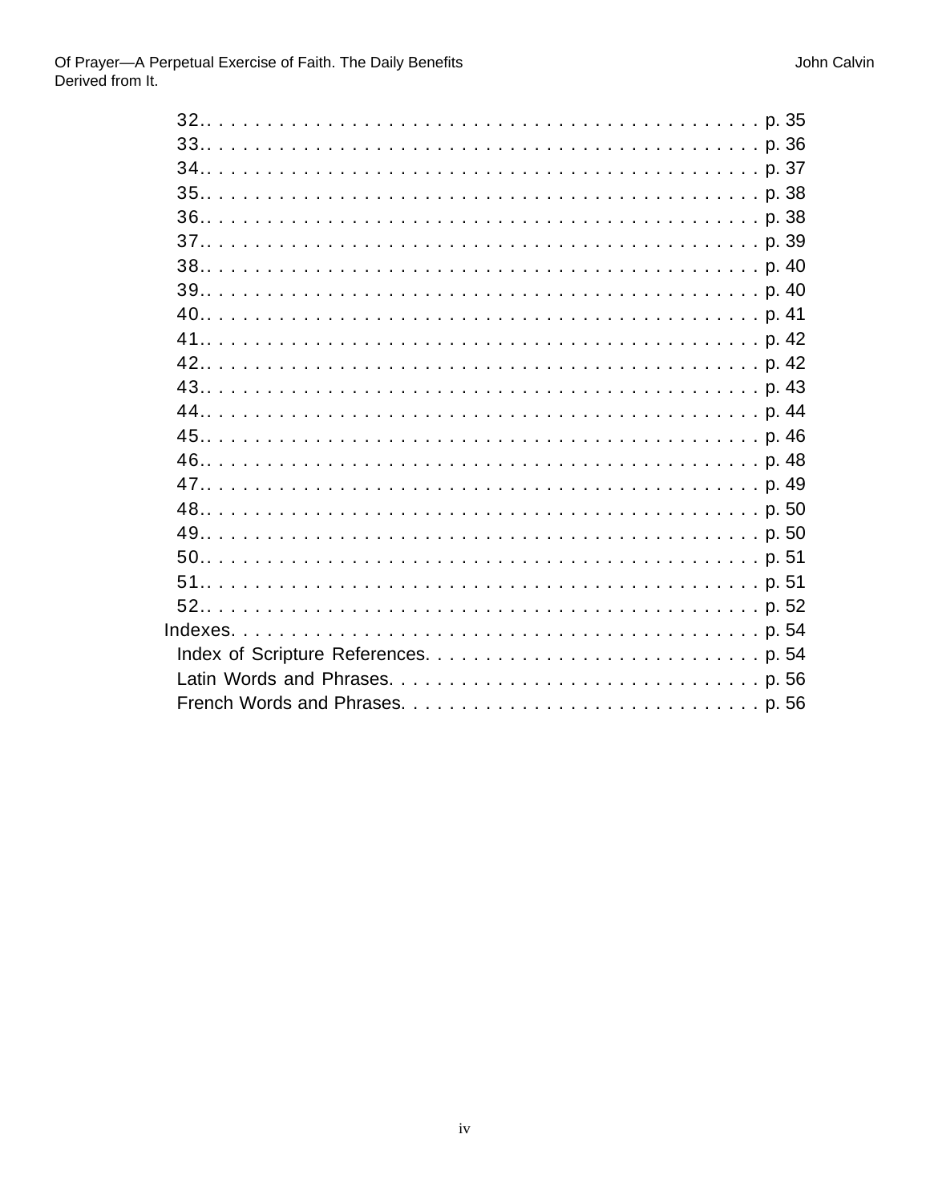32.. . . . . . . . . . . . . . . . . . . . . . . . . . . . . . . . . . . . . . . . . . . . . p. 35
33.. . . . . . . . . . . . . . . . . . . . . . . . . . . . . . . . . . . . . . . . . . . . . p. 36
34.. . . . . . . . . . . . . . . . . . . . . . . . . . . . . . . . . . . . . . . . . . . . . p. 37
35.. . . . . . . . . . . . . . . . . . . . . . . . . . . . . . . . . . . . . . . . . . . . . p. 38
36.. . . . . . . . . . . . . . . . . . . . . . . . . . . . . . . . . . . . . . . . . . . . . p. 38
37.. . . . . . . . . . . . . . . . . . . . . . . . . . . . . . . . . . . . . . . . . . . . . p. 39
38.. . . . . . . . . . . . . . . . . . . . . . . . . . . . . . . . . . . . . . . . . . . . . p. 40
39.. . . . . . . . . . . . . . . . . . . . . . . . . . . . . . . . . . . . . . . . . . . . . p. 40
40.. . . . . . . . . . . . . . . . . . . . . . . . . . . . . . . . . . . . . . . . . . . . . p. 41
41.. . . . . . . . . . . . . . . . . . . . . . . . . . . . . . . . . . . . . . . . . . . . . p. 42
42.. . . . . . . . . . . . . . . . . . . . . . . . . . . . . . . . . . . . . . . . . . . . . p. 42
43.. . . . . . . . . . . . . . . . . . . . . . . . . . . . . . . . . . . . . . . . . . . . . p. 43
44.. . . . . . . . . . . . . . . . . . . . . . . . . . . . . . . . . . . . . . . . . . . . . p. 44
45.. . . . . . . . . . . . . . . . . . . . . . . . . . . . . . . . . . . . . . . . . . . . . p. 46
46.. . . . . . . . . . . . . . . . . . . . . . . . . . . . . . . . . . . . . . . . . . . . . p. 48
47.. . . . . . . . . . . . . . . . . . . . . . . . . . . . . . . . . . . . . . . . . . . . . p. 49
48.. . . . . . . . . . . . . . . . . . . . . . . . . . . . . . . . . . . . . . . . . . . . . p. 50
49.. . . . . . . . . . . . . . . . . . . . . . . . . . . . . . . . . . . . . . . . . . . . . p. 50
50.. . . . . . . . . . . . . . . . . . . . . . . . . . . . . . . . . . . . . . . . . . . . . p. 51
51.. . . . . . . . . . . . . . . . . . . . . . . . . . . . . . . . . . . . . . . . . . . . . p. 51
52.. . . . . . . . . . . . . . . . . . . . . . . . . . . . . . . . . . . . . . . . . . . . . p. 52
Indexes. . . . . . . . . . . . . . . . . . . . . . . . . . . . . . . . . . . . . . . . . . . . p. 54
Index of Scripture References. . . . . . . . . . . . . . . . . . . . . . . . . . . . p. 54
Latin Words and Phrases. . . . . . . . . . . . . . . . . . . . . . . . . . . . . . . p. 56
French Words and Phrases. . . . . . . . . . . . . . . . . . . . . . . . . . . . . . p. 56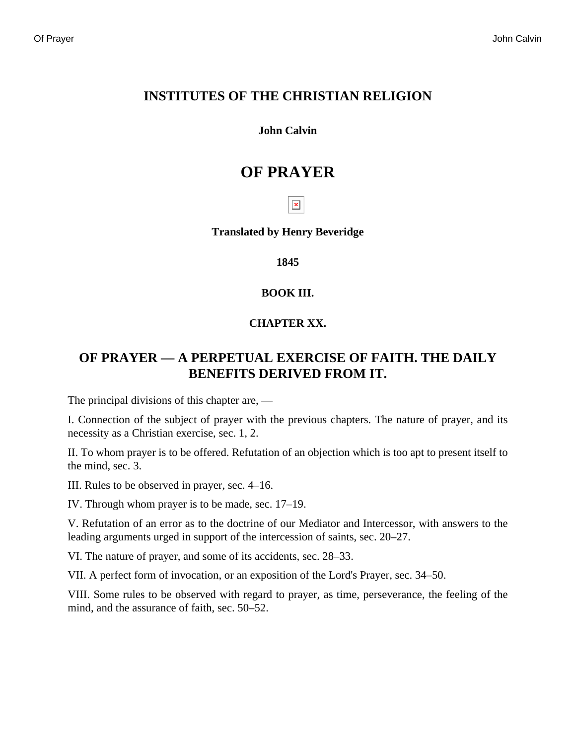# INSTITUTES OF THE CHRISTIAN RELIGION

**John Calvin**

# OF PRAYER

**Translated by Henry Beveridge**

**1845**

**BOOK III.**

**CHAPTER XX.**

## OF PRAYER — A PERPETUAL EXERCISE OF FAITH. THE DAILY BENEFITS DERIVED FROM IT.

The principal divisions of this chapter are, —

I. Connection of the subject of prayer with the previous chapters. The nature of prayer, and its necessity as a Christian exercise, sec. 1, 2.

II. To whom prayer is to be offered. Refutation of an objection which is too apt to present itself to the mind, sec. 3.

III. Rules to be observed in prayer, sec. 4–16.

IV. Through whom prayer is to be made, sec. 17–19.

V. Refutation of an error as to the doctrine of our Mediator and Intercessor, with answers to the leading arguments urged in support of the intercession of saints, sec. 20–27.

VI. The nature of prayer, and some of its accidents, sec. 28–33.

VII. A perfect form of invocation, or an exposition of the Lord's Prayer, sec. 34–50.

VIII. Some rules to be observed with regard to prayer, as time, perseverance, the feeling of the mind, and the assurance of faith, sec. 50–52.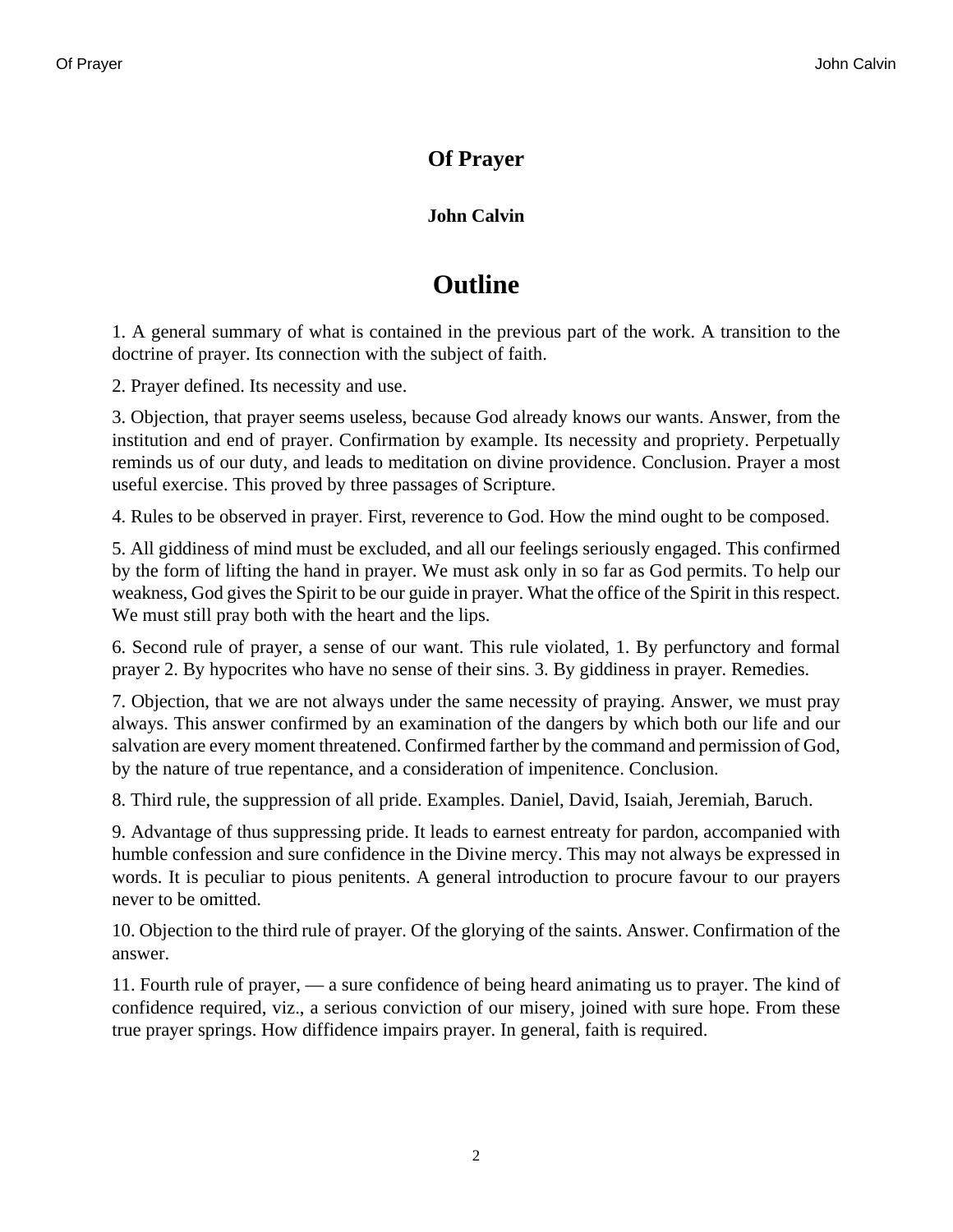# Of Prayer

### John Calvin

## Outline

1. A general summary of what is contained in the previous part of the work. A transition to the doctrine of prayer. Its connection with the subject of faith.

2. Prayer defined. Its necessity and use.

3. Objection, that prayer seems useless, because God already knows our wants. Answer, from the institution and end of prayer. Confirmation by example. Its necessity and propriety. Perpetually reminds us of our duty, and leads to meditation on divine providence. Conclusion. Prayer a most useful exercise. This proved by three passages of Scripture.

4. Rules to be observed in prayer. First, reverence to God. How the mind ought to be composed.

5. All giddiness of mind must be excluded, and all our feelings seriously engaged. This confirmed by the form of lifting the hand in prayer. We must ask only in so far as God permits. To help our weakness, God gives the Spirit to be our guide in prayer. What the office of the Spirit in this respect. We must still pray both with the heart and the lips.

6. Second rule of prayer, a sense of our want. This rule violated, 1. By perfunctory and formal prayer 2. By hypocrites who have no sense of their sins. 3. By giddiness in prayer. Remedies.

7. Objection, that we are not always under the same necessity of praying. Answer, we must pray always. This answer confirmed by an examination of the dangers by which both our life and our salvation are every moment threatened. Confirmed farther by the command and permission of God, by the nature of true repentance, and a consideration of impenitence. Conclusion.

8. Third rule, the suppression of all pride. Examples. Daniel, David, Isaiah, Jeremiah, Baruch.

9. Advantage of thus suppressing pride. It leads to earnest entreaty for pardon, accompanied with humble confession and sure confidence in the Divine mercy. This may not always be expressed in words. It is peculiar to pious penitents. A general introduction to procure favour to our prayers never to be omitted.

10. Objection to the third rule of prayer. Of the glorying of the saints. Answer. Confirmation of the answer.

11. Fourth rule of prayer, — a sure confidence of being heard animating us to prayer. The kind of confidence required, viz., a serious conviction of our misery, joined with sure hope. From these true prayer springs. How diffidence impairs prayer. In general, faith is required.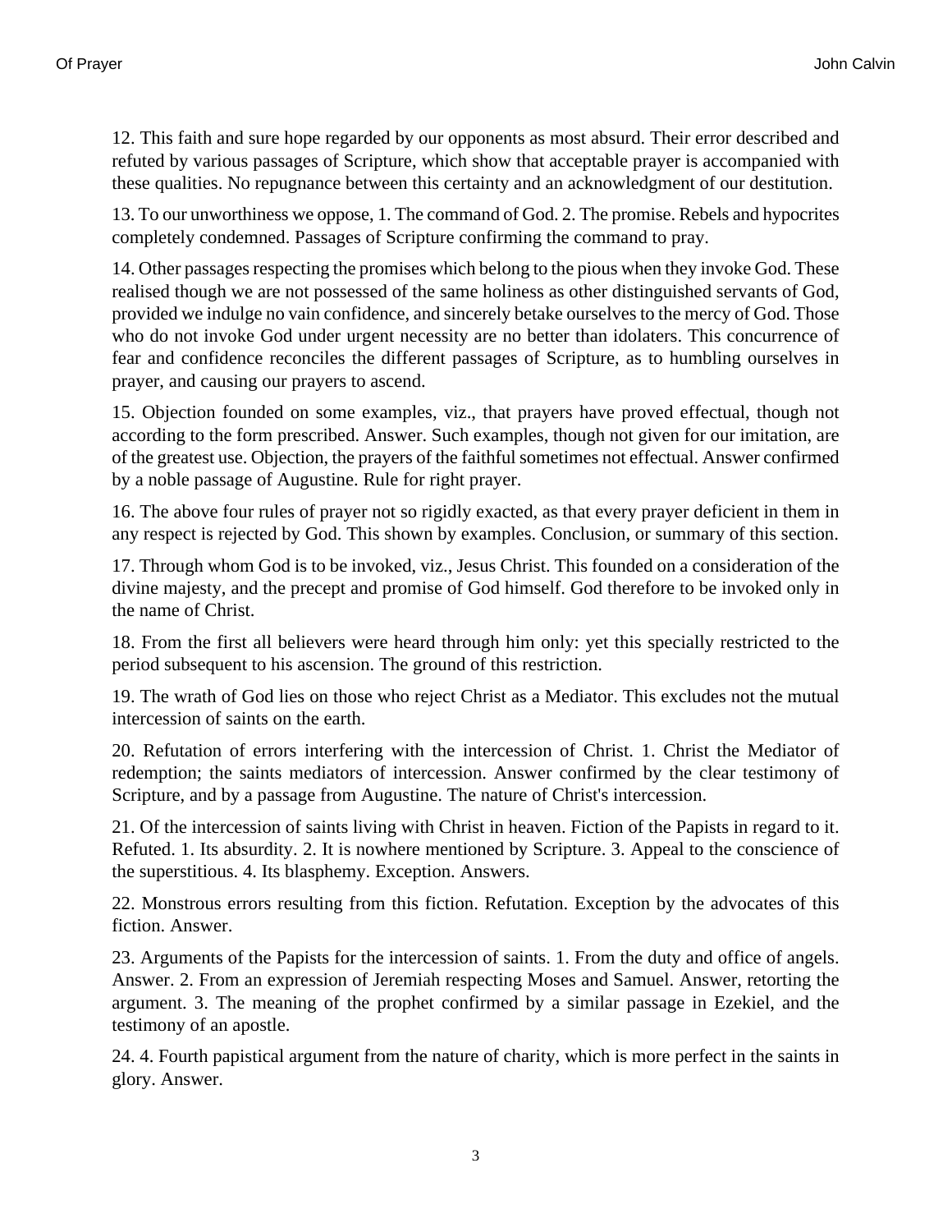12. This faith and sure hope regarded by our opponents as most absurd. Their error described and refuted by various passages of Scripture, which show that acceptable prayer is accompanied with these qualities. No repugnance between this certainty and an acknowledgment of our destitution.

13. To our unworthiness we oppose, 1. The command of God. 2. The promise. Rebels and hypocrites completely condemned. Passages of Scripture confirming the command to pray.

14. Other passages respecting the promises which belong to the pious when they invoke God. These realised though we are not possessed of the same holiness as other distinguished servants of God, provided we indulge no vain confidence, and sincerely betake ourselves to the mercy of God. Those who do not invoke God under urgent necessity are no better than idolaters. This concurrence of fear and confidence reconciles the different passages of Scripture, as to humbling ourselves in prayer, and causing our prayers to ascend.

15. Objection founded on some examples, viz., that prayers have proved effectual, though not according to the form prescribed. Answer. Such examples, though not given for our imitation, are of the greatest use. Objection, the prayers of the faithful sometimes not effectual. Answer confirmed by a noble passage of Augustine. Rule for right prayer.

16. The above four rules of prayer not so rigidly exacted, as that every prayer deficient in them in any respect is rejected by God. This shown by examples. Conclusion, or summary of this section.

17. Through whom God is to be invoked, viz., Jesus Christ. This founded on a consideration of the divine majesty, and the precept and promise of God himself. God therefore to be invoked only in the name of Christ.

18. From the first all believers were heard through him only: yet this specially restricted to the period subsequent to his ascension. The ground of this restriction.

19. The wrath of God lies on those who reject Christ as a Mediator. This excludes not the mutual intercession of saints on the earth.

20. Refutation of errors interfering with the intercession of Christ. 1. Christ the Mediator of redemption; the saints mediators of intercession. Answer confirmed by the clear testimony of Scripture, and by a passage from Augustine. The nature of Christ's intercession.

21. Of the intercession of saints living with Christ in heaven. Fiction of the Papists in regard to it. Refuted. 1. Its absurdity. 2. It is nowhere mentioned by Scripture. 3. Appeal to the conscience of the superstitious. 4. Its blasphemy. Exception. Answers.

22. Monstrous errors resulting from this fiction. Refutation. Exception by the advocates of this fiction. Answer.

23. Arguments of the Papists for the intercession of saints. 1. From the duty and office of angels. Answer. 2. From an expression of Jeremiah respecting Moses and Samuel. Answer, retorting the argument. 3. The meaning of the prophet confirmed by a similar passage in Ezekiel, and the testimony of an apostle.

24. 4. Fourth papistical argument from the nature of charity, which is more perfect in the saints in glory. Answer.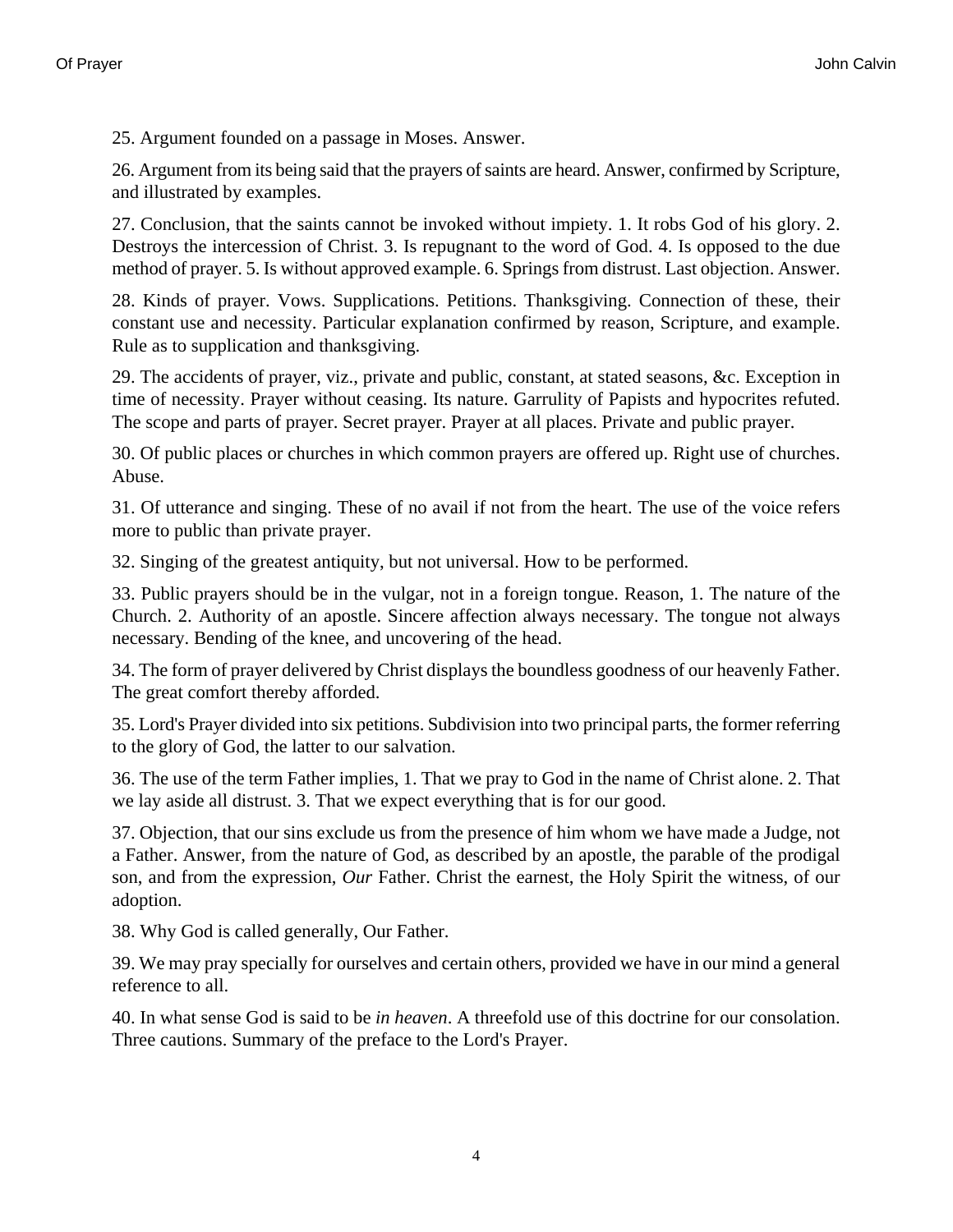25. Argument founded on a passage in Moses. Answer.

26. Argument from its being said that the prayers of saints are heard. Answer, confirmed by Scripture, and illustrated by examples.

27. Conclusion, that the saints cannot be invoked without impiety. 1. It robs God of his glory. 2. Destroys the intercession of Christ. 3. Is repugnant to the word of God. 4. Is opposed to the due method of prayer. 5. Is without approved example. 6. Springs from distrust. Last objection. Answer.

28. Kinds of prayer. Vows. Supplications. Petitions. Thanksgiving. Connection of these, their constant use and necessity. Particular explanation confirmed by reason, Scripture, and example. Rule as to supplication and thanksgiving.

29. The accidents of prayer, viz., private and public, constant, at stated seasons, &c. Exception in time of necessity. Prayer without ceasing. Its nature. Garrulity of Papists and hypocrites refuted. The scope and parts of prayer. Secret prayer. Prayer at all places. Private and public prayer.

30. Of public places or churches in which common prayers are offered up. Right use of churches. Abuse.

31. Of utterance and singing. These of no avail if not from the heart. The use of the voice refers more to public than private prayer.

32. Singing of the greatest antiquity, but not universal. How to be performed.

33. Public prayers should be in the vulgar, not in a foreign tongue. Reason, 1. The nature of the Church. 2. Authority of an apostle. Sincere affection always necessary. The tongue not always necessary. Bending of the knee, and uncovering of the head.

34. The form of prayer delivered by Christ displays the boundless goodness of our heavenly Father. The great comfort thereby afforded.

35. Lord's Prayer divided into six petitions. Subdivision into two principal parts, the former referring to the glory of God, the latter to our salvation.

36. The use of the term Father implies, 1. That we pray to God in the name of Christ alone. 2. That we lay aside all distrust. 3. That we expect everything that is for our good.

37. Objection, that our sins exclude us from the presence of him whom we have made a Judge, not a Father. Answer, from the nature of God, as described by an apostle, the parable of the prodigal son, and from the expression, *Our* Father. Christ the earnest, the Holy Spirit the witness, of our adoption.

38. Why God is called generally, Our Father.

39. We may pray specially for ourselves and certain others, provided we have in our mind a general reference to all.

40. In what sense God is said to be *in heaven*. A threefold use of this doctrine for our consolation. Three cautions. Summary of the preface to the Lord's Prayer.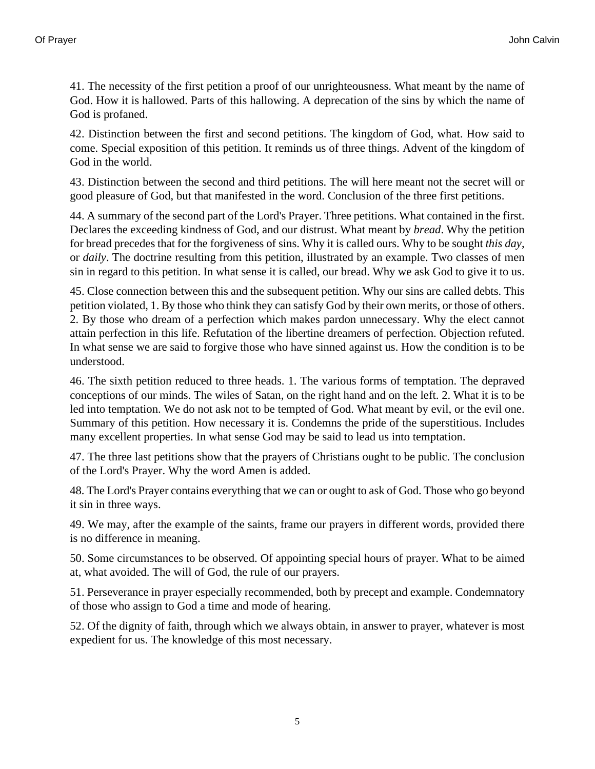41. The necessity of the first petition a proof of our unrighteousness. What meant by the name of God. How it is hallowed. Parts of this hallowing. A deprecation of the sins by which the name of God is profaned.

42. Distinction between the first and second petitions. The kingdom of God, what. How said to come. Special exposition of this petition. It reminds us of three things. Advent of the kingdom of God in the world.

43. Distinction between the second and third petitions. The will here meant not the secret will or good pleasure of God, but that manifested in the word. Conclusion of the three first petitions.

44. A summary of the second part of the Lord's Prayer. Three petitions. What contained in the first. Declares the exceeding kindness of God, and our distrust. What meant by *bread*. Why the petition for bread precedes that for the forgiveness of sins. Why it is called ours. Why to be sought *this day*, or *daily*. The doctrine resulting from this petition, illustrated by an example. Two classes of men sin in regard to this petition. In what sense it is called, our bread. Why we ask God to give it to us.

45. Close connection between this and the subsequent petition. Why our sins are called debts. This petition violated, 1. By those who think they can satisfy God by their own merits, or those of others. 2. By those who dream of a perfection which makes pardon unnecessary. Why the elect cannot attain perfection in this life. Refutation of the libertine dreamers of perfection. Objection refuted. In what sense we are said to forgive those who have sinned against us. How the condition is to be understood.

46. The sixth petition reduced to three heads. 1. The various forms of temptation. The depraved conceptions of our minds. The wiles of Satan, on the right hand and on the left. 2. What it is to be led into temptation. We do not ask not to be tempted of God. What meant by evil, or the evil one. Summary of this petition. How necessary it is. Condemns the pride of the superstitious. Includes many excellent properties. In what sense God may be said to lead us into temptation.

47. The three last petitions show that the prayers of Christians ought to be public. The conclusion of the Lord's Prayer. Why the word Amen is added.

48. The Lord's Prayer contains everything that we can or ought to ask of God. Those who go beyond it sin in three ways.

49. We may, after the example of the saints, frame our prayers in different words, provided there is no difference in meaning.

50. Some circumstances to be observed. Of appointing special hours of prayer. What to be aimed at, what avoided. The will of God, the rule of our prayers.

51. Perseverance in prayer especially recommended, both by precept and example. Condemnatory of those who assign to God a time and mode of hearing.

52. Of the dignity of faith, through which we always obtain, in answer to prayer, whatever is most expedient for us. The knowledge of this most necessary.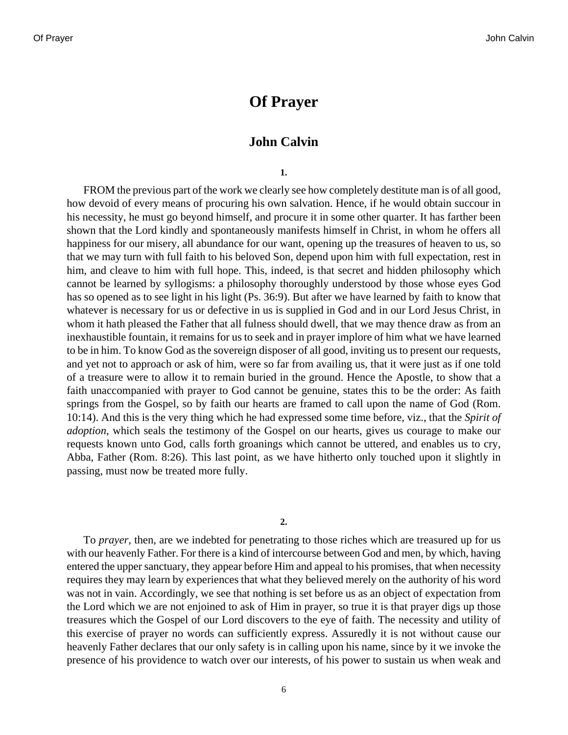# Of Prayer

## John Calvin

**1.**

FROM the previous part of the work we clearly see how completely destitute man is of all good, how devoid of every means of procuring his own salvation. Hence, if he would obtain succour in his necessity, he must go beyond himself, and procure it in some other quarter. It has farther been shown that the Lord kindly and spontaneously manifests himself in Christ, in whom he offers all happiness for our misery, all abundance for our want, opening up the treasures of heaven to us, so that we may turn with full faith to his beloved Son, depend upon him with full expectation, rest in him, and cleave to him with full hope. This, indeed, is that secret and hidden philosophy which cannot be learned by syllogisms: a philosophy thoroughly understood by those whose eyes God has so opened as to see light in his light (Ps. 36:9). But after we have learned by faith to know that whatever is necessary for us or defective in us is supplied in God and in our Lord Jesus Christ, in whom it hath pleased the Father that all fulness should dwell, that we may thence draw as from an inexhaustible fountain, it remains for us to seek and in prayer implore of him what we have learned to be in him. To know God as the sovereign disposer of all good, inviting us to present our requests, and yet not to approach or ask of him, were so far from availing us, that it were just as if one told of a treasure were to allow it to remain buried in the ground. Hence the Apostle, to show that a faith unaccompanied with prayer to God cannot be genuine, states this to be the order: As faith springs from the Gospel, so by faith our hearts are framed to call upon the name of God (Rom. 10:14). And this is the very thing which he had expressed some time before, viz., that the *Spirit of adoption*, which seals the testimony of the Gospel on our hearts, gives us courage to make our requests known unto God, calls forth groanings which cannot be uttered, and enables us to cry, Abba, Father (Rom. 8:26). This last point, as we have hitherto only touched upon it slightly in passing, must now be treated more fully.

**2.**

To *prayer*, then, are we indebted for penetrating to those riches which are treasured up for us with our heavenly Father. For there is a kind of intercourse between God and men, by which, having entered the upper sanctuary, they appear before Him and appeal to his promises, that when necessity requires they may learn by experiences that what they believed merely on the authority of his word was not in vain. Accordingly, we see that nothing is set before us as an object of expectation from the Lord which we are not enjoined to ask of Him in prayer, so true it is that prayer digs up those treasures which the Gospel of our Lord discovers to the eye of faith. The necessity and utility of this exercise of prayer no words can sufficiently express. Assuredly it is not without cause our heavenly Father declares that our only safety is in calling upon his name, since by it we invoke the presence of his providence to watch over our interests, of his power to sustain us when weak and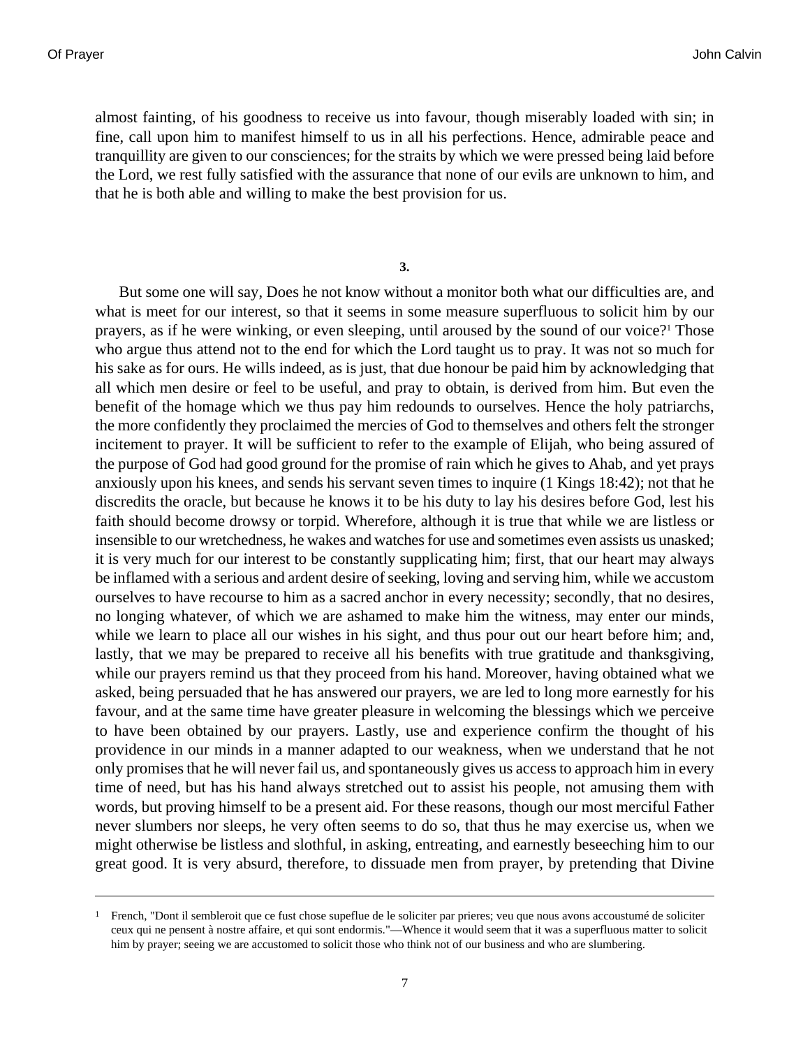almost fainting, of his goodness to receive us into favour, though miserably loaded with sin; in fine, call upon him to manifest himself to us in all his perfections. Hence, admirable peace and tranquillity are given to our consciences; for the straits by which we were pressed being laid before the Lord, we rest fully satisfied with the assurance that none of our evils are unknown to him, and that he is both able and willing to make the best provision for us.

**3.**

But some one will say, Does he not know without a monitor both what our difficulties are, and what is meet for our interest, so that it seems in some measure superfluous to solicit him by our prayers, as if he were winking, or even sleeping, until aroused by the sound of our voice?[1] Those who argue thus attend not to the end for which the Lord taught us to pray. It was not so much for his sake as for ours. He wills indeed, as is just, that due honour be paid him by acknowledging that all which men desire or feel to be useful, and pray to obtain, is derived from him. But even the benefit of the homage which we thus pay him redounds to ourselves. Hence the holy patriarchs, the more confidently they proclaimed the mercies of God to themselves and others felt the stronger incitement to prayer. It will be sufficient to refer to the example of Elijah, who being assured of the purpose of God had good ground for the promise of rain which he gives to Ahab, and yet prays anxiously upon his knees, and sends his servant seven times to inquire (1 Kings 18:42); not that he discredits the oracle, but because he knows it to be his duty to lay his desires before God, lest his faith should become drowsy or torpid. Wherefore, although it is true that while we are listless or insensible to our wretchedness, he wakes and watches for use and sometimes even assists us unasked; it is very much for our interest to be constantly supplicating him; first, that our heart may always be inflamed with a serious and ardent desire of seeking, loving and serving him, while we accustom ourselves to have recourse to him as a sacred anchor in every necessity; secondly, that no desires, no longing whatever, of which we are ashamed to make him the witness, may enter our minds, while we learn to place all our wishes in his sight, and thus pour out our heart before him; and, lastly, that we may be prepared to receive all his benefits with true gratitude and thanksgiving, while our prayers remind us that they proceed from his hand. Moreover, having obtained what we asked, being persuaded that he has answered our prayers, we are led to long more earnestly for his favour, and at the same time have greater pleasure in welcoming the blessings which we perceive to have been obtained by our prayers. Lastly, use and experience confirm the thought of his providence in our minds in a manner adapted to our weakness, when we understand that he not only promises that he will never fail us, and spontaneously gives us access to approach him in every time of need, but has his hand always stretched out to assist his people, not amusing them with words, but proving himself to be a present aid. For these reasons, though our most merciful Father never slumbers nor sleeps, he very often seems to do so, that thus he may exercise us, when we might otherwise be listless and slothful, in asking, entreating, and earnestly beseeching him to our great good. It is very absurd, therefore, to dissuade men from prayer, by pretending that Divine

---

[1] French, "Dont il sembleroit que ce fust chose supeflue de le soliciter par prieres; veu que nous avons accoustumé de soliciter ceux qui ne pensent à nostre affaire, et qui sont endormis."—Whence it would seem that it was a superfluous matter to solicit him by prayer; seeing we are accustomed to solicit those who think not of our business and who are slumbering.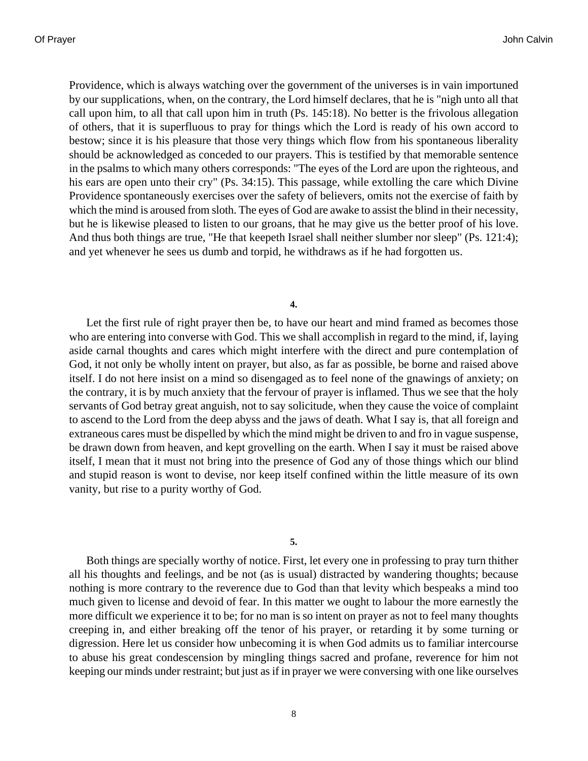Providence, which is always watching over the government of the universes is in vain importuned by our supplications, when, on the contrary, the Lord himself declares, that he is "nigh unto all that call upon him, to all that call upon him in truth (Ps. 145:18). No better is the frivolous allegation of others, that it is superfluous to pray for things which the Lord is ready of his own accord to bestow; since it is his pleasure that those very things which flow from his spontaneous liberality should be acknowledged as conceded to our prayers. This is testified by that memorable sentence in the psalms to which many others corresponds: "The eyes of the Lord are upon the righteous, and his ears are open unto their cry" (Ps. 34:15). This passage, while extolling the care which Divine Providence spontaneously exercises over the safety of believers, omits not the exercise of faith by which the mind is aroused from sloth. The eyes of God are awake to assist the blind in their necessity, but he is likewise pleased to listen to our groans, that he may give us the better proof of his love. And thus both things are true, "He that keepeth Israel shall neither slumber nor sleep" (Ps. 121:4); and yet whenever he sees us dumb and torpid, he withdraws as if he had forgotten us.

**4.**

Let the first rule of right prayer then be, to have our heart and mind framed as becomes those who are entering into converse with God. This we shall accomplish in regard to the mind, if, laying aside carnal thoughts and cares which might interfere with the direct and pure contemplation of God, it not only be wholly intent on prayer, but also, as far as possible, be borne and raised above itself. I do not here insist on a mind so disengaged as to feel none of the gnawings of anxiety; on the contrary, it is by much anxiety that the fervour of prayer is inflamed. Thus we see that the holy servants of God betray great anguish, not to say solicitude, when they cause the voice of complaint to ascend to the Lord from the deep abyss and the jaws of death. What I say is, that all foreign and extraneous cares must be dispelled by which the mind might be driven to and fro in vague suspense, be drawn down from heaven, and kept grovelling on the earth. When I say it must be raised above itself, I mean that it must not bring into the presence of God any of those things which our blind and stupid reason is wont to devise, nor keep itself confined within the little measure of its own vanity, but rise to a purity worthy of God.

**5.**

Both things are specially worthy of notice. First, let every one in professing to pray turn thither all his thoughts and feelings, and be not (as is usual) distracted by wandering thoughts; because nothing is more contrary to the reverence due to God than that levity which bespeaks a mind too much given to license and devoid of fear. In this matter we ought to labour the more earnestly the more difficult we experience it to be; for no man is so intent on prayer as not to feel many thoughts creeping in, and either breaking off the tenor of his prayer, or retarding it by some turning or digression. Here let us consider how unbecoming it is when God admits us to familiar intercourse to abuse his great condescension by mingling things sacred and profane, reverence for him not keeping our minds under restraint; but just as if in prayer we were conversing with one like ourselves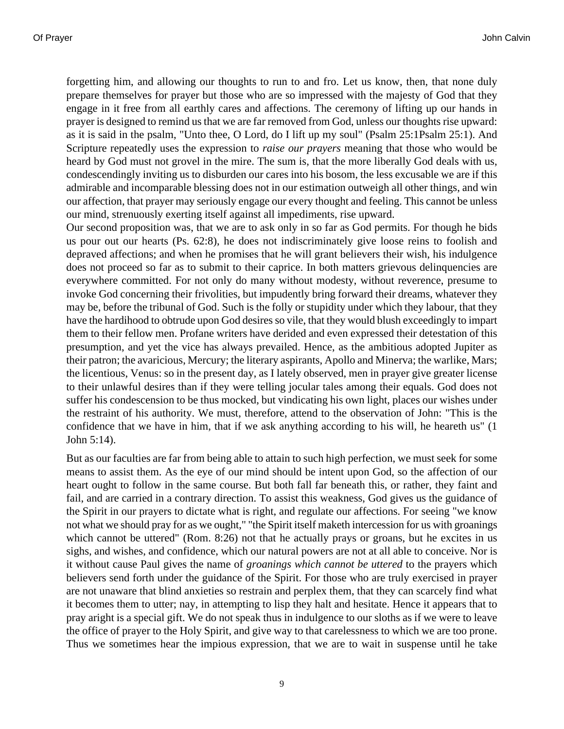forgetting him, and allowing our thoughts to run to and fro. Let us know, then, that none duly prepare themselves for prayer but those who are so impressed with the majesty of God that they engage in it free from all earthly cares and affections. The ceremony of lifting up our hands in prayer is designed to remind us that we are far removed from God, unless our thoughts rise upward: as it is said in the psalm, "Unto thee, O Lord, do I lift up my soul" (Psalm 25:1Psalm 25:1). And Scripture repeatedly uses the expression to *raise our prayers* meaning that those who would be heard by God must not grovel in the mire. The sum is, that the more liberally God deals with us, condescendingly inviting us to disburden our cares into his bosom, the less excusable we are if this admirable and incomparable blessing does not in our estimation outweigh all other things, and win our affection, that prayer may seriously engage our every thought and feeling. This cannot be unless our mind, strenuously exerting itself against all impediments, rise upward.
Our second proposition was, that we are to ask only in so far as God permits. For though he bids us pour out our hearts (Ps. 62:8), he does not indiscriminately give loose reins to foolish and depraved affections; and when he promises that he will grant believers their wish, his indulgence does not proceed so far as to submit to their caprice. In both matters grievous delinquencies are everywhere committed. For not only do many without modesty, without reverence, presume to invoke God concerning their frivolities, but impudently bring forward their dreams, whatever they may be, before the tribunal of God. Such is the folly or stupidity under which they labour, that they have the hardihood to obtrude upon God desires so vile, that they would blush exceedingly to impart them to their fellow men. Profane writers have derided and even expressed their detestation of this presumption, and yet the vice has always prevailed. Hence, as the ambitious adopted Jupiter as their patron; the avaricious, Mercury; the literary aspirants, Apollo and Minerva; the warlike, Mars; the licentious, Venus: so in the present day, as I lately observed, men in prayer give greater license to their unlawful desires than if they were telling jocular tales among their equals. God does not suffer his condescension to be thus mocked, but vindicating his own light, places our wishes under the restraint of his authority. We must, therefore, attend to the observation of John: "This is the confidence that we have in him, that if we ask anything according to his will, he heareth us" (1 John 5:14).

But as our faculties are far from being able to attain to such high perfection, we must seek for some means to assist them. As the eye of our mind should be intent upon God, so the affection of our heart ought to follow in the same course. But both fall far beneath this, or rather, they faint and fail, and are carried in a contrary direction. To assist this weakness, God gives us the guidance of the Spirit in our prayers to dictate what is right, and regulate our affections. For seeing "we know not what we should pray for as we ought," "the Spirit itself maketh intercession for us with groanings which cannot be uttered" (Rom. 8:26) not that he actually prays or groans, but he excites in us sighs, and wishes, and confidence, which our natural powers are not at all able to conceive. Nor is it without cause Paul gives the name of *groanings which cannot be uttered* to the prayers which believers send forth under the guidance of the Spirit. For those who are truly exercised in prayer are not unaware that blind anxieties so restrain and perplex them, that they can scarcely find what it becomes them to utter; nay, in attempting to lisp they halt and hesitate. Hence it appears that to pray aright is a special gift. We do not speak thus in indulgence to our sloths as if we were to leave the office of prayer to the Holy Spirit, and give way to that carelessness to which we are too prone. Thus we sometimes hear the impious expression, that we are to wait in suspense until he take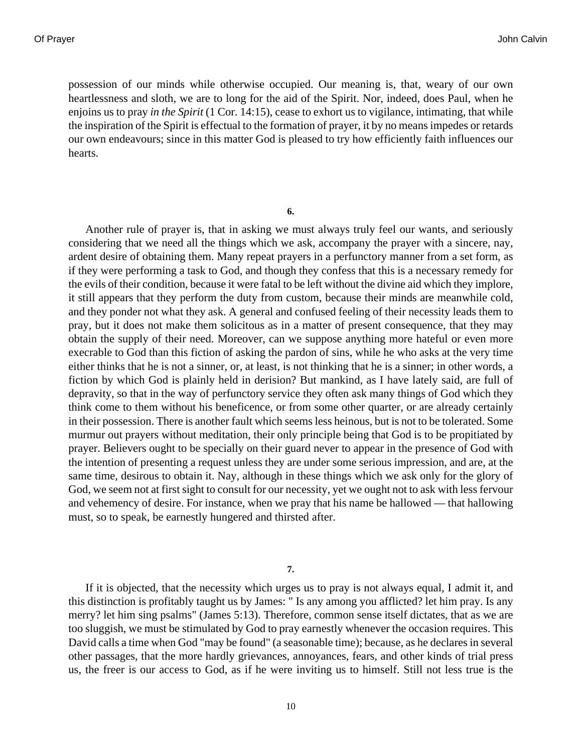possession of our minds while otherwise occupied. Our meaning is, that, weary of our own heartlessness and sloth, we are to long for the aid of the Spirit. Nor, indeed, does Paul, when he enjoins us to pray *in the Spirit* (1 Cor. 14:15), cease to exhort us to vigilance, intimating, that while the inspiration of the Spirit is effectual to the formation of prayer, it by no means impedes or retards our own endeavours; since in this matter God is pleased to try how efficiently faith influences our hearts.

**6.**

Another rule of prayer is, that in asking we must always truly feel our wants, and seriously considering that we need all the things which we ask, accompany the prayer with a sincere, nay, ardent desire of obtaining them. Many repeat prayers in a perfunctory manner from a set form, as if they were performing a task to God, and though they confess that this is a necessary remedy for the evils of their condition, because it were fatal to be left without the divine aid which they implore, it still appears that they perform the duty from custom, because their minds are meanwhile cold, and they ponder not what they ask. A general and confused feeling of their necessity leads them to pray, but it does not make them solicitous as in a matter of present consequence, that they may obtain the supply of their need. Moreover, can we suppose anything more hateful or even more execrable to God than this fiction of asking the pardon of sins, while he who asks at the very time either thinks that he is not a sinner, or, at least, is not thinking that he is a sinner; in other words, a fiction by which God is plainly held in derision? But mankind, as I have lately said, are full of depravity, so that in the way of perfunctory service they often ask many things of God which they think come to them without his beneficence, or from some other quarter, or are already certainly in their possession. There is another fault which seems less heinous, but is not to be tolerated. Some murmur out prayers without meditation, their only principle being that God is to be propitiated by prayer. Believers ought to be specially on their guard never to appear in the presence of God with the intention of presenting a request unless they are under some serious impression, and are, at the same time, desirous to obtain it. Nay, although in these things which we ask only for the glory of God, we seem not at first sight to consult for our necessity, yet we ought not to ask with less fervour and vehemency of desire. For instance, when we pray that his name be hallowed — that hallowing must, so to speak, be earnestly hungered and thirsted after.

**7.**

If it is objected, that the necessity which urges us to pray is not always equal, I admit it, and this distinction is profitably taught us by James: " Is any among you afflicted? let him pray. Is any merry? let him sing psalms" (James 5:13). Therefore, common sense itself dictates, that as we are too sluggish, we must be stimulated by God to pray earnestly whenever the occasion requires. This David calls a time when God "may be found" (a seasonable time); because, as he declares in several other passages, that the more hardly grievances, annoyances, fears, and other kinds of trial press us, the freer is our access to God, as if he were inviting us to himself. Still not less true is the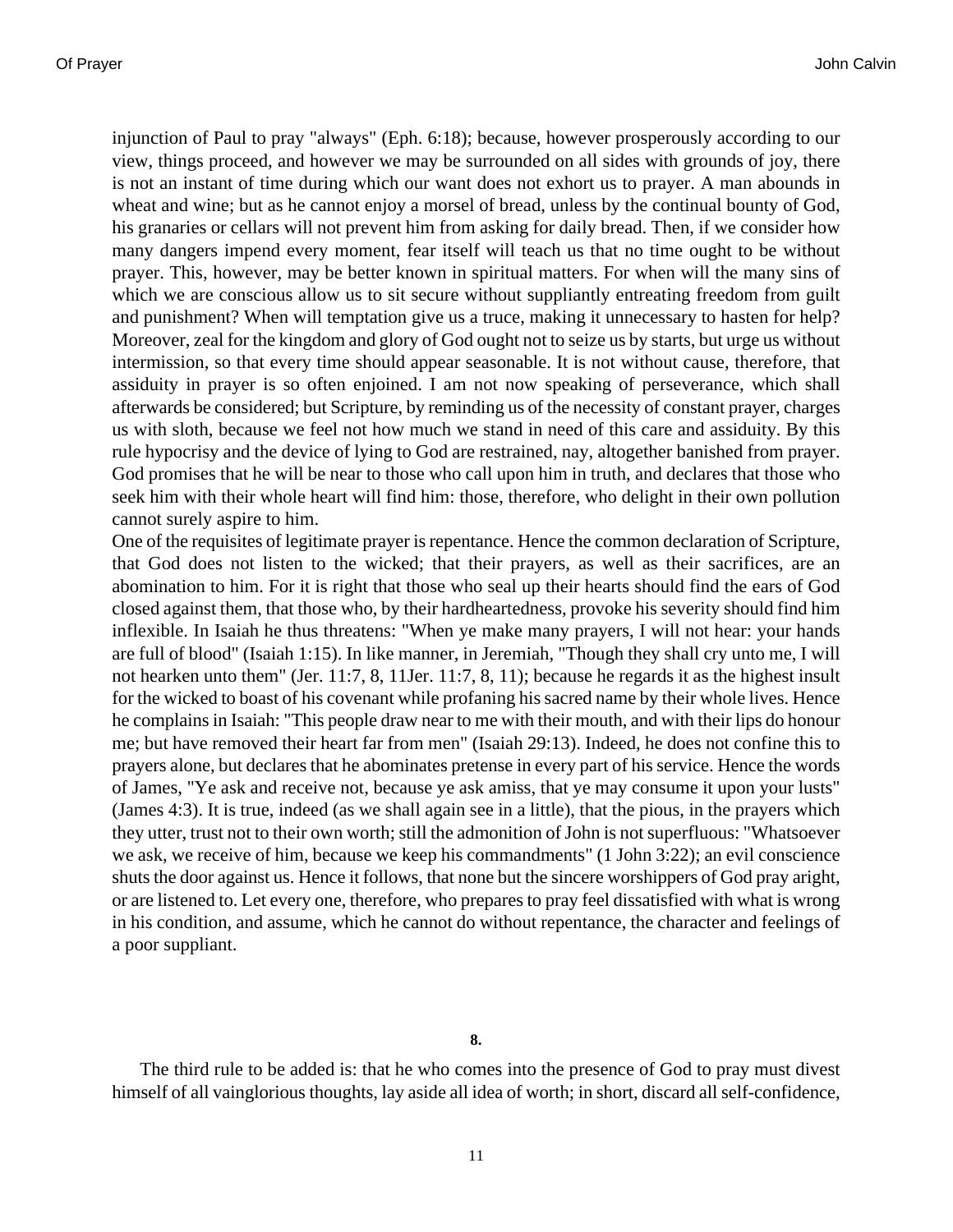injunction of Paul to pray "always" (Eph. 6:18); because, however prosperously according to our view, things proceed, and however we may be surrounded on all sides with grounds of joy, there is not an instant of time during which our want does not exhort us to prayer. A man abounds in wheat and wine; but as he cannot enjoy a morsel of bread, unless by the continual bounty of God, his granaries or cellars will not prevent him from asking for daily bread. Then, if we consider how many dangers impend every moment, fear itself will teach us that no time ought to be without prayer. This, however, may be better known in spiritual matters. For when will the many sins of which we are conscious allow us to sit secure without suppliantly entreating freedom from guilt and punishment? When will temptation give us a truce, making it unnecessary to hasten for help? Moreover, zeal for the kingdom and glory of God ought not to seize us by starts, but urge us without intermission, so that every time should appear seasonable. It is not without cause, therefore, that assiduity in prayer is so often enjoined. I am not now speaking of perseverance, which shall afterwards be considered; but Scripture, by reminding us of the necessity of constant prayer, charges us with sloth, because we feel not how much we stand in need of this care and assiduity. By this rule hypocrisy and the device of lying to God are restrained, nay, altogether banished from prayer. God promises that he will be near to those who call upon him in truth, and declares that those who seek him with their whole heart will find him: those, therefore, who delight in their own pollution cannot surely aspire to him.

One of the requisites of legitimate prayer is repentance. Hence the common declaration of Scripture, that God does not listen to the wicked; that their prayers, as well as their sacrifices, are an abomination to him. For it is right that those who seal up their hearts should find the ears of God closed against them, that those who, by their hardheartedness, provoke his severity should find him inflexible. In Isaiah he thus threatens: "When ye make many prayers, I will not hear: your hands are full of blood" (Isaiah 1:15). In like manner, in Jeremiah, "Though they shall cry unto me, I will not hearken unto them" (Jer. 11:7, 8, 11Jer. 11:7, 8, 11); because he regards it as the highest insult for the wicked to boast of his covenant while profaning his sacred name by their whole lives. Hence he complains in Isaiah: "This people draw near to me with their mouth, and with their lips do honour me; but have removed their heart far from men" (Isaiah 29:13). Indeed, he does not confine this to prayers alone, but declares that he abominates pretense in every part of his service. Hence the words of James, "Ye ask and receive not, because ye ask amiss, that ye may consume it upon your lusts" (James 4:3). It is true, indeed (as we shall again see in a little), that the pious, in the prayers which they utter, trust not to their own worth; still the admonition of John is not superfluous: "Whatsoever we ask, we receive of him, because we keep his commandments" (1 John 3:22); an evil conscience shuts the door against us. Hence it follows, that none but the sincere worshippers of God pray aright, or are listened to. Let every one, therefore, who prepares to pray feel dissatisfied with what is wrong in his condition, and assume, which he cannot do without repentance, the character and feelings of a poor suppliant.

**8.**

The third rule to be added is: that he who comes into the presence of God to pray must divest himself of all vainglorious thoughts, lay aside all idea of worth; in short, discard all self-confidence,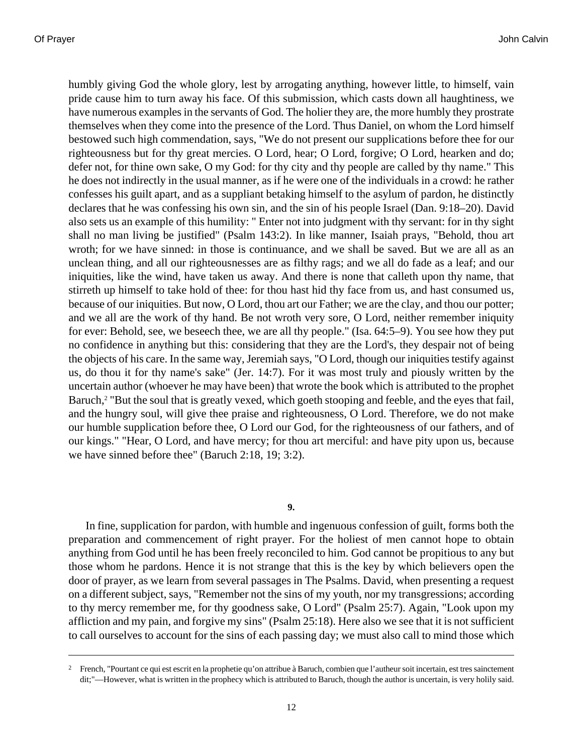humbly giving God the whole glory, lest by arrogating anything, however little, to himself, vain pride cause him to turn away his face. Of this submission, which casts down all haughtiness, we have numerous examples in the servants of God. The holier they are, the more humbly they prostrate themselves when they come into the presence of the Lord. Thus Daniel, on whom the Lord himself bestowed such high commendation, says, "We do not present our supplications before thee for our righteousness but for thy great mercies. O Lord, hear; O Lord, forgive; O Lord, hearken and do; defer not, for thine own sake, O my God: for thy city and thy people are called by thy name." This he does not indirectly in the usual manner, as if he were one of the individuals in a crowd: he rather confesses his guilt apart, and as a suppliant betaking himself to the asylum of pardon, he distinctly declares that he was confessing his own sin, and the sin of his people Israel (Dan. 9:18–20). David also sets us an example of this humility: " Enter not into judgment with thy servant: for in thy sight shall no man living be justified" (Psalm 143:2). In like manner, Isaiah prays, "Behold, thou art wroth; for we have sinned: in those is continuance, and we shall be saved. But we are all as an unclean thing, and all our righteousnesses are as filthy rags; and we all do fade as a leaf; and our iniquities, like the wind, have taken us away. And there is none that calleth upon thy name, that stirreth up himself to take hold of thee: for thou hast hid thy face from us, and hast consumed us, because of our iniquities. But now, O Lord, thou art our Father; we are the clay, and thou our potter; and we all are the work of thy hand. Be not wroth very sore, O Lord, neither remember iniquity for ever: Behold, see, we beseech thee, we are all thy people." (Isa. 64:5–9). You see how they put no confidence in anything but this: considering that they are the Lord's, they despair not of being the objects of his care. In the same way, Jeremiah says, "O Lord, though our iniquities testify against us, do thou it for thy name's sake" (Jer. 14:7). For it was most truly and piously written by the uncertain author (whoever he may have been) that wrote the book which is attributed to the prophet Baruch,[2] "But the soul that is greatly vexed, which goeth stooping and feeble, and the eyes that fail, and the hungry soul, will give thee praise and righteousness, O Lord. Therefore, we do not make our humble supplication before thee, O Lord our God, for the righteousness of our fathers, and of our kings." "Hear, O Lord, and have mercy; for thou art merciful: and have pity upon us, because we have sinned before thee" (Baruch 2:18, 19; 3:2).

**9.**

In fine, supplication for pardon, with humble and ingenuous confession of guilt, forms both the preparation and commencement of right prayer. For the holiest of men cannot hope to obtain anything from God until he has been freely reconciled to him. God cannot be propitious to any but those whom he pardons. Hence it is not strange that this is the key by which believers open the door of prayer, as we learn from several passages in The Psalms. David, when presenting a request on a different subject, says, "Remember not the sins of my youth, nor my transgressions; according to thy mercy remember me, for thy goodness sake, O Lord" (Psalm 25:7). Again, "Look upon my affliction and my pain, and forgive my sins" (Psalm 25:18). Here also we see that it is not sufficient to call ourselves to account for the sins of each passing day; we must also call to mind those which

---

[2] French, "Pourtant ce qui est escrit en la prophetie qu'on attribue à Baruch, combien que l'autheur soit incertain, est tres sainctement dit;"—However, what is written in the prophecy which is attributed to Baruch, though the author is uncertain, is very holily said.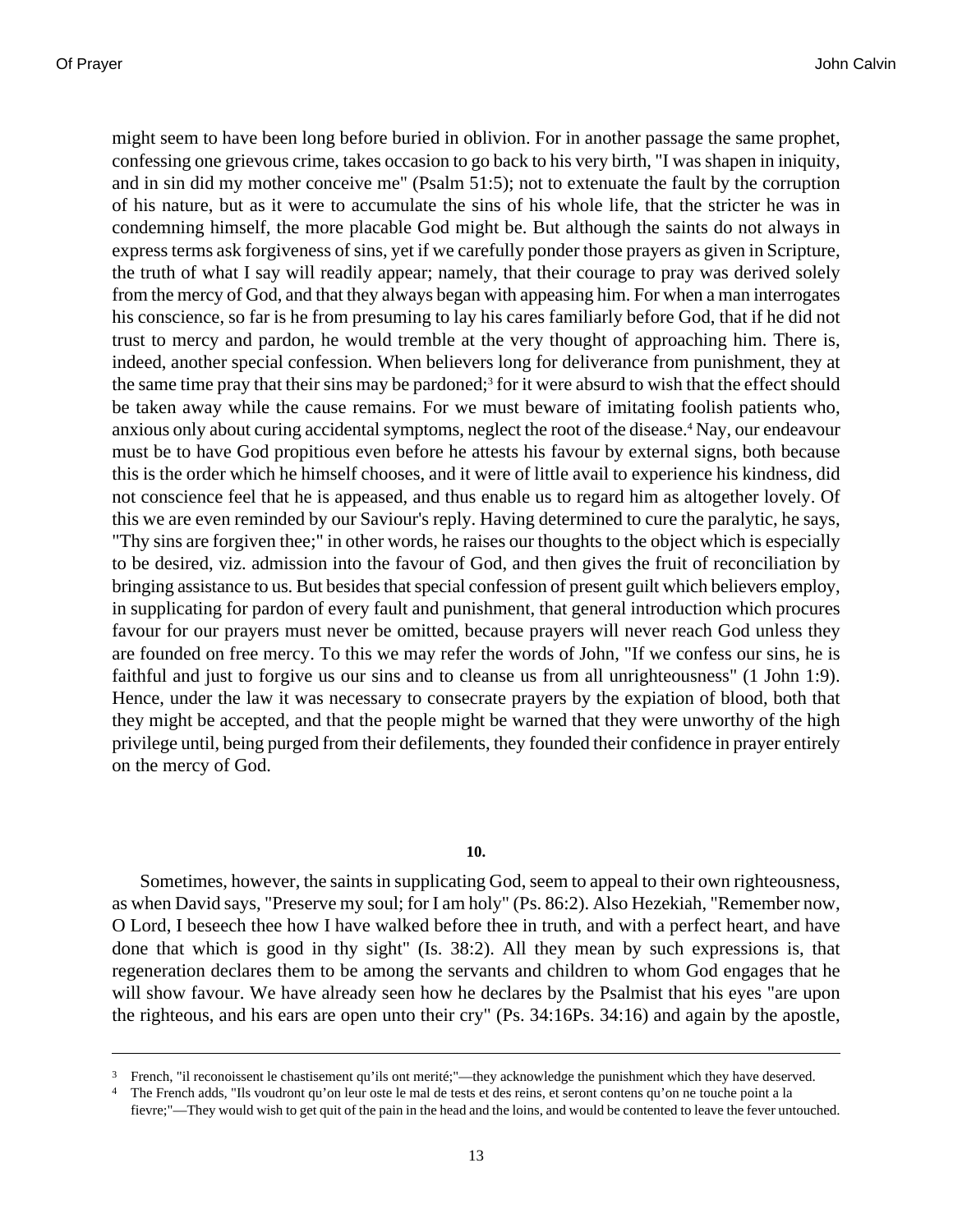might seem to have been long before buried in oblivion. For in another passage the same prophet, confessing one grievous crime, takes occasion to go back to his very birth, "I was shapen in iniquity, and in sin did my mother conceive me" (Psalm 51:5); not to extenuate the fault by the corruption of his nature, but as it were to accumulate the sins of his whole life, that the stricter he was in condemning himself, the more placable God might be. But although the saints do not always in express terms ask forgiveness of sins, yet if we carefully ponder those prayers as given in Scripture, the truth of what I say will readily appear; namely, that their courage to pray was derived solely from the mercy of God, and that they always began with appeasing him. For when a man interrogates his conscience, so far is he from presuming to lay his cares familiarly before God, that if he did not trust to mercy and pardon, he would tremble at the very thought of approaching him. There is, indeed, another special confession. When believers long for deliverance from punishment, they at the same time pray that their sins may be pardoned;[3] for it were absurd to wish that the effect should be taken away while the cause remains. For we must beware of imitating foolish patients who, anxious only about curing accidental symptoms, neglect the root of the disease.[4] Nay, our endeavour must be to have God propitious even before he attests his favour by external signs, both because this is the order which he himself chooses, and it were of little avail to experience his kindness, did not conscience feel that he is appeased, and thus enable us to regard him as altogether lovely. Of this we are even reminded by our Saviour's reply. Having determined to cure the paralytic, he says, "Thy sins are forgiven thee;" in other words, he raises our thoughts to the object which is especially to be desired, viz. admission into the favour of God, and then gives the fruit of reconciliation by bringing assistance to us. But besides that special confession of present guilt which believers employ, in supplicating for pardon of every fault and punishment, that general introduction which procures favour for our prayers must never be omitted, because prayers will never reach God unless they are founded on free mercy. To this we may refer the words of John, "If we confess our sins, he is faithful and just to forgive us our sins and to cleanse us from all unrighteousness" (1 John 1:9). Hence, under the law it was necessary to consecrate prayers by the expiation of blood, both that they might be accepted, and that the people might be warned that they were unworthy of the high privilege until, being purged from their defilements, they founded their confidence in prayer entirely on the mercy of God.

**10.**

Sometimes, however, the saints in supplicating God, seem to appeal to their own righteousness, as when David says, "Preserve my soul; for I am holy" (Ps. 86:2). Also Hezekiah, "Remember now, O Lord, I beseech thee how I have walked before thee in truth, and with a perfect heart, and have done that which is good in thy sight" (Is. 38:2). All they mean by such expressions is, that regeneration declares them to be among the servants and children to whom God engages that he will show favour. We have already seen how he declares by the Psalmist that his eyes "are upon the righteous, and his ears are open unto their cry" (Ps. 34:16Ps. 34:16) and again by the apostle,

---

[3] French, "il reconoissent le chastisement qu'ils ont merité;"—they acknowledge the punishment which they have deserved.

[4] The French adds, "Ils voudront qu'on leur oste le mal de tests et des reins, et seront contens qu'on ne touche point a la fievre;"—They would wish to get quit of the pain in the head and the loins, and would be contented to leave the fever untouched.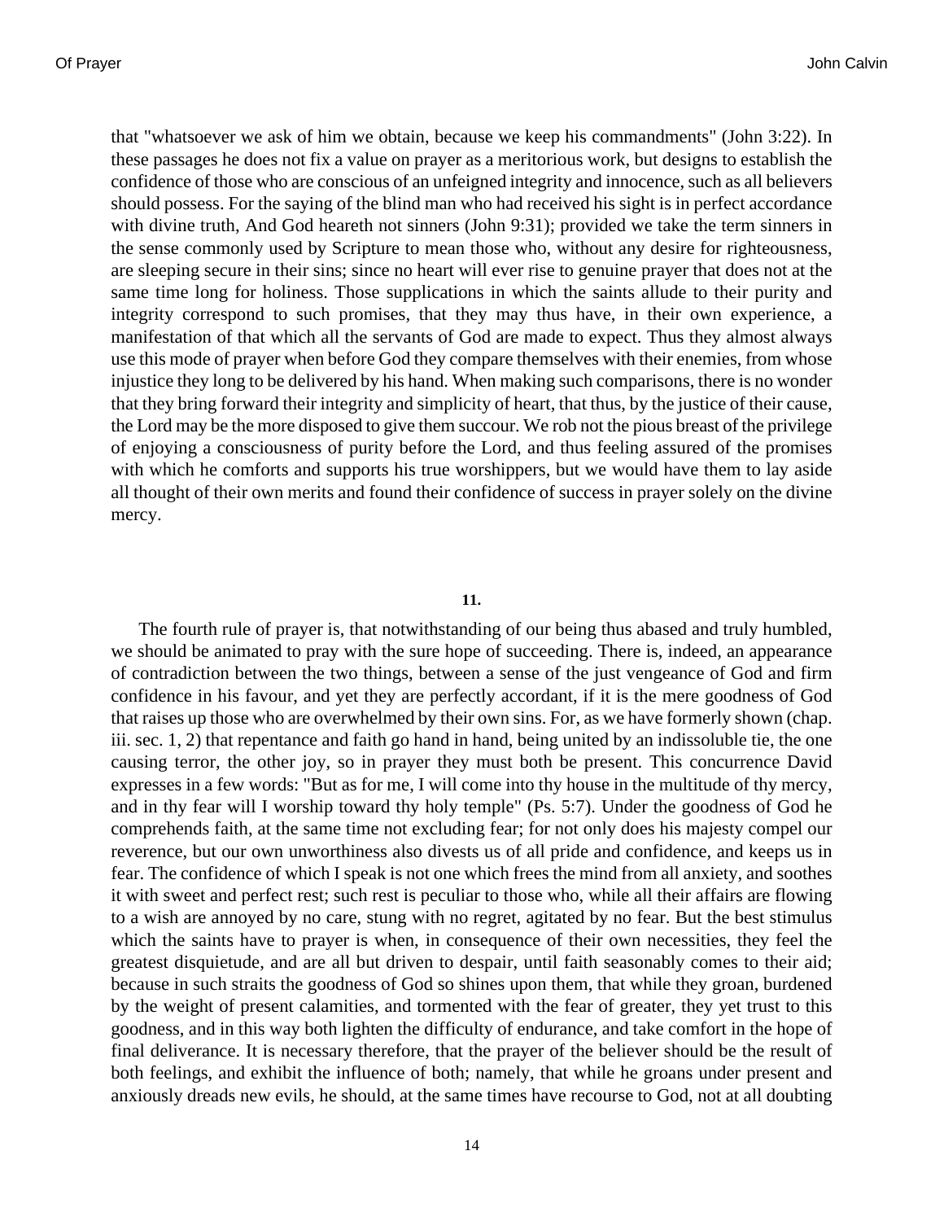that "whatsoever we ask of him we obtain, because we keep his commandments" (John 3:22). In these passages he does not fix a value on prayer as a meritorious work, but designs to establish the confidence of those who are conscious of an unfeigned integrity and innocence, such as all believers should possess. For the saying of the blind man who had received his sight is in perfect accordance with divine truth, And God heareth not sinners (John 9:31); provided we take the term sinners in the sense commonly used by Scripture to mean those who, without any desire for righteousness, are sleeping secure in their sins; since no heart will ever rise to genuine prayer that does not at the same time long for holiness. Those supplications in which the saints allude to their purity and integrity correspond to such promises, that they may thus have, in their own experience, a manifestation of that which all the servants of God are made to expect. Thus they almost always use this mode of prayer when before God they compare themselves with their enemies, from whose injustice they long to be delivered by his hand. When making such comparisons, there is no wonder that they bring forward their integrity and simplicity of heart, that thus, by the justice of their cause, the Lord may be the more disposed to give them succour. We rob not the pious breast of the privilege of enjoying a consciousness of purity before the Lord, and thus feeling assured of the promises with which he comforts and supports his true worshippers, but we would have them to lay aside all thought of their own merits and found their confidence of success in prayer solely on the divine mercy.

**11.**

The fourth rule of prayer is, that notwithstanding of our being thus abased and truly humbled, we should be animated to pray with the sure hope of succeeding. There is, indeed, an appearance of contradiction between the two things, between a sense of the just vengeance of God and firm confidence in his favour, and yet they are perfectly accordant, if it is the mere goodness of God that raises up those who are overwhelmed by their own sins. For, as we have formerly shown (chap. iii. sec. 1, 2) that repentance and faith go hand in hand, being united by an indissoluble tie, the one causing terror, the other joy, so in prayer they must both be present. This concurrence David expresses in a few words: "But as for me, I will come into thy house in the multitude of thy mercy, and in thy fear will I worship toward thy holy temple" (Ps. 5:7). Under the goodness of God he comprehends faith, at the same time not excluding fear; for not only does his majesty compel our reverence, but our own unworthiness also divests us of all pride and confidence, and keeps us in fear. The confidence of which I speak is not one which frees the mind from all anxiety, and soothes it with sweet and perfect rest; such rest is peculiar to those who, while all their affairs are flowing to a wish are annoyed by no care, stung with no regret, agitated by no fear. But the best stimulus which the saints have to prayer is when, in consequence of their own necessities, they feel the greatest disquietude, and are all but driven to despair, until faith seasonably comes to their aid; because in such straits the goodness of God so shines upon them, that while they groan, burdened by the weight of present calamities, and tormented with the fear of greater, they yet trust to this goodness, and in this way both lighten the difficulty of endurance, and take comfort in the hope of final deliverance. It is necessary therefore, that the prayer of the believer should be the result of both feelings, and exhibit the influence of both; namely, that while he groans under present and anxiously dreads new evils, he should, at the same times have recourse to God, not at all doubting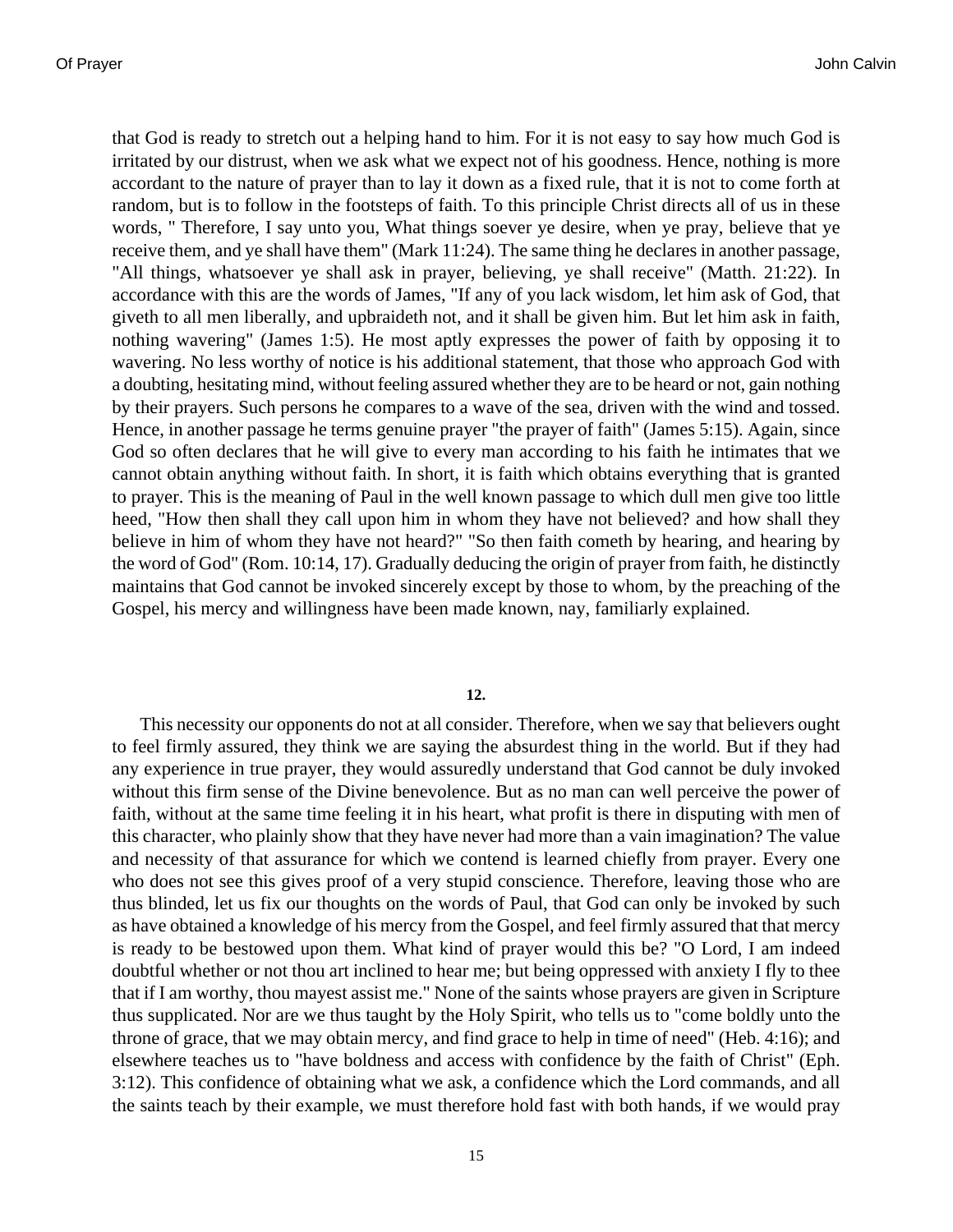that God is ready to stretch out a helping hand to him. For it is not easy to say how much God is irritated by our distrust, when we ask what we expect not of his goodness. Hence, nothing is more accordant to the nature of prayer than to lay it down as a fixed rule, that it is not to come forth at random, but is to follow in the footsteps of faith. To this principle Christ directs all of us in these words, " Therefore, I say unto you, What things soever ye desire, when ye pray, believe that ye receive them, and ye shall have them" (Mark 11:24). The same thing he declares in another passage, "All things, whatsoever ye shall ask in prayer, believing, ye shall receive" (Matth. 21:22). In accordance with this are the words of James, "If any of you lack wisdom, let him ask of God, that giveth to all men liberally, and upbraideth not, and it shall be given him. But let him ask in faith, nothing wavering" (James 1:5). He most aptly expresses the power of faith by opposing it to wavering. No less worthy of notice is his additional statement, that those who approach God with a doubting, hesitating mind, without feeling assured whether they are to be heard or not, gain nothing by their prayers. Such persons he compares to a wave of the sea, driven with the wind and tossed. Hence, in another passage he terms genuine prayer "the prayer of faith" (James 5:15). Again, since God so often declares that he will give to every man according to his faith he intimates that we cannot obtain anything without faith. In short, it is faith which obtains everything that is granted to prayer. This is the meaning of Paul in the well known passage to which dull men give too little heed, "How then shall they call upon him in whom they have not believed? and how shall they believe in him of whom they have not heard?" "So then faith cometh by hearing, and hearing by the word of God" (Rom. 10:14, 17). Gradually deducing the origin of prayer from faith, he distinctly maintains that God cannot be invoked sincerely except by those to whom, by the preaching of the Gospel, his mercy and willingness have been made known, nay, familiarly explained.

**12.**

This necessity our opponents do not at all consider. Therefore, when we say that believers ought to feel firmly assured, they think we are saying the absurdest thing in the world. But if they had any experience in true prayer, they would assuredly understand that God cannot be duly invoked without this firm sense of the Divine benevolence. But as no man can well perceive the power of faith, without at the same time feeling it in his heart, what profit is there in disputing with men of this character, who plainly show that they have never had more than a vain imagination? The value and necessity of that assurance for which we contend is learned chiefly from prayer. Every one who does not see this gives proof of a very stupid conscience. Therefore, leaving those who are thus blinded, let us fix our thoughts on the words of Paul, that God can only be invoked by such as have obtained a knowledge of his mercy from the Gospel, and feel firmly assured that that mercy is ready to be bestowed upon them. What kind of prayer would this be? "O Lord, I am indeed doubtful whether or not thou art inclined to hear me; but being oppressed with anxiety I fly to thee that if I am worthy, thou mayest assist me." None of the saints whose prayers are given in Scripture thus supplicated. Nor are we thus taught by the Holy Spirit, who tells us to "come boldly unto the throne of grace, that we may obtain mercy, and find grace to help in time of need" (Heb. 4:16); and elsewhere teaches us to "have boldness and access with confidence by the faith of Christ" (Eph. 3:12). This confidence of obtaining what we ask, a confidence which the Lord commands, and all the saints teach by their example, we must therefore hold fast with both hands, if we would pray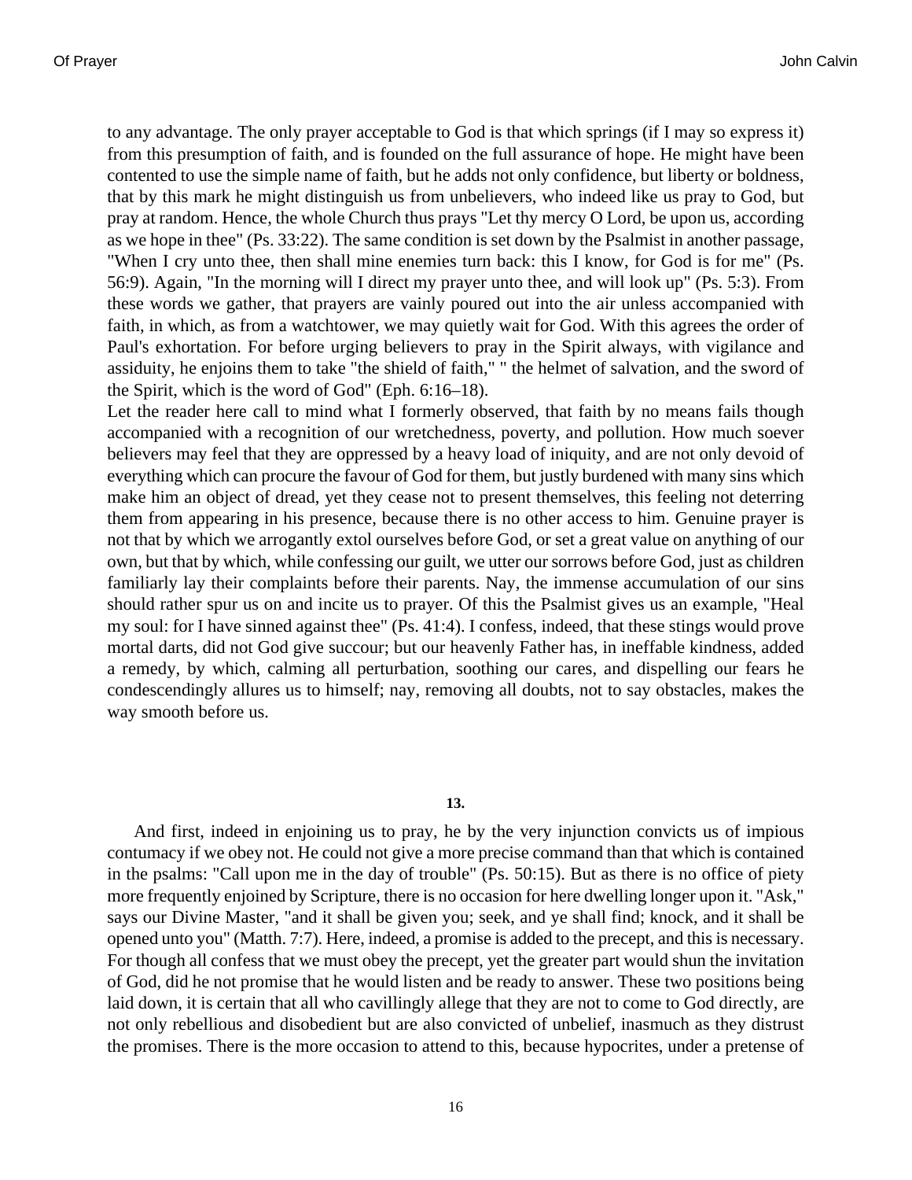to any advantage. The only prayer acceptable to God is that which springs (if I may so express it) from this presumption of faith, and is founded on the full assurance of hope. He might have been contented to use the simple name of faith, but he adds not only confidence, but liberty or boldness, that by this mark he might distinguish us from unbelievers, who indeed like us pray to God, but pray at random. Hence, the whole Church thus prays "Let thy mercy O Lord, be upon us, according as we hope in thee" (Ps. 33:22). The same condition is set down by the Psalmist in another passage, "When I cry unto thee, then shall mine enemies turn back: this I know, for God is for me" (Ps. 56:9). Again, "In the morning will I direct my prayer unto thee, and will look up" (Ps. 5:3). From these words we gather, that prayers are vainly poured out into the air unless accompanied with faith, in which, as from a watchtower, we may quietly wait for God. With this agrees the order of Paul's exhortation. For before urging believers to pray in the Spirit always, with vigilance and assiduity, he enjoins them to take "the shield of faith," " the helmet of salvation, and the sword of the Spirit, which is the word of God" (Eph. 6:16–18).

Let the reader here call to mind what I formerly observed, that faith by no means fails though accompanied with a recognition of our wretchedness, poverty, and pollution. How much soever believers may feel that they are oppressed by a heavy load of iniquity, and are not only devoid of everything which can procure the favour of God for them, but justly burdened with many sins which make him an object of dread, yet they cease not to present themselves, this feeling not deterring them from appearing in his presence, because there is no other access to him. Genuine prayer is not that by which we arrogantly extol ourselves before God, or set a great value on anything of our own, but that by which, while confessing our guilt, we utter our sorrows before God, just as children familiarly lay their complaints before their parents. Nay, the immense accumulation of our sins should rather spur us on and incite us to prayer. Of this the Psalmist gives us an example, "Heal my soul: for I have sinned against thee" (Ps. 41:4). I confess, indeed, that these stings would prove mortal darts, did not God give succour; but our heavenly Father has, in ineffable kindness, added a remedy, by which, calming all perturbation, soothing our cares, and dispelling our fears he condescendingly allures us to himself; nay, removing all doubts, not to say obstacles, makes the way smooth before us.

**13.**

And first, indeed in enjoining us to pray, he by the very injunction convicts us of impious contumacy if we obey not. He could not give a more precise command than that which is contained in the psalms: "Call upon me in the day of trouble" (Ps. 50:15). But as there is no office of piety more frequently enjoined by Scripture, there is no occasion for here dwelling longer upon it. "Ask," says our Divine Master, "and it shall be given you; seek, and ye shall find; knock, and it shall be opened unto you" (Matth. 7:7). Here, indeed, a promise is added to the precept, and this is necessary. For though all confess that we must obey the precept, yet the greater part would shun the invitation of God, did he not promise that he would listen and be ready to answer. These two positions being laid down, it is certain that all who cavillingly allege that they are not to come to God directly, are not only rebellious and disobedient but are also convicted of unbelief, inasmuch as they distrust the promises. There is the more occasion to attend to this, because hypocrites, under a pretense of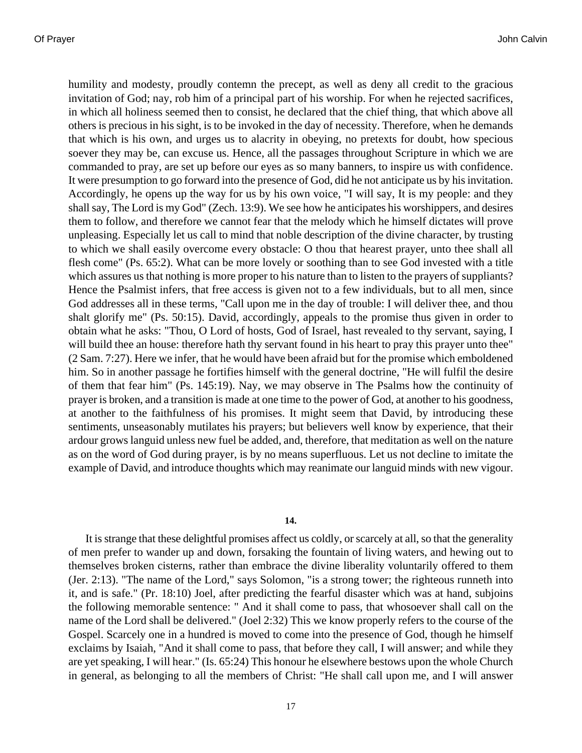humility and modesty, proudly contemn the precept, as well as deny all credit to the gracious invitation of God; nay, rob him of a principal part of his worship. For when he rejected sacrifices, in which all holiness seemed then to consist, he declared that the chief thing, that which above all others is precious in his sight, is to be invoked in the day of necessity. Therefore, when he demands that which is his own, and urges us to alacrity in obeying, no pretexts for doubt, how specious soever they may be, can excuse us. Hence, all the passages throughout Scripture in which we are commanded to pray, are set up before our eyes as so many banners, to inspire us with confidence. It were presumption to go forward into the presence of God, did he not anticipate us by his invitation. Accordingly, he opens up the way for us by his own voice, "I will say, It is my people: and they shall say, The Lord is my God" (Zech. 13:9). We see how he anticipates his worshippers, and desires them to follow, and therefore we cannot fear that the melody which he himself dictates will prove unpleasing. Especially let us call to mind that noble description of the divine character, by trusting to which we shall easily overcome every obstacle: O thou that hearest prayer, unto thee shall all flesh come" (Ps. 65:2). What can be more lovely or soothing than to see God invested with a title which assures us that nothing is more proper to his nature than to listen to the prayers of suppliants? Hence the Psalmist infers, that free access is given not to a few individuals, but to all men, since God addresses all in these terms, "Call upon me in the day of trouble: I will deliver thee, and thou shalt glorify me" (Ps. 50:15). David, accordingly, appeals to the promise thus given in order to obtain what he asks: "Thou, O Lord of hosts, God of Israel, hast revealed to thy servant, saying, I will build thee an house: therefore hath thy servant found in his heart to pray this prayer unto thee" (2 Sam. 7:27). Here we infer, that he would have been afraid but for the promise which emboldened him. So in another passage he fortifies himself with the general doctrine, "He will fulfil the desire of them that fear him" (Ps. 145:19). Nay, we may observe in The Psalms how the continuity of prayer is broken, and a transition is made at one time to the power of God, at another to his goodness, at another to the faithfulness of his promises. It might seem that David, by introducing these sentiments, unseasonably mutilates his prayers; but believers well know by experience, that their ardour grows languid unless new fuel be added, and, therefore, that meditation as well on the nature as on the word of God during prayer, is by no means superfluous. Let us not decline to imitate the example of David, and introduce thoughts which may reanimate our languid minds with new vigour.

**14.**

It is strange that these delightful promises affect us coldly, or scarcely at all, so that the generality of men prefer to wander up and down, forsaking the fountain of living waters, and hewing out to themselves broken cisterns, rather than embrace the divine liberality voluntarily offered to them (Jer. 2:13). "The name of the Lord," says Solomon, "is a strong tower; the righteous runneth into it, and is safe." (Pr. 18:10) Joel, after predicting the fearful disaster which was at hand, subjoins the following memorable sentence: " And it shall come to pass, that whosoever shall call on the name of the Lord shall be delivered." (Joel 2:32) This we know properly refers to the course of the Gospel. Scarcely one in a hundred is moved to come into the presence of God, though he himself exclaims by Isaiah, "And it shall come to pass, that before they call, I will answer; and while they are yet speaking, I will hear." (Is. 65:24) This honour he elsewhere bestows upon the whole Church in general, as belonging to all the members of Christ: "He shall call upon me, and I will answer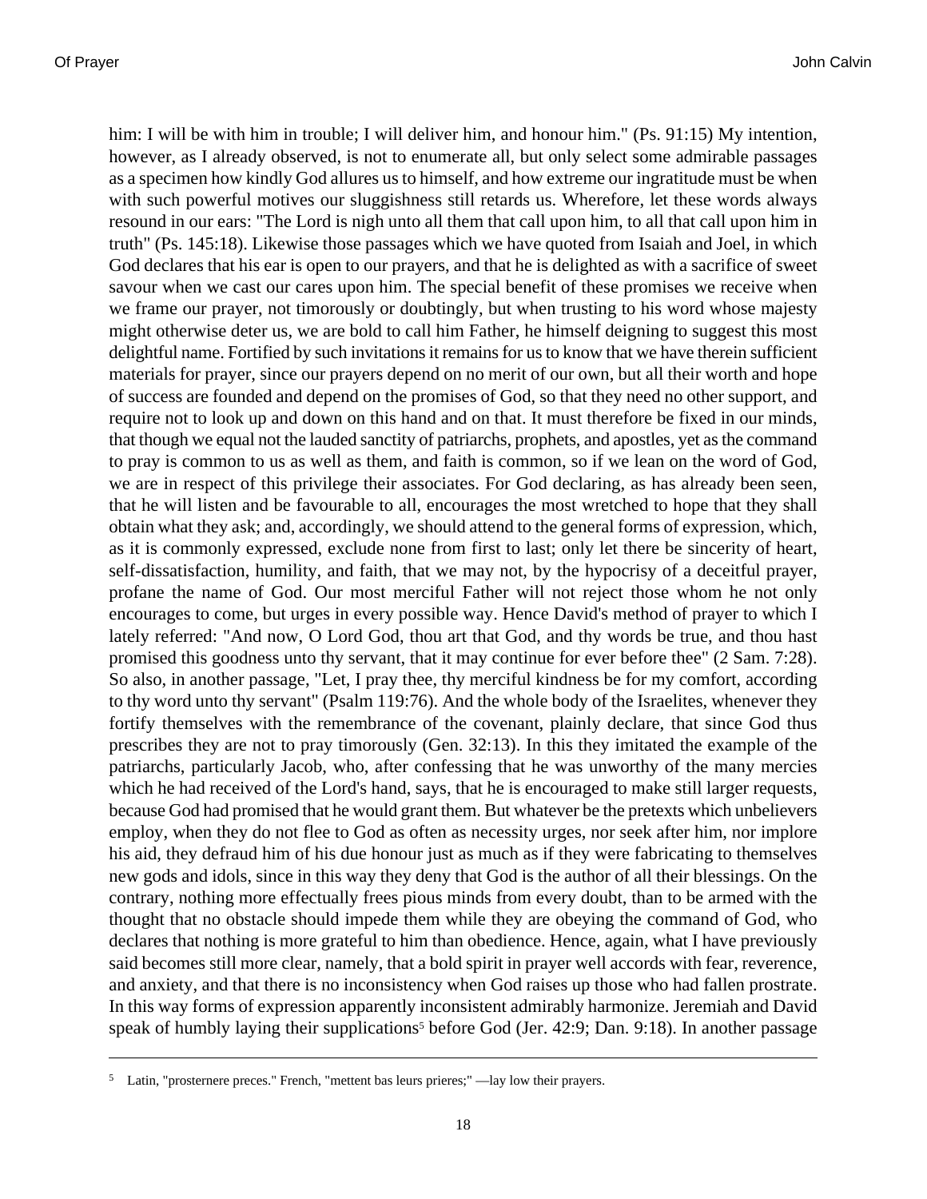him: I will be with him in trouble; I will deliver him, and honour him." (Ps. 91:15) My intention, however, as I already observed, is not to enumerate all, but only select some admirable passages as a specimen how kindly God allures us to himself, and how extreme our ingratitude must be when with such powerful motives our sluggishness still retards us. Wherefore, let these words always resound in our ears: "The Lord is nigh unto all them that call upon him, to all that call upon him in truth" (Ps. 145:18). Likewise those passages which we have quoted from Isaiah and Joel, in which God declares that his ear is open to our prayers, and that he is delighted as with a sacrifice of sweet savour when we cast our cares upon him. The special benefit of these promises we receive when we frame our prayer, not timorously or doubtingly, but when trusting to his word whose majesty might otherwise deter us, we are bold to call him Father, he himself deigning to suggest this most delightful name. Fortified by such invitations it remains for us to know that we have therein sufficient materials for prayer, since our prayers depend on no merit of our own, but all their worth and hope of success are founded and depend on the promises of God, so that they need no other support, and require not to look up and down on this hand and on that. It must therefore be fixed in our minds, that though we equal not the lauded sanctity of patriarchs, prophets, and apostles, yet as the command to pray is common to us as well as them, and faith is common, so if we lean on the word of God, we are in respect of this privilege their associates. For God declaring, as has already been seen, that he will listen and be favourable to all, encourages the most wretched to hope that they shall obtain what they ask; and, accordingly, we should attend to the general forms of expression, which, as it is commonly expressed, exclude none from first to last; only let there be sincerity of heart, self-dissatisfaction, humility, and faith, that we may not, by the hypocrisy of a deceitful prayer, profane the name of God. Our most merciful Father will not reject those whom he not only encourages to come, but urges in every possible way. Hence David's method of prayer to which I lately referred: "And now, O Lord God, thou art that God, and thy words be true, and thou hast promised this goodness unto thy servant, that it may continue for ever before thee" (2 Sam. 7:28). So also, in another passage, "Let, I pray thee, thy merciful kindness be for my comfort, according to thy word unto thy servant" (Psalm 119:76). And the whole body of the Israelites, whenever they fortify themselves with the remembrance of the covenant, plainly declare, that since God thus prescribes they are not to pray timorously (Gen. 32:13). In this they imitated the example of the patriarchs, particularly Jacob, who, after confessing that he was unworthy of the many mercies which he had received of the Lord's hand, says, that he is encouraged to make still larger requests, because God had promised that he would grant them. But whatever be the pretexts which unbelievers employ, when they do not flee to God as often as necessity urges, nor seek after him, nor implore his aid, they defraud him of his due honour just as much as if they were fabricating to themselves new gods and idols, since in this way they deny that God is the author of all their blessings. On the contrary, nothing more effectually frees pious minds from every doubt, than to be armed with the thought that no obstacle should impede them while they are obeying the command of God, who declares that nothing is more grateful to him than obedience. Hence, again, what I have previously said becomes still more clear, namely, that a bold spirit in prayer well accords with fear, reverence, and anxiety, and that there is no inconsistency when God raises up those who had fallen prostrate. In this way forms of expression apparently inconsistent admirably harmonize. Jeremiah and David speak of humbly laying their supplications[5] before God (Jer. 42:9; Dan. 9:18). In another passage

---

[5] Latin, "prosternere preces." French, "mettent bas leurs prieres;" —lay low their prayers.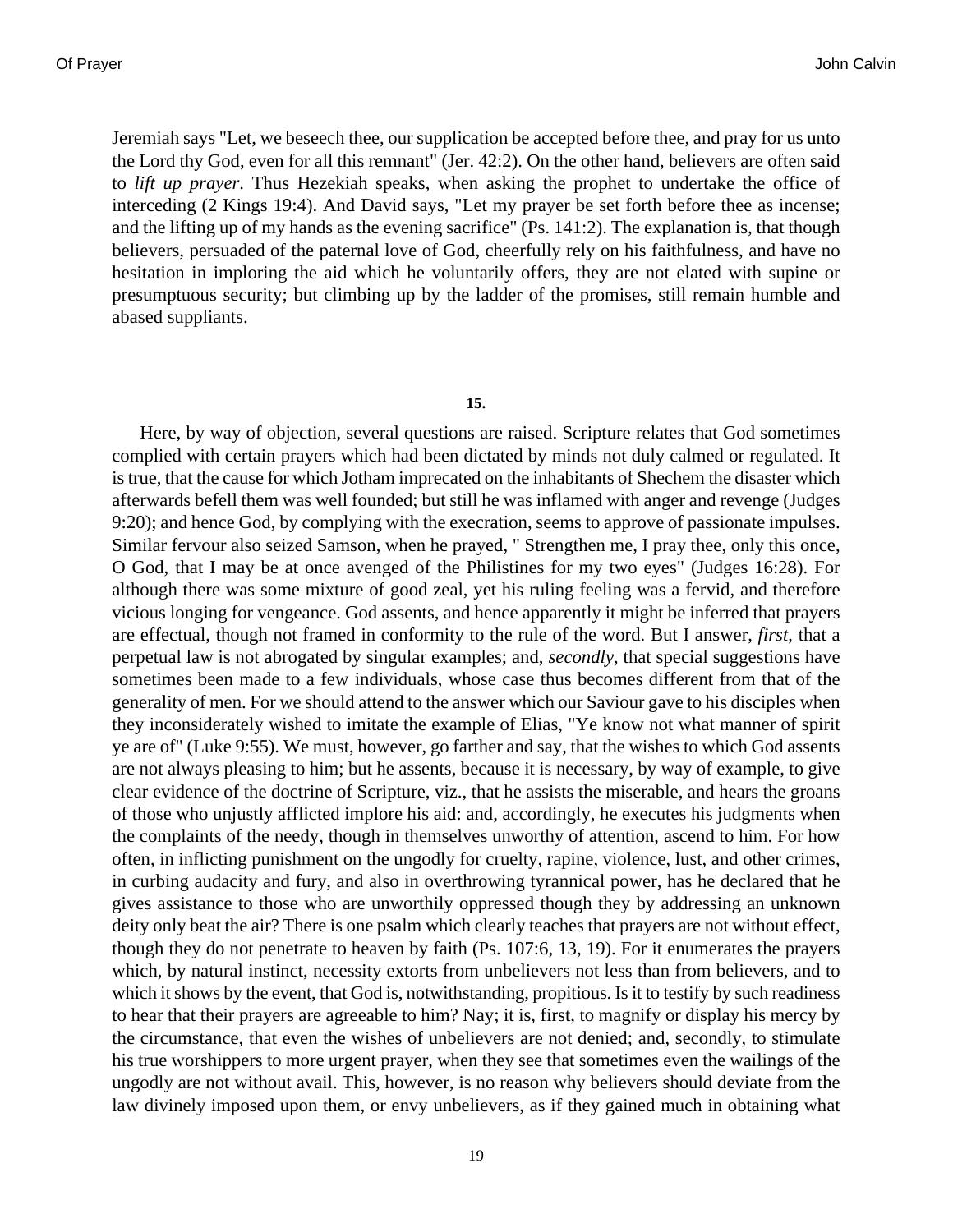Jeremiah says "Let, we beseech thee, our supplication be accepted before thee, and pray for us unto the Lord thy God, even for all this remnant" (Jer. 42:2). On the other hand, believers are often said to *lift up prayer*. Thus Hezekiah speaks, when asking the prophet to undertake the office of interceding (2 Kings 19:4). And David says, "Let my prayer be set forth before thee as incense; and the lifting up of my hands as the evening sacrifice" (Ps. 141:2). The explanation is, that though believers, persuaded of the paternal love of God, cheerfully rely on his faithfulness, and have no hesitation in imploring the aid which he voluntarily offers, they are not elated with supine or presumptuous security; but climbing up by the ladder of the promises, still remain humble and abased suppliants.

**15.**

Here, by way of objection, several questions are raised. Scripture relates that God sometimes complied with certain prayers which had been dictated by minds not duly calmed or regulated. It is true, that the cause for which Jotham imprecated on the inhabitants of Shechem the disaster which afterwards befell them was well founded; but still he was inflamed with anger and revenge (Judges 9:20); and hence God, by complying with the execration, seems to approve of passionate impulses. Similar fervour also seized Samson, when he prayed, " Strengthen me, I pray thee, only this once, O God, that I may be at once avenged of the Philistines for my two eyes" (Judges 16:28). For although there was some mixture of good zeal, yet his ruling feeling was a fervid, and therefore vicious longing for vengeance. God assents, and hence apparently it might be inferred that prayers are effectual, though not framed in conformity to the rule of the word. But I answer, *first*, that a perpetual law is not abrogated by singular examples; and, *secondly*, that special suggestions have sometimes been made to a few individuals, whose case thus becomes different from that of the generality of men. For we should attend to the answer which our Saviour gave to his disciples when they inconsiderately wished to imitate the example of Elias, "Ye know not what manner of spirit ye are of" (Luke 9:55). We must, however, go farther and say, that the wishes to which God assents are not always pleasing to him; but he assents, because it is necessary, by way of example, to give clear evidence of the doctrine of Scripture, viz., that he assists the miserable, and hears the groans of those who unjustly afflicted implore his aid: and, accordingly, he executes his judgments when the complaints of the needy, though in themselves unworthy of attention, ascend to him. For how often, in inflicting punishment on the ungodly for cruelty, rapine, violence, lust, and other crimes, in curbing audacity and fury, and also in overthrowing tyrannical power, has he declared that he gives assistance to those who are unworthily oppressed though they by addressing an unknown deity only beat the air? There is one psalm which clearly teaches that prayers are not without effect, though they do not penetrate to heaven by faith (Ps. 107:6, 13, 19). For it enumerates the prayers which, by natural instinct, necessity extorts from unbelievers not less than from believers, and to which it shows by the event, that God is, notwithstanding, propitious. Is it to testify by such readiness to hear that their prayers are agreeable to him? Nay; it is, first, to magnify or display his mercy by the circumstance, that even the wishes of unbelievers are not denied; and, secondly, to stimulate his true worshippers to more urgent prayer, when they see that sometimes even the wailings of the ungodly are not without avail. This, however, is no reason why believers should deviate from the law divinely imposed upon them, or envy unbelievers, as if they gained much in obtaining what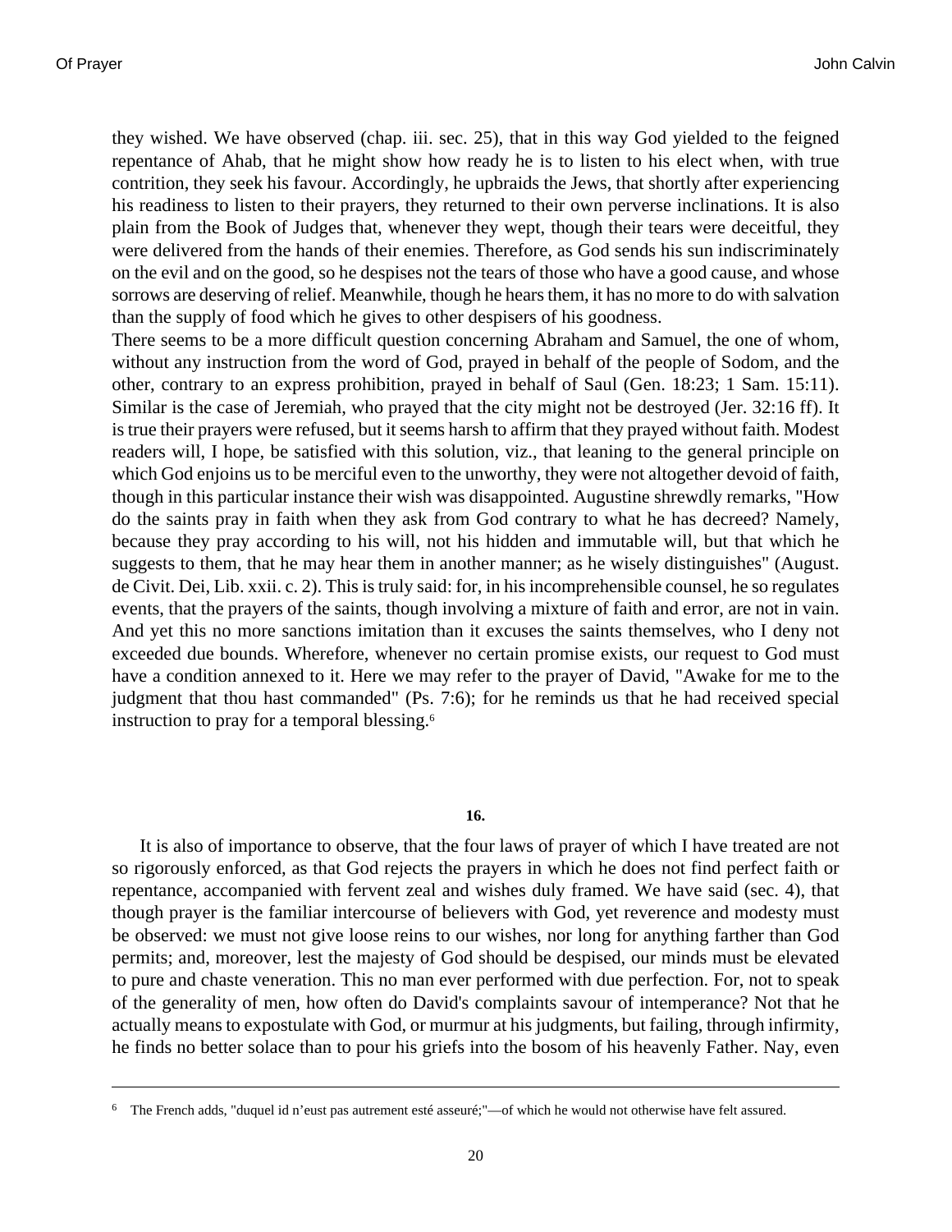they wished. We have observed (chap. iii. sec. 25), that in this way God yielded to the feigned repentance of Ahab, that he might show how ready he is to listen to his elect when, with true contrition, they seek his favour. Accordingly, he upbraids the Jews, that shortly after experiencing his readiness to listen to their prayers, they returned to their own perverse inclinations. It is also plain from the Book of Judges that, whenever they wept, though their tears were deceitful, they were delivered from the hands of their enemies. Therefore, as God sends his sun indiscriminately on the evil and on the good, so he despises not the tears of those who have a good cause, and whose sorrows are deserving of relief. Meanwhile, though he hears them, it has no more to do with salvation than the supply of food which he gives to other despisers of his goodness.

There seems to be a more difficult question concerning Abraham and Samuel, the one of whom, without any instruction from the word of God, prayed in behalf of the people of Sodom, and the other, contrary to an express prohibition, prayed in behalf of Saul (Gen. 18:23; 1 Sam. 15:11). Similar is the case of Jeremiah, who prayed that the city might not be destroyed (Jer. 32:16 ff). It is true their prayers were refused, but it seems harsh to affirm that they prayed without faith. Modest readers will, I hope, be satisfied with this solution, viz., that leaning to the general principle on which God enjoins us to be merciful even to the unworthy, they were not altogether devoid of faith, though in this particular instance their wish was disappointed. Augustine shrewdly remarks, "How do the saints pray in faith when they ask from God contrary to what he has decreed? Namely, because they pray according to his will, not his hidden and immutable will, but that which he suggests to them, that he may hear them in another manner; as he wisely distinguishes" (August. de Civit. Dei, Lib. xxii. c. 2). This is truly said: for, in his incomprehensible counsel, he so regulates events, that the prayers of the saints, though involving a mixture of faith and error, are not in vain. And yet this no more sanctions imitation than it excuses the saints themselves, who I deny not exceeded due bounds. Wherefore, whenever no certain promise exists, our request to God must have a condition annexed to it. Here we may refer to the prayer of David, "Awake for me to the judgment that thou hast commanded" (Ps. 7:6); for he reminds us that he had received special instruction to pray for a temporal blessing.[6]

**16.**

It is also of importance to observe, that the four laws of prayer of which I have treated are not so rigorously enforced, as that God rejects the prayers in which he does not find perfect faith or repentance, accompanied with fervent zeal and wishes duly framed. We have said (sec. 4), that though prayer is the familiar intercourse of believers with God, yet reverence and modesty must be observed: we must not give loose reins to our wishes, nor long for anything farther than God permits; and, moreover, lest the majesty of God should be despised, our minds must be elevated to pure and chaste veneration. This no man ever performed with due perfection. For, not to speak of the generality of men, how often do David's complaints savour of intemperance? Not that he actually means to expostulate with God, or murmur at his judgments, but failing, through infirmity, he finds no better solace than to pour his griefs into the bosom of his heavenly Father. Nay, even

---

[6] The French adds, "duquel id n'eust pas autrement esté asseuré;"—of which he would not otherwise have felt assured.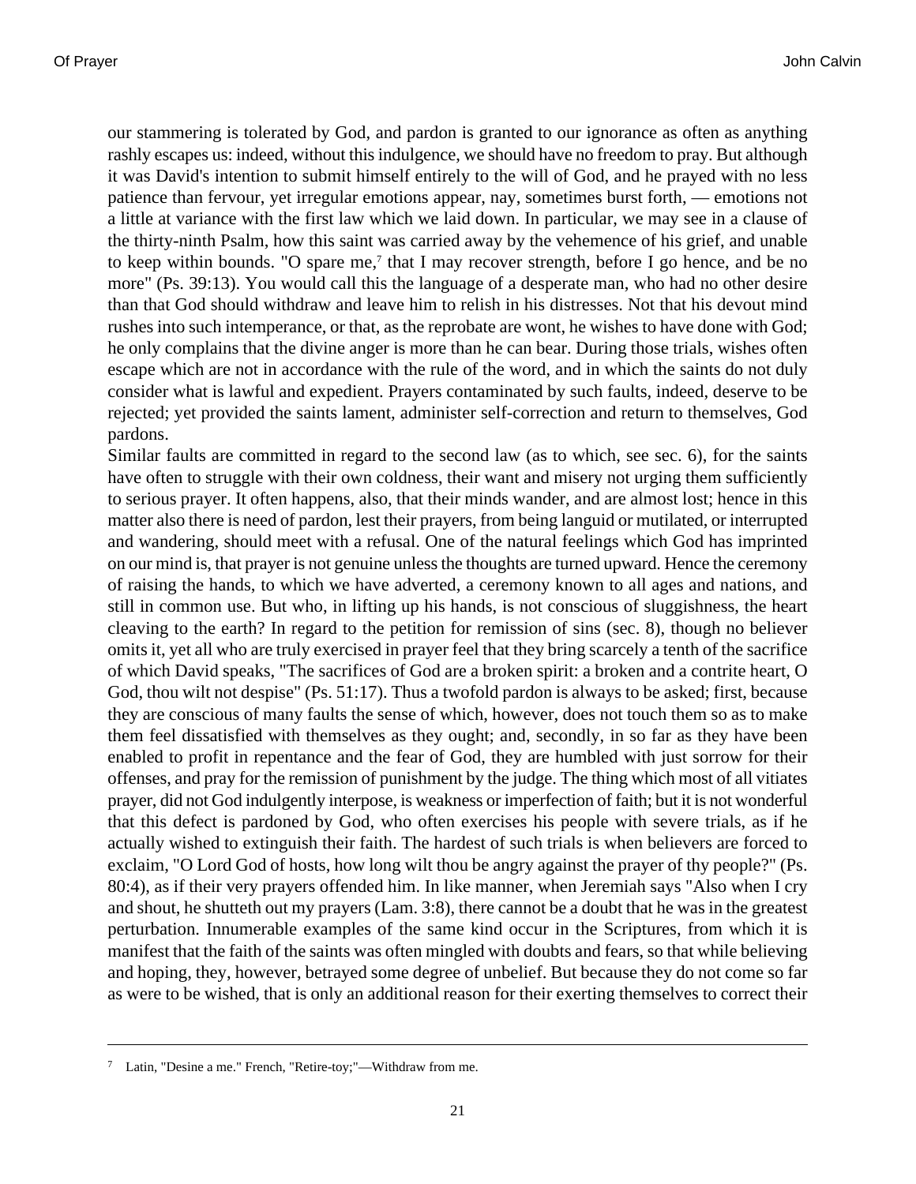our stammering is tolerated by God, and pardon is granted to our ignorance as often as anything rashly escapes us: indeed, without this indulgence, we should have no freedom to pray. But although it was David's intention to submit himself entirely to the will of God, and he prayed with no less patience than fervour, yet irregular emotions appear, nay, sometimes burst forth, — emotions not a little at variance with the first law which we laid down. In particular, we may see in a clause of the thirty-ninth Psalm, how this saint was carried away by the vehemence of his grief, and unable to keep within bounds. "O spare me,[7] that I may recover strength, before I go hence, and be no more" (Ps. 39:13). You would call this the language of a desperate man, who had no other desire than that God should withdraw and leave him to relish in his distresses. Not that his devout mind rushes into such intemperance, or that, as the reprobate are wont, he wishes to have done with God; he only complains that the divine anger is more than he can bear. During those trials, wishes often escape which are not in accordance with the rule of the word, and in which the saints do not duly consider what is lawful and expedient. Prayers contaminated by such faults, indeed, deserve to be rejected; yet provided the saints lament, administer self-correction and return to themselves, God pardons.

Similar faults are committed in regard to the second law (as to which, see sec. 6), for the saints have often to struggle with their own coldness, their want and misery not urging them sufficiently to serious prayer. It often happens, also, that their minds wander, and are almost lost; hence in this matter also there is need of pardon, lest their prayers, from being languid or mutilated, or interrupted and wandering, should meet with a refusal. One of the natural feelings which God has imprinted on our mind is, that prayer is not genuine unless the thoughts are turned upward. Hence the ceremony of raising the hands, to which we have adverted, a ceremony known to all ages and nations, and still in common use. But who, in lifting up his hands, is not conscious of sluggishness, the heart cleaving to the earth? In regard to the petition for remission of sins (sec. 8), though no believer omits it, yet all who are truly exercised in prayer feel that they bring scarcely a tenth of the sacrifice of which David speaks, "The sacrifices of God are a broken spirit: a broken and a contrite heart, O God, thou wilt not despise" (Ps. 51:17). Thus a twofold pardon is always to be asked; first, because they are conscious of many faults the sense of which, however, does not touch them so as to make them feel dissatisfied with themselves as they ought; and, secondly, in so far as they have been enabled to profit in repentance and the fear of God, they are humbled with just sorrow for their offenses, and pray for the remission of punishment by the judge. The thing which most of all vitiates prayer, did not God indulgently interpose, is weakness or imperfection of faith; but it is not wonderful that this defect is pardoned by God, who often exercises his people with severe trials, as if he actually wished to extinguish their faith. The hardest of such trials is when believers are forced to exclaim, "O Lord God of hosts, how long wilt thou be angry against the prayer of thy people?" (Ps. 80:4), as if their very prayers offended him. In like manner, when Jeremiah says "Also when I cry and shout, he shutteth out my prayers (Lam. 3:8), there cannot be a doubt that he was in the greatest perturbation. Innumerable examples of the same kind occur in the Scriptures, from which it is manifest that the faith of the saints was often mingled with doubts and fears, so that while believing and hoping, they, however, betrayed some degree of unbelief. But because they do not come so far as were to be wished, that is only an additional reason for their exerting themselves to correct their

---

[7] Latin, "Desine a me." French, "Retire-toy;"—Withdraw from me.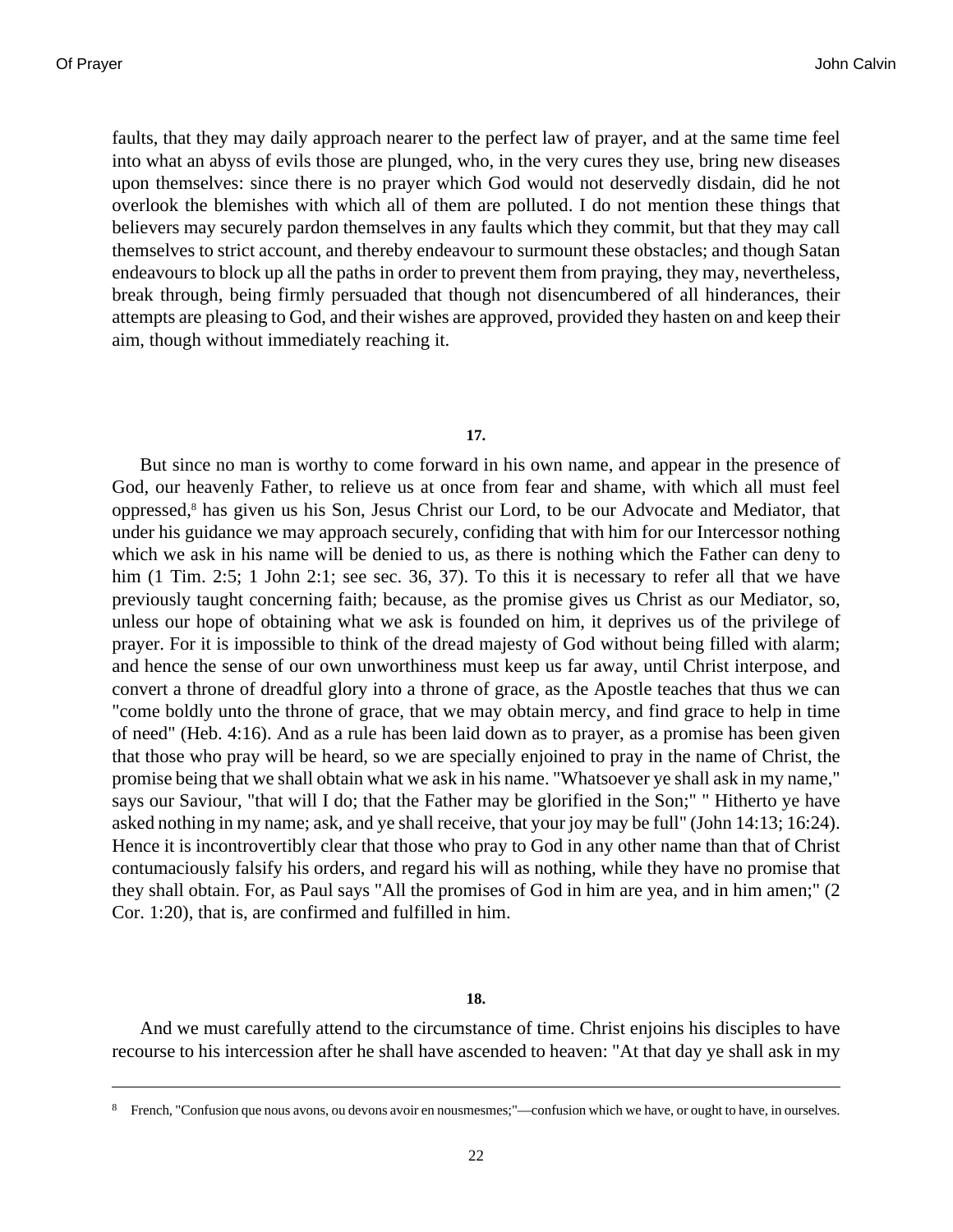faults, that they may daily approach nearer to the perfect law of prayer, and at the same time feel into what an abyss of evils those are plunged, who, in the very cures they use, bring new diseases upon themselves: since there is no prayer which God would not deservedly disdain, did he not overlook the blemishes with which all of them are polluted. I do not mention these things that believers may securely pardon themselves in any faults which they commit, but that they may call themselves to strict account, and thereby endeavour to surmount these obstacles; and though Satan endeavours to block up all the paths in order to prevent them from praying, they may, nevertheless, break through, being firmly persuaded that though not disencumbered of all hinderances, their attempts are pleasing to God, and their wishes are approved, provided they hasten on and keep their aim, though without immediately reaching it.

**17.**

But since no man is worthy to come forward in his own name, and appear in the presence of God, our heavenly Father, to relieve us at once from fear and shame, with which all must feel oppressed,[8] has given us his Son, Jesus Christ our Lord, to be our Advocate and Mediator, that under his guidance we may approach securely, confiding that with him for our Intercessor nothing which we ask in his name will be denied to us, as there is nothing which the Father can deny to him (1 Tim. 2:5; 1 John 2:1; see sec. 36, 37). To this it is necessary to refer all that we have previously taught concerning faith; because, as the promise gives us Christ as our Mediator, so, unless our hope of obtaining what we ask is founded on him, it deprives us of the privilege of prayer. For it is impossible to think of the dread majesty of God without being filled with alarm; and hence the sense of our own unworthiness must keep us far away, until Christ interpose, and convert a throne of dreadful glory into a throne of grace, as the Apostle teaches that thus we can "come boldly unto the throne of grace, that we may obtain mercy, and find grace to help in time of need" (Heb. 4:16). And as a rule has been laid down as to prayer, as a promise has been given that those who pray will be heard, so we are specially enjoined to pray in the name of Christ, the promise being that we shall obtain what we ask in his name. "Whatsoever ye shall ask in my name," says our Saviour, "that will I do; that the Father may be glorified in the Son;" " Hitherto ye have asked nothing in my name; ask, and ye shall receive, that your joy may be full" (John 14:13; 16:24). Hence it is incontrovertibly clear that those who pray to God in any other name than that of Christ contumaciously falsify his orders, and regard his will as nothing, while they have no promise that they shall obtain. For, as Paul says "All the promises of God in him are yea, and in him amen;" (2 Cor. 1:20), that is, are confirmed and fulfilled in him.

**18.**

And we must carefully attend to the circumstance of time. Christ enjoins his disciples to have recourse to his intercession after he shall have ascended to heaven: "At that day ye shall ask in my

---

[8] French, "Confusion que nous avons, ou devons avoir en nousmesmes;"—confusion which we have, or ought to have, in ourselves.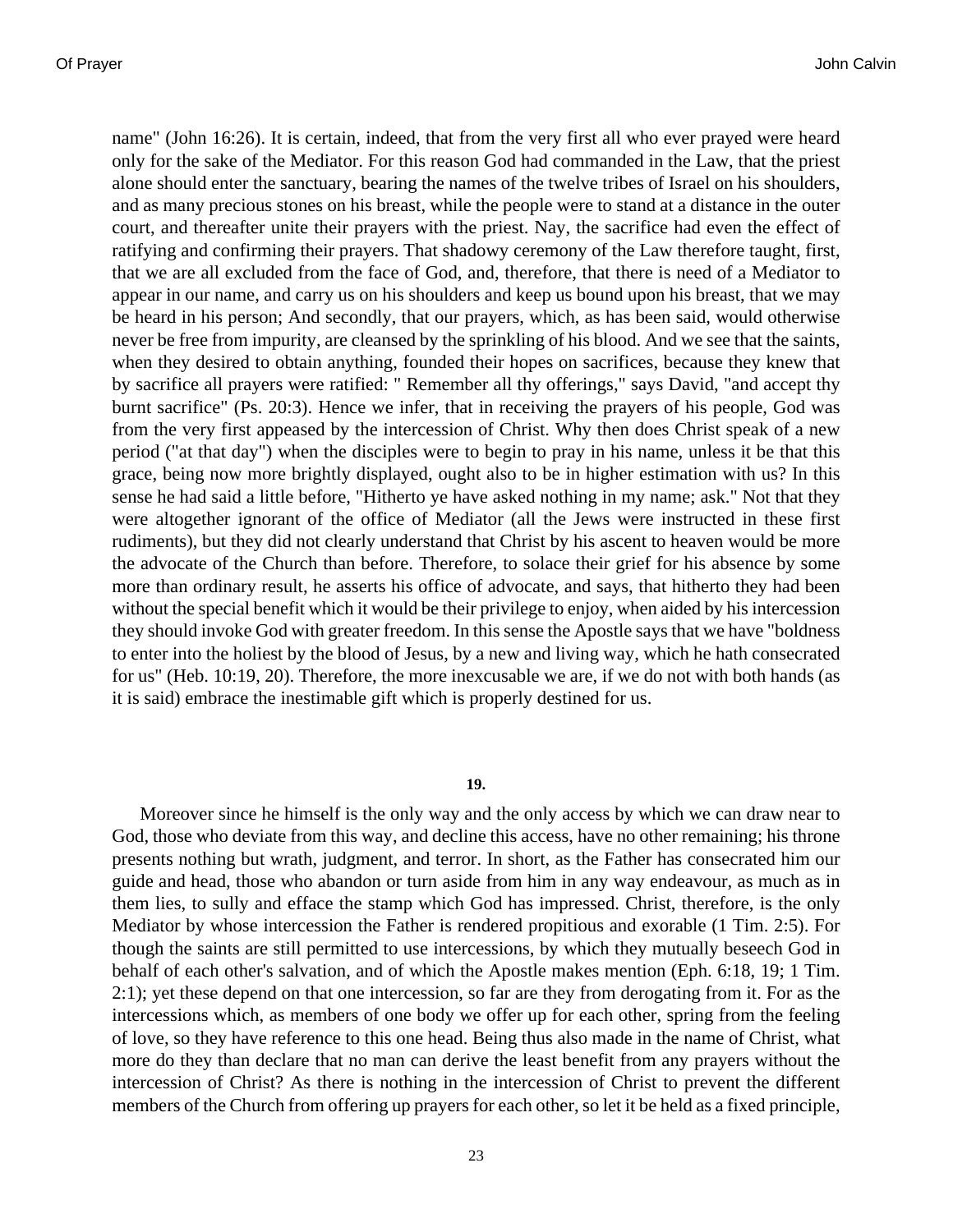name" (John 16:26). It is certain, indeed, that from the very first all who ever prayed were heard only for the sake of the Mediator. For this reason God had commanded in the Law, that the priest alone should enter the sanctuary, bearing the names of the twelve tribes of Israel on his shoulders, and as many precious stones on his breast, while the people were to stand at a distance in the outer court, and thereafter unite their prayers with the priest. Nay, the sacrifice had even the effect of ratifying and confirming their prayers. That shadowy ceremony of the Law therefore taught, first, that we are all excluded from the face of God, and, therefore, that there is need of a Mediator to appear in our name, and carry us on his shoulders and keep us bound upon his breast, that we may be heard in his person; And secondly, that our prayers, which, as has been said, would otherwise never be free from impurity, are cleansed by the sprinkling of his blood. And we see that the saints, when they desired to obtain anything, founded their hopes on sacrifices, because they knew that by sacrifice all prayers were ratified: " Remember all thy offerings," says David, "and accept thy burnt sacrifice" (Ps. 20:3). Hence we infer, that in receiving the prayers of his people, God was from the very first appeased by the intercession of Christ. Why then does Christ speak of a new period ("at that day") when the disciples were to begin to pray in his name, unless it be that this grace, being now more brightly displayed, ought also to be in higher estimation with us? In this sense he had said a little before, "Hitherto ye have asked nothing in my name; ask." Not that they were altogether ignorant of the office of Mediator (all the Jews were instructed in these first rudiments), but they did not clearly understand that Christ by his ascent to heaven would be more the advocate of the Church than before. Therefore, to solace their grief for his absence by some more than ordinary result, he asserts his office of advocate, and says, that hitherto they had been without the special benefit which it would be their privilege to enjoy, when aided by his intercession they should invoke God with greater freedom. In this sense the Apostle says that we have "boldness to enter into the holiest by the blood of Jesus, by a new and living way, which he hath consecrated for us" (Heb. 10:19, 20). Therefore, the more inexcusable we are, if we do not with both hands (as it is said) embrace the inestimable gift which is properly destined for us.

**19.**

Moreover since he himself is the only way and the only access by which we can draw near to God, those who deviate from this way, and decline this access, have no other remaining; his throne presents nothing but wrath, judgment, and terror. In short, as the Father has consecrated him our guide and head, those who abandon or turn aside from him in any way endeavour, as much as in them lies, to sully and efface the stamp which God has impressed. Christ, therefore, is the only Mediator by whose intercession the Father is rendered propitious and exorable (1 Tim. 2:5). For though the saints are still permitted to use intercessions, by which they mutually beseech God in behalf of each other's salvation, and of which the Apostle makes mention (Eph. 6:18, 19; 1 Tim. 2:1); yet these depend on that one intercession, so far are they from derogating from it. For as the intercessions which, as members of one body we offer up for each other, spring from the feeling of love, so they have reference to this one head. Being thus also made in the name of Christ, what more do they than declare that no man can derive the least benefit from any prayers without the intercession of Christ? As there is nothing in the intercession of Christ to prevent the different members of the Church from offering up prayers for each other, so let it be held as a fixed principle,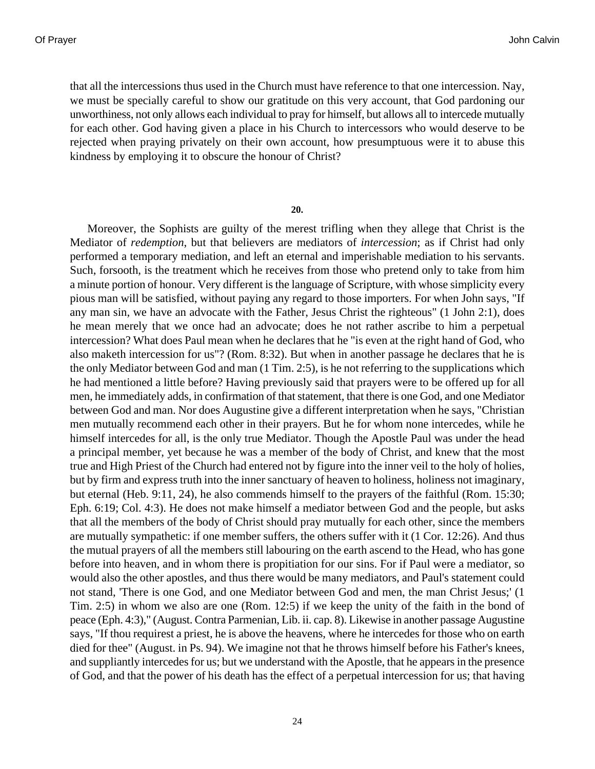that all the intercessions thus used in the Church must have reference to that one intercession. Nay, we must be specially careful to show our gratitude on this very account, that God pardoning our unworthiness, not only allows each individual to pray for himself, but allows all to intercede mutually for each other. God having given a place in his Church to intercessors who would deserve to be rejected when praying privately on their own account, how presumptuous were it to abuse this kindness by employing it to obscure the honour of Christ?

**20.**

Moreover, the Sophists are guilty of the merest trifling when they allege that Christ is the Mediator of *redemption*, but that believers are mediators of *intercession*; as if Christ had only performed a temporary mediation, and left an eternal and imperishable mediation to his servants. Such, forsooth, is the treatment which he receives from those who pretend only to take from him a minute portion of honour. Very different is the language of Scripture, with whose simplicity every pious man will be satisfied, without paying any regard to those importers. For when John says, "If any man sin, we have an advocate with the Father, Jesus Christ the righteous" (1 John 2:1), does he mean merely that we once had an advocate; does he not rather ascribe to him a perpetual intercession? What does Paul mean when he declares that he "is even at the right hand of God, who also maketh intercession for us"? (Rom. 8:32). But when in another passage he declares that he is the only Mediator between God and man (1 Tim. 2:5), is he not referring to the supplications which he had mentioned a little before? Having previously said that prayers were to be offered up for all men, he immediately adds, in confirmation of that statement, that there is one God, and one Mediator between God and man. Nor does Augustine give a different interpretation when he says, "Christian men mutually recommend each other in their prayers. But he for whom none intercedes, while he himself intercedes for all, is the only true Mediator. Though the Apostle Paul was under the head a principal member, yet because he was a member of the body of Christ, and knew that the most true and High Priest of the Church had entered not by figure into the inner veil to the holy of holies, but by firm and express truth into the inner sanctuary of heaven to holiness, holiness not imaginary, but eternal (Heb. 9:11, 24), he also commends himself to the prayers of the faithful (Rom. 15:30; Eph. 6:19; Col. 4:3). He does not make himself a mediator between God and the people, but asks that all the members of the body of Christ should pray mutually for each other, since the members are mutually sympathetic: if one member suffers, the others suffer with it (1 Cor. 12:26). And thus the mutual prayers of all the members still labouring on the earth ascend to the Head, who has gone before into heaven, and in whom there is propitiation for our sins. For if Paul were a mediator, so would also the other apostles, and thus there would be many mediators, and Paul's statement could not stand, 'There is one God, and one Mediator between God and men, the man Christ Jesus;' (1 Tim. 2:5) in whom we also are one (Rom. 12:5) if we keep the unity of the faith in the bond of peace (Eph. 4:3)," (August. Contra Parmenian, Lib. ii. cap. 8). Likewise in another passage Augustine says, "If thou requirest a priest, he is above the heavens, where he intercedes for those who on earth died for thee" (August. in Ps. 94). We imagine not that he throws himself before his Father's knees, and suppliantly intercedes for us; but we understand with the Apostle, that he appears in the presence of God, and that the power of his death has the effect of a perpetual intercession for us; that having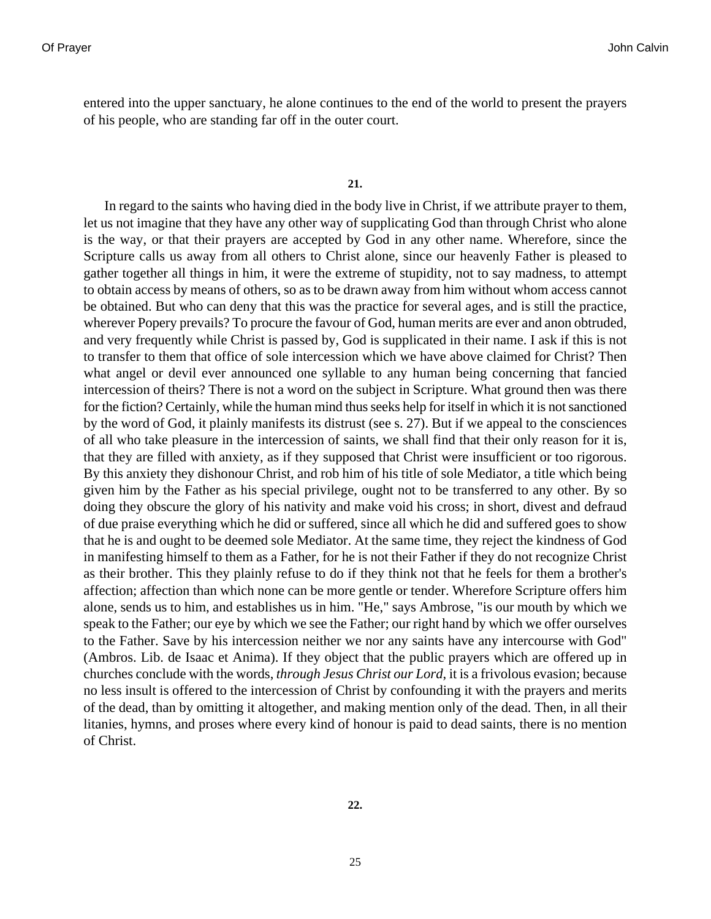entered into the upper sanctuary, he alone continues to the end of the world to present the prayers of his people, who are standing far off in the outer court.

**21.**

In regard to the saints who having died in the body live in Christ, if we attribute prayer to them, let us not imagine that they have any other way of supplicating God than through Christ who alone is the way, or that their prayers are accepted by God in any other name. Wherefore, since the Scripture calls us away from all others to Christ alone, since our heavenly Father is pleased to gather together all things in him, it were the extreme of stupidity, not to say madness, to attempt to obtain access by means of others, so as to be drawn away from him without whom access cannot be obtained. But who can deny that this was the practice for several ages, and is still the practice, wherever Popery prevails? To procure the favour of God, human merits are ever and anon obtruded, and very frequently while Christ is passed by, God is supplicated in their name. I ask if this is not to transfer to them that office of sole intercession which we have above claimed for Christ? Then what angel or devil ever announced one syllable to any human being concerning that fancied intercession of theirs? There is not a word on the subject in Scripture. What ground then was there for the fiction? Certainly, while the human mind thus seeks help for itself in which it is not sanctioned by the word of God, it plainly manifests its distrust (see s. 27). But if we appeal to the consciences of all who take pleasure in the intercession of saints, we shall find that their only reason for it is, that they are filled with anxiety, as if they supposed that Christ were insufficient or too rigorous. By this anxiety they dishonour Christ, and rob him of his title of sole Mediator, a title which being given him by the Father as his special privilege, ought not to be transferred to any other. By so doing they obscure the glory of his nativity and make void his cross; in short, divest and defraud of due praise everything which he did or suffered, since all which he did and suffered goes to show that he is and ought to be deemed sole Mediator. At the same time, they reject the kindness of God in manifesting himself to them as a Father, for he is not their Father if they do not recognize Christ as their brother. This they plainly refuse to do if they think not that he feels for them a brother's affection; affection than which none can be more gentle or tender. Wherefore Scripture offers him alone, sends us to him, and establishes us in him. "He," says Ambrose, "is our mouth by which we speak to the Father; our eye by which we see the Father; our right hand by which we offer ourselves to the Father. Save by his intercession neither we nor any saints have any intercourse with God" (Ambros. Lib. de Isaac et Anima). If they object that the public prayers which are offered up in churches conclude with the words, *through Jesus Christ our Lord*, it is a frivolous evasion; because no less insult is offered to the intercession of Christ by confounding it with the prayers and merits of the dead, than by omitting it altogether, and making mention only of the dead. Then, in all their litanies, hymns, and proses where every kind of honour is paid to dead saints, there is no mention of Christ.

**22.**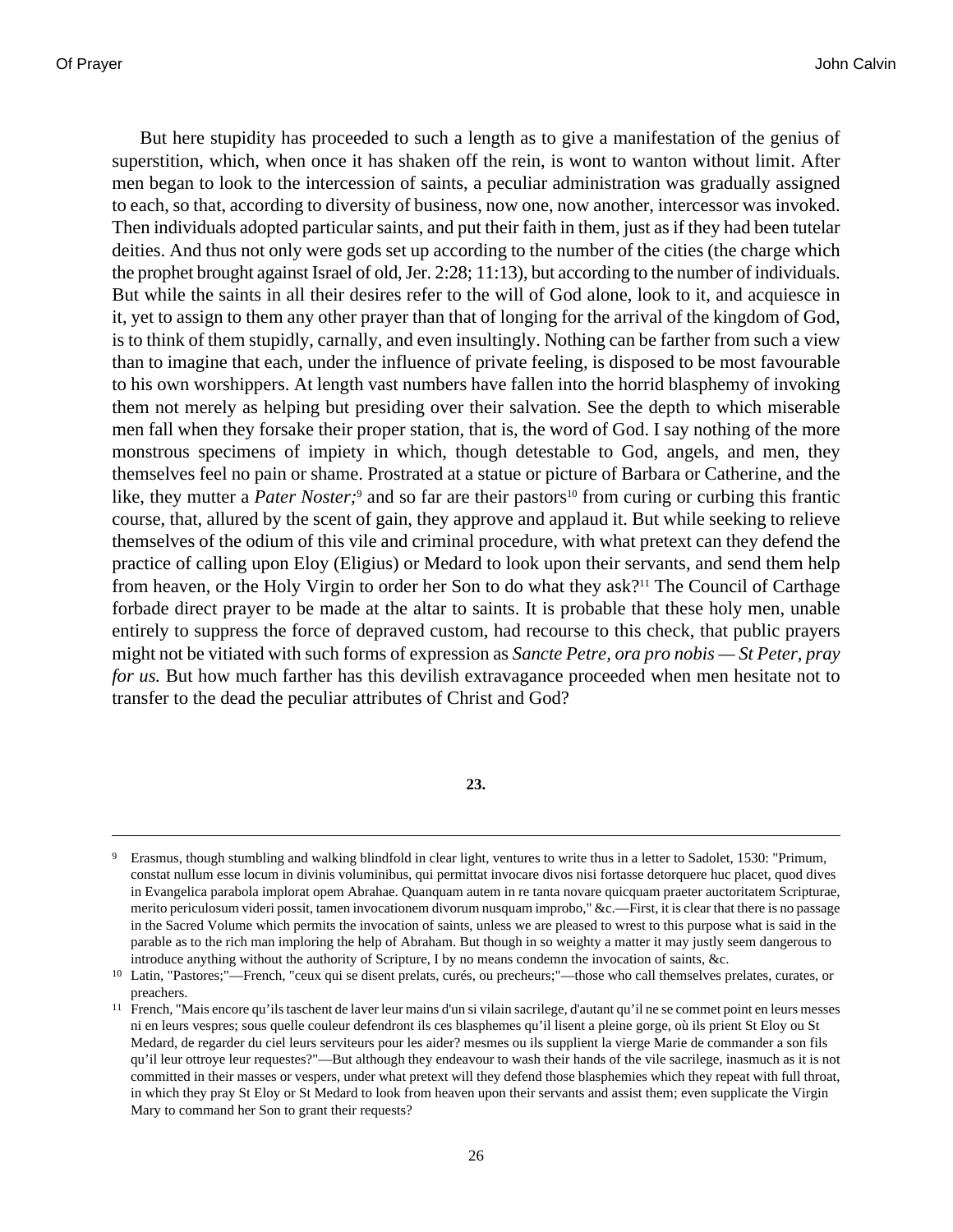But here stupidity has proceeded to such a length as to give a manifestation of the genius of superstition, which, when once it has shaken off the rein, is wont to wanton without limit. After men began to look to the intercession of saints, a peculiar administration was gradually assigned to each, so that, according to diversity of business, now one, now another, intercessor was invoked. Then individuals adopted particular saints, and put their faith in them, just as if they had been tutelar deities. And thus not only were gods set up according to the number of the cities (the charge which the prophet brought against Israel of old, Jer. 2:28; 11:13), but according to the number of individuals. But while the saints in all their desires refer to the will of God alone, look to it, and acquiesce in it, yet to assign to them any other prayer than that of longing for the arrival of the kingdom of God, is to think of them stupidly, carnally, and even insultingly. Nothing can be farther from such a view than to imagine that each, under the influence of private feeling, is disposed to be most favourable to his own worshippers. At length vast numbers have fallen into the horrid blasphemy of invoking them not merely as helping but presiding over their salvation. See the depth to which miserable men fall when they forsake their proper station, that is, the word of God. I say nothing of the more monstrous specimens of impiety in which, though detestable to God, angels, and men, they themselves feel no pain or shame. Prostrated at a statue or picture of Barbara or Catherine, and the like, they mutter a *Pater Noster;*[9] and so far are their pastors[10] from curing or curbing this frantic course, that, allured by the scent of gain, they approve and applaud it. But while seeking to relieve themselves of the odium of this vile and criminal procedure, with what pretext can they defend the practice of calling upon Eloy (Eligius) or Medard to look upon their servants, and send them help from heaven, or the Holy Virgin to order her Son to do what they ask?[11] The Council of Carthage forbade direct prayer to be made at the altar to saints. It is probable that these holy men, unable entirely to suppress the force of depraved custom, had recourse to this check, that public prayers might not be vitiated with such forms of expression as *Sancte Petre, ora pro nobis — St Peter, pray for us.* But how much farther has this devilish extravagance proceeded when men hesitate not to transfer to the dead the peculiar attributes of Christ and God?

**23.**

---

[9] Erasmus, though stumbling and walking blindfold in clear light, ventures to write thus in a letter to Sadolet, 1530: "Primum, constat nullum esse locum in divinis voluminibus, qui permittat invocare divos nisi fortasse detorquere huc placet, quod dives in Evangelica parabola implorat opem Abrahae. Quanquam autem in re tanta novare quicquam praeter auctoritatem Scripturae, merito periculosum videri possit, tamen invocationem divorum nusquam improbo," &c.—First, it is clear that there is no passage in the Sacred Volume which permits the invocation of saints, unless we are pleased to wrest to this purpose what is said in the parable as to the rich man imploring the help of Abraham. But though in so weighty a matter it may justly seem dangerous to introduce anything without the authority of Scripture, I by no means condemn the invocation of saints, &c.

[10] Latin, "Pastores;"—French, "ceux qui se disent prelats, curés, ou precheurs;"—those who call themselves prelates, curates, or preachers.

[11] French, "Mais encore qu'ils taschent de laver leur mains d'un si vilain sacrilege, d'autant qu'il ne se commet point en leurs messes ni en leurs vespres; sous quelle couleur defendront ils ces blasphemes qu'il lisent a pleine gorge, où ils prient St Eloy ou St Medard, de regarder du ciel leurs serviteurs pour les aider? mesmes ou ils supplient la vierge Marie de commander a son fils qu'il leur ottroye leur requestes?"—But although they endeavour to wash their hands of the vile sacrilege, inasmuch as it is not committed in their masses or vespers, under what pretext will they defend those blasphemies which they repeat with full throat, in which they pray St Eloy or St Medard to look from heaven upon their servants and assist them; even supplicate the Virgin Mary to command her Son to grant their requests?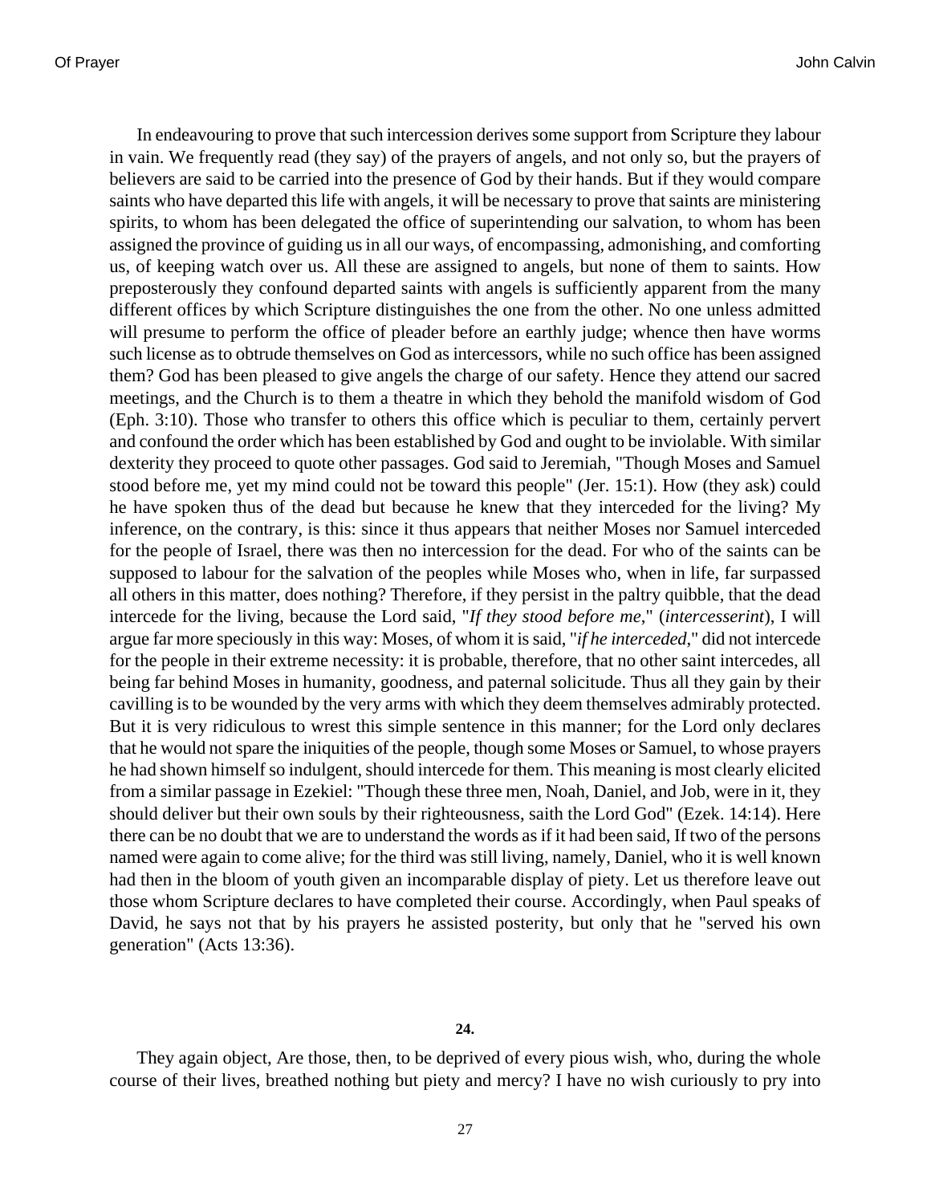In endeavouring to prove that such intercession derives some support from Scripture they labour in vain. We frequently read (they say) of the prayers of angels, and not only so, but the prayers of believers are said to be carried into the presence of God by their hands. But if they would compare saints who have departed this life with angels, it will be necessary to prove that saints are ministering spirits, to whom has been delegated the office of superintending our salvation, to whom has been assigned the province of guiding us in all our ways, of encompassing, admonishing, and comforting us, of keeping watch over us. All these are assigned to angels, but none of them to saints. How preposterously they confound departed saints with angels is sufficiently apparent from the many different offices by which Scripture distinguishes the one from the other. No one unless admitted will presume to perform the office of pleader before an earthly judge; whence then have worms such license as to obtrude themselves on God as intercessors, while no such office has been assigned them? God has been pleased to give angels the charge of our safety. Hence they attend our sacred meetings, and the Church is to them a theatre in which they behold the manifold wisdom of God (Eph. 3:10). Those who transfer to others this office which is peculiar to them, certainly pervert and confound the order which has been established by God and ought to be inviolable. With similar dexterity they proceed to quote other passages. God said to Jeremiah, "Though Moses and Samuel stood before me, yet my mind could not be toward this people" (Jer. 15:1). How (they ask) could he have spoken thus of the dead but because he knew that they interceded for the living? My inference, on the contrary, is this: since it thus appears that neither Moses nor Samuel interceded for the people of Israel, there was then no intercession for the dead. For who of the saints can be supposed to labour for the salvation of the peoples while Moses who, when in life, far surpassed all others in this matter, does nothing? Therefore, if they persist in the paltry quibble, that the dead intercede for the living, because the Lord said, "*If they stood before me*," (*intercesserint*), I will argue far more speciously in this way: Moses, of whom it is said, "*if he interceded*," did not intercede for the people in their extreme necessity: it is probable, therefore, that no other saint intercedes, all being far behind Moses in humanity, goodness, and paternal solicitude. Thus all they gain by their cavilling is to be wounded by the very arms with which they deem themselves admirably protected. But it is very ridiculous to wrest this simple sentence in this manner; for the Lord only declares that he would not spare the iniquities of the people, though some Moses or Samuel, to whose prayers he had shown himself so indulgent, should intercede for them. This meaning is most clearly elicited from a similar passage in Ezekiel: "Though these three men, Noah, Daniel, and Job, were in it, they should deliver but their own souls by their righteousness, saith the Lord God" (Ezek. 14:14). Here there can be no doubt that we are to understand the words as if it had been said, If two of the persons named were again to come alive; for the third was still living, namely, Daniel, who it is well known had then in the bloom of youth given an incomparable display of piety. Let us therefore leave out those whom Scripture declares to have completed their course. Accordingly, when Paul speaks of David, he says not that by his prayers he assisted posterity, but only that he "served his own generation" (Acts 13:36).

**24.**

They again object, Are those, then, to be deprived of every pious wish, who, during the whole course of their lives, breathed nothing but piety and mercy? I have no wish curiously to pry into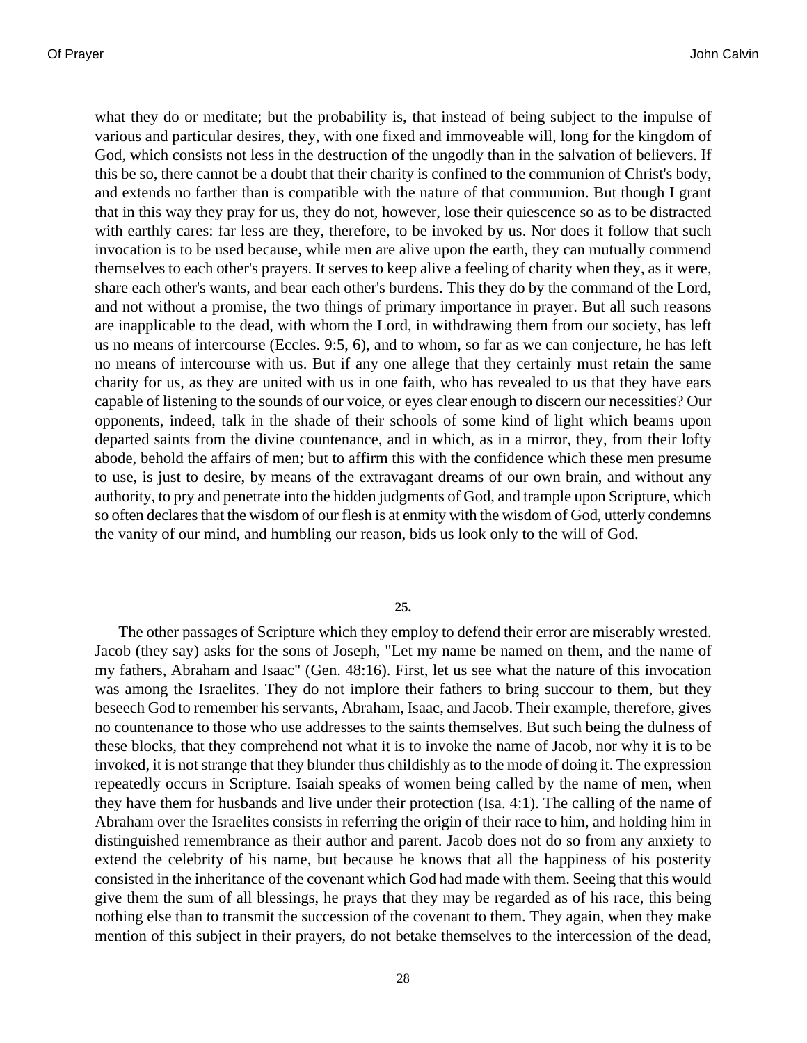what they do or meditate; but the probability is, that instead of being subject to the impulse of various and particular desires, they, with one fixed and immoveable will, long for the kingdom of God, which consists not less in the destruction of the ungodly than in the salvation of believers. If this be so, there cannot be a doubt that their charity is confined to the communion of Christ's body, and extends no farther than is compatible with the nature of that communion. But though I grant that in this way they pray for us, they do not, however, lose their quiescence so as to be distracted with earthly cares: far less are they, therefore, to be invoked by us. Nor does it follow that such invocation is to be used because, while men are alive upon the earth, they can mutually commend themselves to each other's prayers. It serves to keep alive a feeling of charity when they, as it were, share each other's wants, and bear each other's burdens. This they do by the command of the Lord, and not without a promise, the two things of primary importance in prayer. But all such reasons are inapplicable to the dead, with whom the Lord, in withdrawing them from our society, has left us no means of intercourse (Eccles. 9:5, 6), and to whom, so far as we can conjecture, he has left no means of intercourse with us. But if any one allege that they certainly must retain the same charity for us, as they are united with us in one faith, who has revealed to us that they have ears capable of listening to the sounds of our voice, or eyes clear enough to discern our necessities? Our opponents, indeed, talk in the shade of their schools of some kind of light which beams upon departed saints from the divine countenance, and in which, as in a mirror, they, from their lofty abode, behold the affairs of men; but to affirm this with the confidence which these men presume to use, is just to desire, by means of the extravagant dreams of our own brain, and without any authority, to pry and penetrate into the hidden judgments of God, and trample upon Scripture, which so often declares that the wisdom of our flesh is at enmity with the wisdom of God, utterly condemns the vanity of our mind, and humbling our reason, bids us look only to the will of God.

**25.**

The other passages of Scripture which they employ to defend their error are miserably wrested. Jacob (they say) asks for the sons of Joseph, "Let my name be named on them, and the name of my fathers, Abraham and Isaac" (Gen. 48:16). First, let us see what the nature of this invocation was among the Israelites. They do not implore their fathers to bring succour to them, but they beseech God to remember his servants, Abraham, Isaac, and Jacob. Their example, therefore, gives no countenance to those who use addresses to the saints themselves. But such being the dulness of these blocks, that they comprehend not what it is to invoke the name of Jacob, nor why it is to be invoked, it is not strange that they blunder thus childishly as to the mode of doing it. The expression repeatedly occurs in Scripture. Isaiah speaks of women being called by the name of men, when they have them for husbands and live under their protection (Isa. 4:1). The calling of the name of Abraham over the Israelites consists in referring the origin of their race to him, and holding him in distinguished remembrance as their author and parent. Jacob does not do so from any anxiety to extend the celebrity of his name, but because he knows that all the happiness of his posterity consisted in the inheritance of the covenant which God had made with them. Seeing that this would give them the sum of all blessings, he prays that they may be regarded as of his race, this being nothing else than to transmit the succession of the covenant to them. They again, when they make mention of this subject in their prayers, do not betake themselves to the intercession of the dead,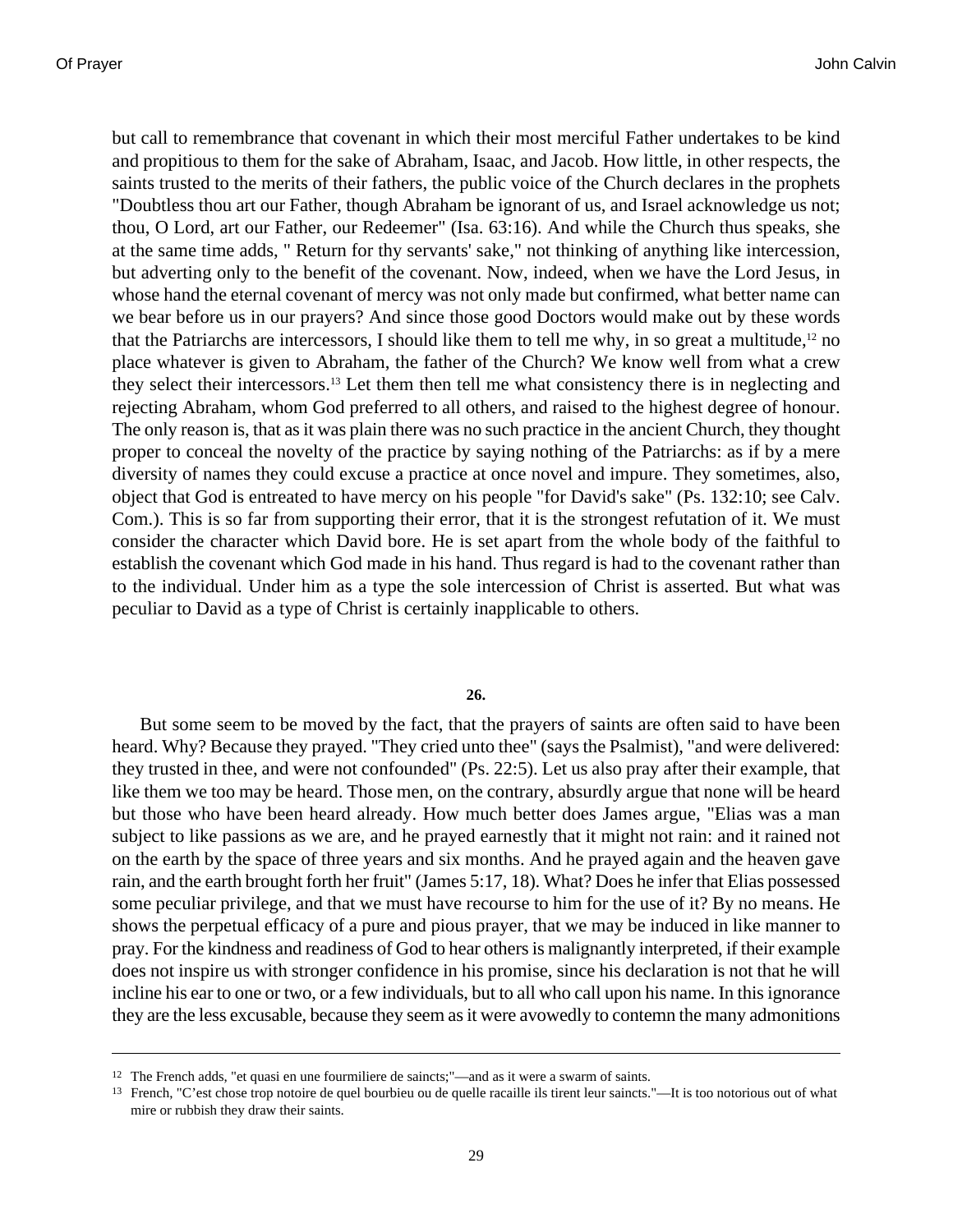but call to remembrance that covenant in which their most merciful Father undertakes to be kind and propitious to them for the sake of Abraham, Isaac, and Jacob. How little, in other respects, the saints trusted to the merits of their fathers, the public voice of the Church declares in the prophets "Doubtless thou art our Father, though Abraham be ignorant of us, and Israel acknowledge us not; thou, O Lord, art our Father, our Redeemer" (Isa. 63:16). And while the Church thus speaks, she at the same time adds, " Return for thy servants' sake," not thinking of anything like intercession, but adverting only to the benefit of the covenant. Now, indeed, when we have the Lord Jesus, in whose hand the eternal covenant of mercy was not only made but confirmed, what better name can we bear before us in our prayers? And since those good Doctors would make out by these words that the Patriarchs are intercessors, I should like them to tell me why, in so great a multitude,[12] no place whatever is given to Abraham, the father of the Church? We know well from what a crew they select their intercessors.[13] Let them then tell me what consistency there is in neglecting and rejecting Abraham, whom God preferred to all others, and raised to the highest degree of honour. The only reason is, that as it was plain there was no such practice in the ancient Church, they thought proper to conceal the novelty of the practice by saying nothing of the Patriarchs: as if by a mere diversity of names they could excuse a practice at once novel and impure. They sometimes, also, object that God is entreated to have mercy on his people "for David's sake" (Ps. 132:10; see Calv. Com.). This is so far from supporting their error, that it is the strongest refutation of it. We must consider the character which David bore. He is set apart from the whole body of the faithful to establish the covenant which God made in his hand. Thus regard is had to the covenant rather than to the individual. Under him as a type the sole intercession of Christ is asserted. But what was peculiar to David as a type of Christ is certainly inapplicable to others.

**26.**

But some seem to be moved by the fact, that the prayers of saints are often said to have been heard. Why? Because they prayed. "They cried unto thee" (says the Psalmist), "and were delivered: they trusted in thee, and were not confounded" (Ps. 22:5). Let us also pray after their example, that like them we too may be heard. Those men, on the contrary, absurdly argue that none will be heard but those who have been heard already. How much better does James argue, "Elias was a man subject to like passions as we are, and he prayed earnestly that it might not rain: and it rained not on the earth by the space of three years and six months. And he prayed again and the heaven gave rain, and the earth brought forth her fruit" (James 5:17, 18). What? Does he infer that Elias possessed some peculiar privilege, and that we must have recourse to him for the use of it? By no means. He shows the perpetual efficacy of a pure and pious prayer, that we may be induced in like manner to pray. For the kindness and readiness of God to hear others is malignantly interpreted, if their example does not inspire us with stronger confidence in his promise, since his declaration is not that he will incline his ear to one or two, or a few individuals, but to all who call upon his name. In this ignorance they are the less excusable, because they seem as it were avowedly to contemn the many admonitions

---

[12] The French adds, "et quasi en une fourmiliere de saincts;"—and as it were a swarm of saints.

[13] French, "C'est chose trop notoire de quel bourbieu ou de quelle racaille ils tirent leur saincts."—It is too notorious out of what mire or rubbish they draw their saints.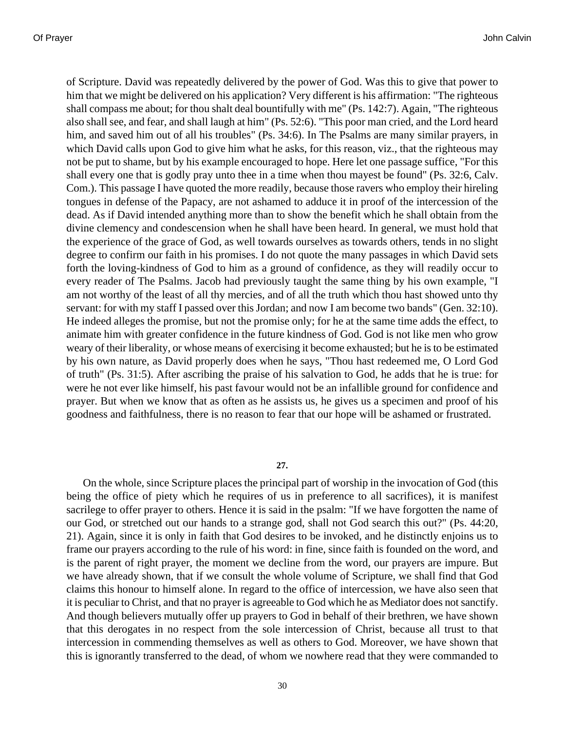of Scripture. David was repeatedly delivered by the power of God. Was this to give that power to him that we might be delivered on his application? Very different is his affirmation: "The righteous shall compass me about; for thou shalt deal bountifully with me" (Ps. 142:7). Again, "The righteous also shall see, and fear, and shall laugh at him" (Ps. 52:6). "This poor man cried, and the Lord heard him, and saved him out of all his troubles" (Ps. 34:6). In The Psalms are many similar prayers, in which David calls upon God to give him what he asks, for this reason, viz., that the righteous may not be put to shame, but by his example encouraged to hope. Here let one passage suffice, "For this shall every one that is godly pray unto thee in a time when thou mayest be found" (Ps. 32:6, Calv. Com.). This passage I have quoted the more readily, because those ravers who employ their hireling tongues in defense of the Papacy, are not ashamed to adduce it in proof of the intercession of the dead. As if David intended anything more than to show the benefit which he shall obtain from the divine clemency and condescension when he shall have been heard. In general, we must hold that the experience of the grace of God, as well towards ourselves as towards others, tends in no slight degree to confirm our faith in his promises. I do not quote the many passages in which David sets forth the loving-kindness of God to him as a ground of confidence, as they will readily occur to every reader of The Psalms. Jacob had previously taught the same thing by his own example, "I am not worthy of the least of all thy mercies, and of all the truth which thou hast showed unto thy servant: for with my staff I passed over this Jordan; and now I am become two bands" (Gen. 32:10). He indeed alleges the promise, but not the promise only; for he at the same time adds the effect, to animate him with greater confidence in the future kindness of God. God is not like men who grow weary of their liberality, or whose means of exercising it become exhausted; but he is to be estimated by his own nature, as David properly does when he says, "Thou hast redeemed me, O Lord God of truth" (Ps. 31:5). After ascribing the praise of his salvation to God, he adds that he is true: for were he not ever like himself, his past favour would not be an infallible ground for confidence and prayer. But when we know that as often as he assists us, he gives us a specimen and proof of his goodness and faithfulness, there is no reason to fear that our hope will be ashamed or frustrated.

**27.**

On the whole, since Scripture places the principal part of worship in the invocation of God (this being the office of piety which he requires of us in preference to all sacrifices), it is manifest sacrilege to offer prayer to others. Hence it is said in the psalm: "If we have forgotten the name of our God, or stretched out our hands to a strange god, shall not God search this out?" (Ps. 44:20, 21). Again, since it is only in faith that God desires to be invoked, and he distinctly enjoins us to frame our prayers according to the rule of his word: in fine, since faith is founded on the word, and is the parent of right prayer, the moment we decline from the word, our prayers are impure. But we have already shown, that if we consult the whole volume of Scripture, we shall find that God claims this honour to himself alone. In regard to the office of intercession, we have also seen that it is peculiar to Christ, and that no prayer is agreeable to God which he as Mediator does not sanctify. And though believers mutually offer up prayers to God in behalf of their brethren, we have shown that this derogates in no respect from the sole intercession of Christ, because all trust to that intercession in commending themselves as well as others to God. Moreover, we have shown that this is ignorantly transferred to the dead, of whom we nowhere read that they were commanded to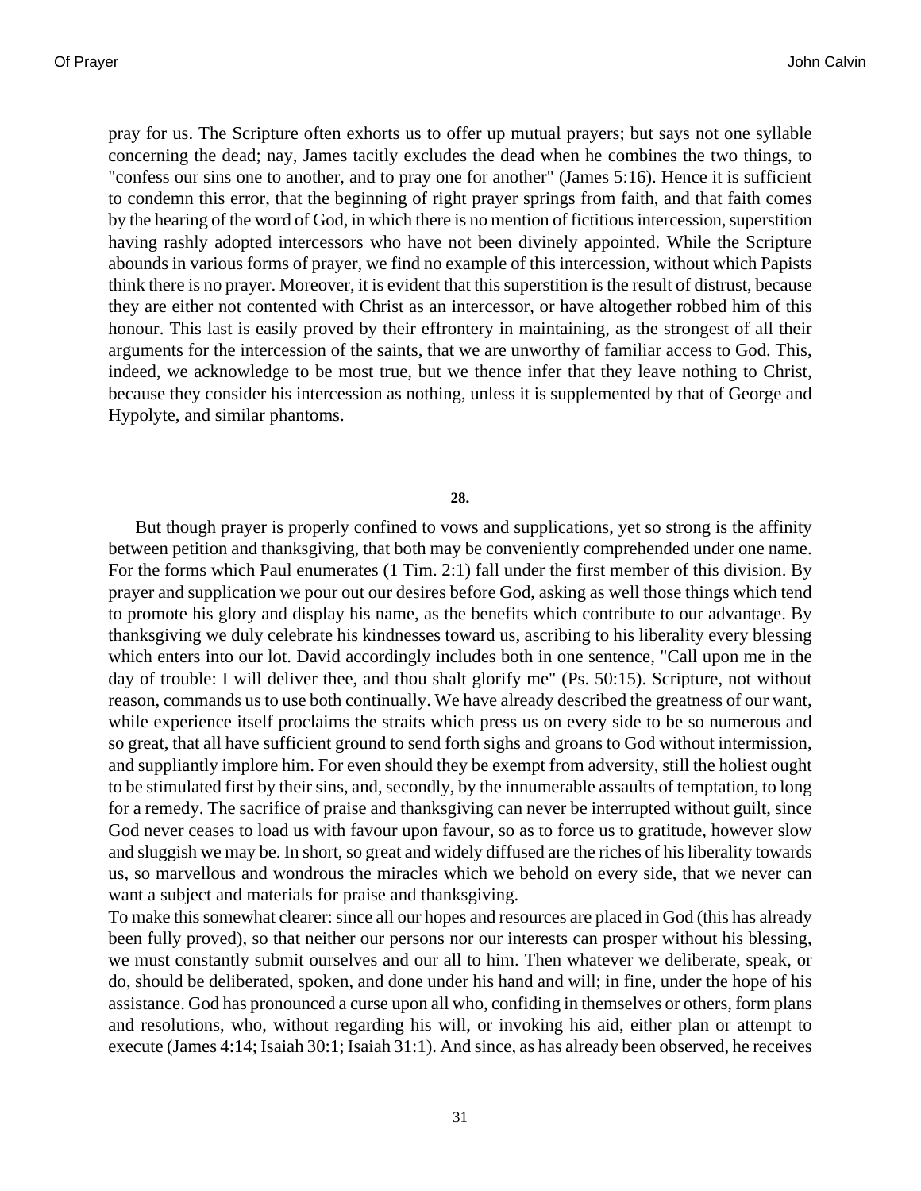pray for us. The Scripture often exhorts us to offer up mutual prayers; but says not one syllable concerning the dead; nay, James tacitly excludes the dead when he combines the two things, to "confess our sins one to another, and to pray one for another" (James 5:16). Hence it is sufficient to condemn this error, that the beginning of right prayer springs from faith, and that faith comes by the hearing of the word of God, in which there is no mention of fictitious intercession, superstition having rashly adopted intercessors who have not been divinely appointed. While the Scripture abounds in various forms of prayer, we find no example of this intercession, without which Papists think there is no prayer. Moreover, it is evident that this superstition is the result of distrust, because they are either not contented with Christ as an intercessor, or have altogether robbed him of this honour. This last is easily proved by their effrontery in maintaining, as the strongest of all their arguments for the intercession of the saints, that we are unworthy of familiar access to God. This, indeed, we acknowledge to be most true, but we thence infer that they leave nothing to Christ, because they consider his intercession as nothing, unless it is supplemented by that of George and Hypolyte, and similar phantoms.

**28.**

But though prayer is properly confined to vows and supplications, yet so strong is the affinity between petition and thanksgiving, that both may be conveniently comprehended under one name. For the forms which Paul enumerates (1 Tim. 2:1) fall under the first member of this division. By prayer and supplication we pour out our desires before God, asking as well those things which tend to promote his glory and display his name, as the benefits which contribute to our advantage. By thanksgiving we duly celebrate his kindnesses toward us, ascribing to his liberality every blessing which enters into our lot. David accordingly includes both in one sentence, "Call upon me in the day of trouble: I will deliver thee, and thou shalt glorify me" (Ps. 50:15). Scripture, not without reason, commands us to use both continually. We have already described the greatness of our want, while experience itself proclaims the straits which press us on every side to be so numerous and so great, that all have sufficient ground to send forth sighs and groans to God without intermission, and suppliantly implore him. For even should they be exempt from adversity, still the holiest ought to be stimulated first by their sins, and, secondly, by the innumerable assaults of temptation, to long for a remedy. The sacrifice of praise and thanksgiving can never be interrupted without guilt, since God never ceases to load us with favour upon favour, so as to force us to gratitude, however slow and sluggish we may be. In short, so great and widely diffused are the riches of his liberality towards us, so marvellous and wondrous the miracles which we behold on every side, that we never can want a subject and materials for praise and thanksgiving.

To make this somewhat clearer: since all our hopes and resources are placed in God (this has already been fully proved), so that neither our persons nor our interests can prosper without his blessing, we must constantly submit ourselves and our all to him. Then whatever we deliberate, speak, or do, should be deliberated, spoken, and done under his hand and will; in fine, under the hope of his assistance. God has pronounced a curse upon all who, confiding in themselves or others, form plans and resolutions, who, without regarding his will, or invoking his aid, either plan or attempt to execute (James 4:14; Isaiah 30:1; Isaiah 31:1). And since, as has already been observed, he receives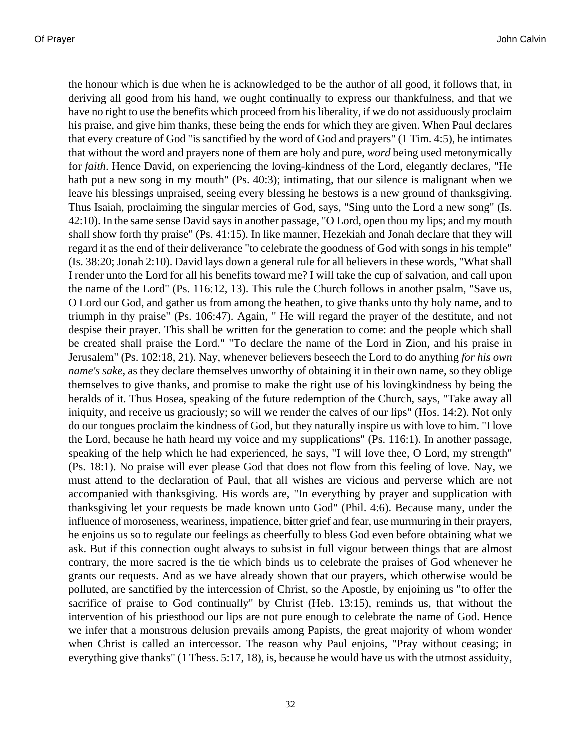the honour which is due when he is acknowledged to be the author of all good, it follows that, in deriving all good from his hand, we ought continually to express our thankfulness, and that we have no right to use the benefits which proceed from his liberality, if we do not assiduously proclaim his praise, and give him thanks, these being the ends for which they are given. When Paul declares that every creature of God "is sanctified by the word of God and prayers" (1 Tim. 4:5), he intimates that without the word and prayers none of them are holy and pure, *word* being used metonymically for *faith*. Hence David, on experiencing the loving-kindness of the Lord, elegantly declares, "He hath put a new song in my mouth" (Ps. 40:3); intimating, that our silence is malignant when we leave his blessings unpraised, seeing every blessing he bestows is a new ground of thanksgiving. Thus Isaiah, proclaiming the singular mercies of God, says, "Sing unto the Lord a new song" (Is. 42:10). In the same sense David says in another passage, "O Lord, open thou my lips; and my mouth shall show forth thy praise" (Ps. 41:15). In like manner, Hezekiah and Jonah declare that they will regard it as the end of their deliverance "to celebrate the goodness of God with songs in his temple" (Is. 38:20; Jonah 2:10). David lays down a general rule for all believers in these words, "What shall I render unto the Lord for all his benefits toward me? I will take the cup of salvation, and call upon the name of the Lord" (Ps. 116:12, 13). This rule the Church follows in another psalm, "Save us, O Lord our God, and gather us from among the heathen, to give thanks unto thy holy name, and to triumph in thy praise" (Ps. 106:47). Again, " He will regard the prayer of the destitute, and not despise their prayer. This shall be written for the generation to come: and the people which shall be created shall praise the Lord." "To declare the name of the Lord in Zion, and his praise in Jerusalem" (Ps. 102:18, 21). Nay, whenever believers beseech the Lord to do anything *for his own name's sake*, as they declare themselves unworthy of obtaining it in their own name, so they oblige themselves to give thanks, and promise to make the right use of his lovingkindness by being the heralds of it. Thus Hosea, speaking of the future redemption of the Church, says, "Take away all iniquity, and receive us graciously; so will we render the calves of our lips" (Hos. 14:2). Not only do our tongues proclaim the kindness of God, but they naturally inspire us with love to him. "I love the Lord, because he hath heard my voice and my supplications" (Ps. 116:1). In another passage, speaking of the help which he had experienced, he says, "I will love thee, O Lord, my strength" (Ps. 18:1). No praise will ever please God that does not flow from this feeling of love. Nay, we must attend to the declaration of Paul, that all wishes are vicious and perverse which are not accompanied with thanksgiving. His words are, "In everything by prayer and supplication with thanksgiving let your requests be made known unto God" (Phil. 4:6). Because many, under the influence of moroseness, weariness, impatience, bitter grief and fear, use murmuring in their prayers, he enjoins us so to regulate our feelings as cheerfully to bless God even before obtaining what we ask. But if this connection ought always to subsist in full vigour between things that are almost contrary, the more sacred is the tie which binds us to celebrate the praises of God whenever he grants our requests. And as we have already shown that our prayers, which otherwise would be polluted, are sanctified by the intercession of Christ, so the Apostle, by enjoining us "to offer the sacrifice of praise to God continually" by Christ (Heb. 13:15), reminds us, that without the intervention of his priesthood our lips are not pure enough to celebrate the name of God. Hence we infer that a monstrous delusion prevails among Papists, the great majority of whom wonder when Christ is called an intercessor. The reason why Paul enjoins, "Pray without ceasing; in everything give thanks" (1 Thess. 5:17, 18), is, because he would have us with the utmost assiduity,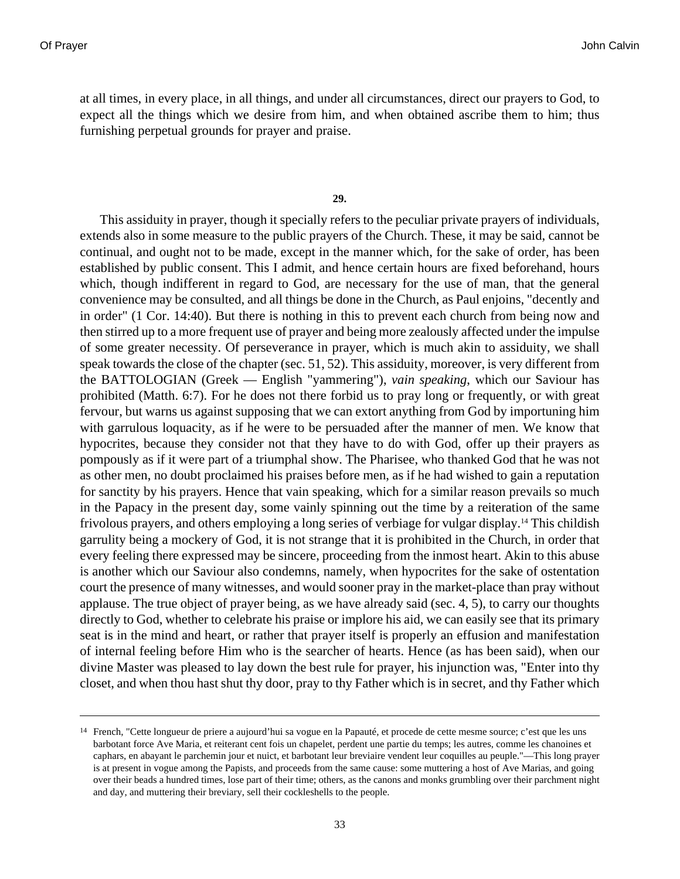at all times, in every place, in all things, and under all circumstances, direct our prayers to God, to expect all the things which we desire from him, and when obtained ascribe them to him; thus furnishing perpetual grounds for prayer and praise.

**29.**

This assiduity in prayer, though it specially refers to the peculiar private prayers of individuals, extends also in some measure to the public prayers of the Church. These, it may be said, cannot be continual, and ought not to be made, except in the manner which, for the sake of order, has been established by public consent. This I admit, and hence certain hours are fixed beforehand, hours which, though indifferent in regard to God, are necessary for the use of man, that the general convenience may be consulted, and all things be done in the Church, as Paul enjoins, "decently and in order" (1 Cor. 14:40). But there is nothing in this to prevent each church from being now and then stirred up to a more frequent use of prayer and being more zealously affected under the impulse of some greater necessity. Of perseverance in prayer, which is much akin to assiduity, we shall speak towards the close of the chapter (sec. 51, 52). This assiduity, moreover, is very different from the BATTOLOGIAN (Greek — English "yammering"), *vain speaking*, which our Saviour has prohibited (Matth. 6:7). For he does not there forbid us to pray long or frequently, or with great fervour, but warns us against supposing that we can extort anything from God by importuning him with garrulous loquacity, as if he were to be persuaded after the manner of men. We know that hypocrites, because they consider not that they have to do with God, offer up their prayers as pompously as if it were part of a triumphal show. The Pharisee, who thanked God that he was not as other men, no doubt proclaimed his praises before men, as if he had wished to gain a reputation for sanctity by his prayers. Hence that vain speaking, which for a similar reason prevails so much in the Papacy in the present day, some vainly spinning out the time by a reiteration of the same frivolous prayers, and others employing a long series of verbiage for vulgar display.[14] This childish garrulity being a mockery of God, it is not strange that it is prohibited in the Church, in order that every feeling there expressed may be sincere, proceeding from the inmost heart. Akin to this abuse is another which our Saviour also condemns, namely, when hypocrites for the sake of ostentation court the presence of many witnesses, and would sooner pray in the market-place than pray without applause. The true object of prayer being, as we have already said (sec. 4, 5), to carry our thoughts directly to God, whether to celebrate his praise or implore his aid, we can easily see that its primary seat is in the mind and heart, or rather that prayer itself is properly an effusion and manifestation of internal feeling before Him who is the searcher of hearts. Hence (as has been said), when our divine Master was pleased to lay down the best rule for prayer, his injunction was, "Enter into thy closet, and when thou hast shut thy door, pray to thy Father which is in secret, and thy Father which

---

[14] French, "Cette longueur de priere a aujourd'hui sa vogue en la Papauté, et procede de cette mesme source; c'est que les uns barbotant force Ave Maria, et reiterant cent fois un chapelet, perdent une partie du temps; les autres, comme les chanoines et caphars, en abayant le parchemin jour et nuict, et barbotant leur breviaire vendent leur coquilles au peuple."—This long prayer is at present in vogue among the Papists, and proceeds from the same cause: some muttering a host of Ave Marias, and going over their beads a hundred times, lose part of their time; others, as the canons and monks grumbling over their parchment night and day, and muttering their breviary, sell their cockleshells to the people.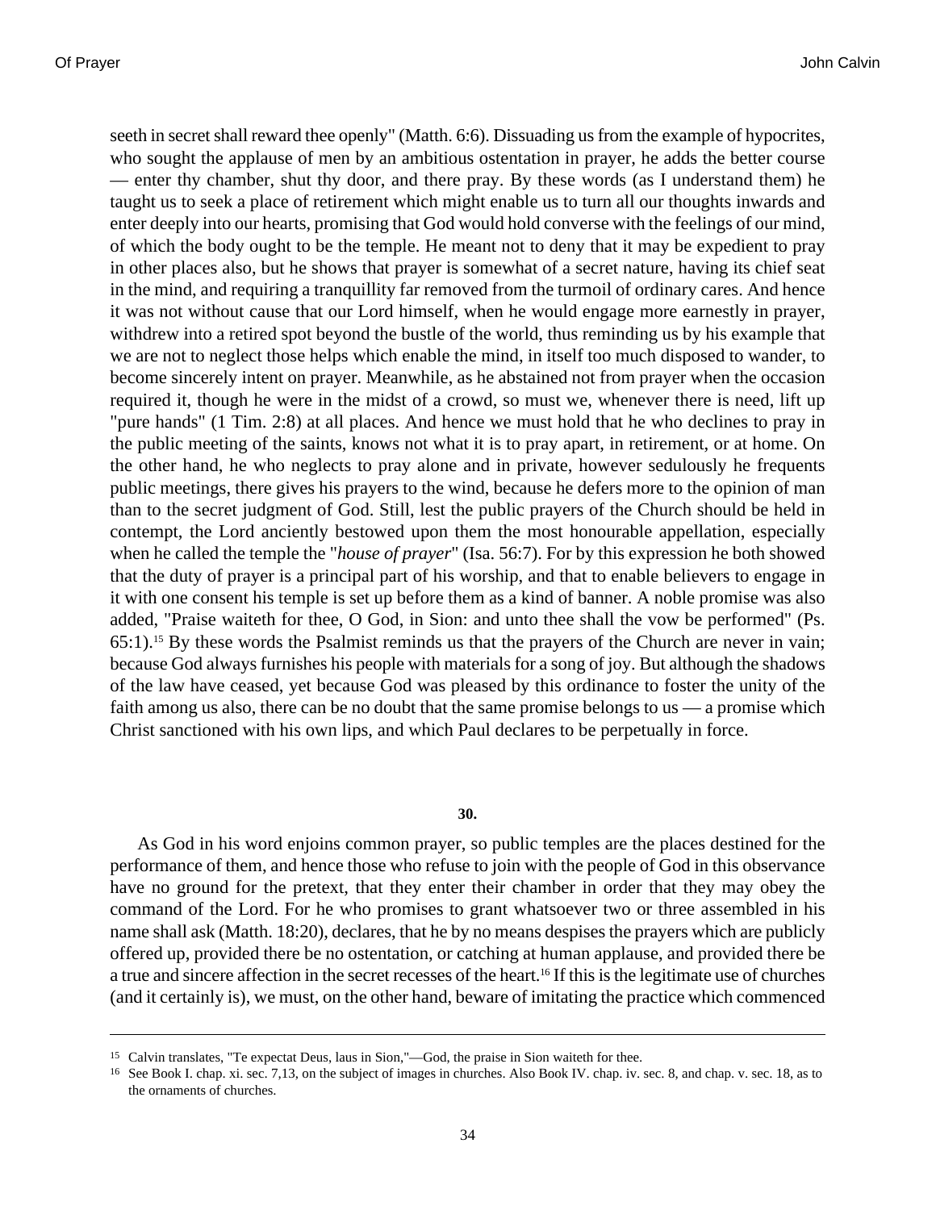seeth in secret shall reward thee openly" (Matth. 6:6). Dissuading us from the example of hypocrites, who sought the applause of men by an ambitious ostentation in prayer, he adds the better course — enter thy chamber, shut thy door, and there pray. By these words (as I understand them) he taught us to seek a place of retirement which might enable us to turn all our thoughts inwards and enter deeply into our hearts, promising that God would hold converse with the feelings of our mind, of which the body ought to be the temple. He meant not to deny that it may be expedient to pray in other places also, but he shows that prayer is somewhat of a secret nature, having its chief seat in the mind, and requiring a tranquillity far removed from the turmoil of ordinary cares. And hence it was not without cause that our Lord himself, when he would engage more earnestly in prayer, withdrew into a retired spot beyond the bustle of the world, thus reminding us by his example that we are not to neglect those helps which enable the mind, in itself too much disposed to wander, to become sincerely intent on prayer. Meanwhile, as he abstained not from prayer when the occasion required it, though he were in the midst of a crowd, so must we, whenever there is need, lift up "pure hands" (1 Tim. 2:8) at all places. And hence we must hold that he who declines to pray in the public meeting of the saints, knows not what it is to pray apart, in retirement, or at home. On the other hand, he who neglects to pray alone and in private, however sedulously he frequents public meetings, there gives his prayers to the wind, because he defers more to the opinion of man than to the secret judgment of God. Still, lest the public prayers of the Church should be held in contempt, the Lord anciently bestowed upon them the most honourable appellation, especially when he called the temple the "*house of prayer*" (Isa. 56:7). For by this expression he both showed that the duty of prayer is a principal part of his worship, and that to enable believers to engage in it with one consent his temple is set up before them as a kind of banner. A noble promise was also added, "Praise waiteth for thee, O God, in Sion: and unto thee shall the vow be performed" (Ps. 65:1).[15] By these words the Psalmist reminds us that the prayers of the Church are never in vain; because God always furnishes his people with materials for a song of joy. But although the shadows of the law have ceased, yet because God was pleased by this ordinance to foster the unity of the faith among us also, there can be no doubt that the same promise belongs to us — a promise which Christ sanctioned with his own lips, and which Paul declares to be perpetually in force.

**30.**

As God in his word enjoins common prayer, so public temples are the places destined for the performance of them, and hence those who refuse to join with the people of God in this observance have no ground for the pretext, that they enter their chamber in order that they may obey the command of the Lord. For he who promises to grant whatsoever two or three assembled in his name shall ask (Matth. 18:20), declares, that he by no means despises the prayers which are publicly offered up, provided there be no ostentation, or catching at human applause, and provided there be a true and sincere affection in the secret recesses of the heart.[16] If this is the legitimate use of churches (and it certainly is), we must, on the other hand, beware of imitating the practice which commenced

---

[15] Calvin translates, "Te expectat Deus, laus in Sion,"—God, the praise in Sion waiteth for thee.

[16] See Book I. chap. xi. sec. 7,13, on the subject of images in churches. Also Book IV. chap. iv. sec. 8, and chap. v. sec. 18, as to the ornaments of churches.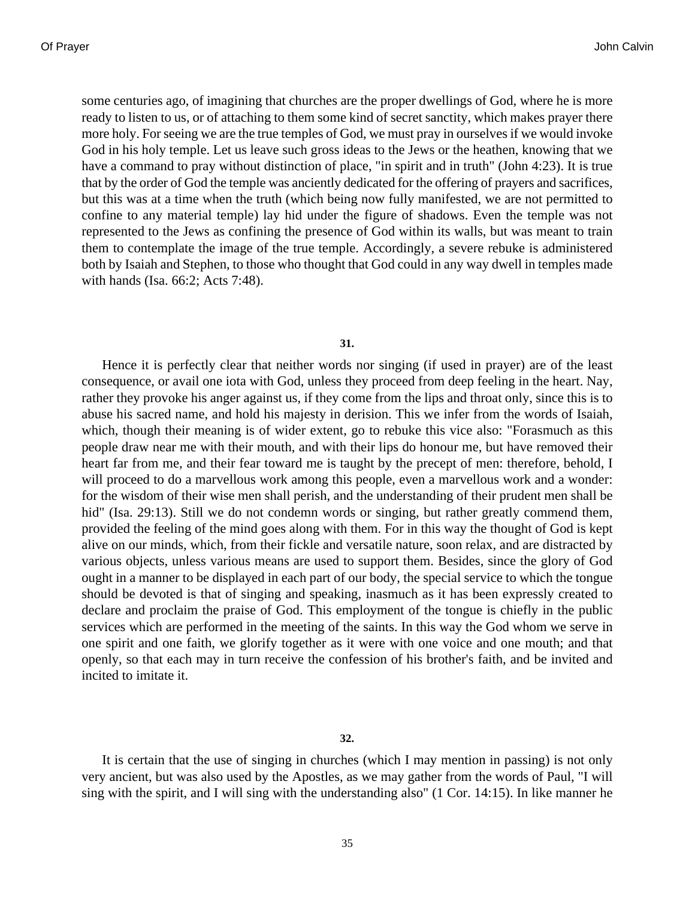some centuries ago, of imagining that churches are the proper dwellings of God, where he is more ready to listen to us, or of attaching to them some kind of secret sanctity, which makes prayer there more holy. For seeing we are the true temples of God, we must pray in ourselves if we would invoke God in his holy temple. Let us leave such gross ideas to the Jews or the heathen, knowing that we have a command to pray without distinction of place, "in spirit and in truth" (John 4:23). It is true that by the order of God the temple was anciently dedicated for the offering of prayers and sacrifices, but this was at a time when the truth (which being now fully manifested, we are not permitted to confine to any material temple) lay hid under the figure of shadows. Even the temple was not represented to the Jews as confining the presence of God within its walls, but was meant to train them to contemplate the image of the true temple. Accordingly, a severe rebuke is administered both by Isaiah and Stephen, to those who thought that God could in any way dwell in temples made with hands (Isa. 66:2; Acts 7:48).

**31.**

Hence it is perfectly clear that neither words nor singing (if used in prayer) are of the least consequence, or avail one iota with God, unless they proceed from deep feeling in the heart. Nay, rather they provoke his anger against us, if they come from the lips and throat only, since this is to abuse his sacred name, and hold his majesty in derision. This we infer from the words of Isaiah, which, though their meaning is of wider extent, go to rebuke this vice also: "Forasmuch as this people draw near me with their mouth, and with their lips do honour me, but have removed their heart far from me, and their fear toward me is taught by the precept of men: therefore, behold, I will proceed to do a marvellous work among this people, even a marvellous work and a wonder: for the wisdom of their wise men shall perish, and the understanding of their prudent men shall be hid" (Isa. 29:13). Still we do not condemn words or singing, but rather greatly commend them, provided the feeling of the mind goes along with them. For in this way the thought of God is kept alive on our minds, which, from their fickle and versatile nature, soon relax, and are distracted by various objects, unless various means are used to support them. Besides, since the glory of God ought in a manner to be displayed in each part of our body, the special service to which the tongue should be devoted is that of singing and speaking, inasmuch as it has been expressly created to declare and proclaim the praise of God. This employment of the tongue is chiefly in the public services which are performed in the meeting of the saints. In this way the God whom we serve in one spirit and one faith, we glorify together as it were with one voice and one mouth; and that openly, so that each may in turn receive the confession of his brother's faith, and be invited and incited to imitate it.

**32.**

It is certain that the use of singing in churches (which I may mention in passing) is not only very ancient, but was also used by the Apostles, as we may gather from the words of Paul, "I will sing with the spirit, and I will sing with the understanding also" (1 Cor. 14:15). In like manner he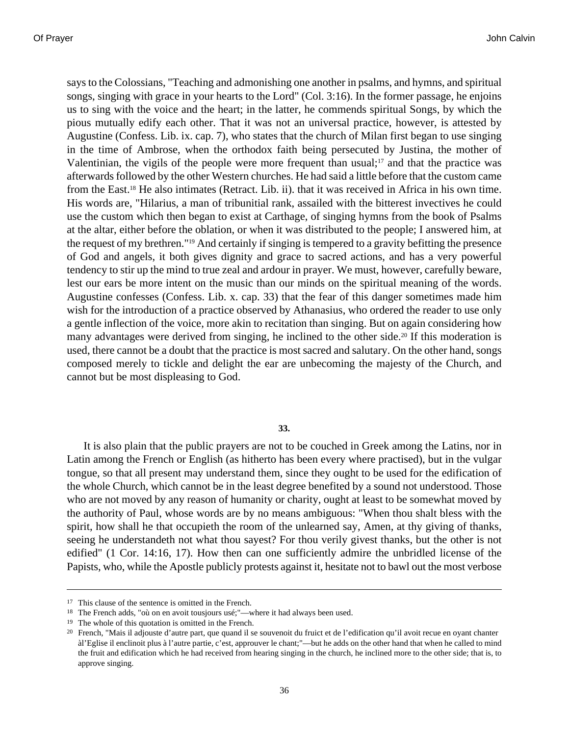says to the Colossians, "Teaching and admonishing one another in psalms, and hymns, and spiritual songs, singing with grace in your hearts to the Lord" (Col. 3:16). In the former passage, he enjoins us to sing with the voice and the heart; in the latter, he commends spiritual Songs, by which the pious mutually edify each other. That it was not an universal practice, however, is attested by Augustine (Confess. Lib. ix. cap. 7), who states that the church of Milan first began to use singing in the time of Ambrose, when the orthodox faith being persecuted by Justina, the mother of Valentinian, the vigils of the people were more frequent than usual;[17] and that the practice was afterwards followed by the other Western churches. He had said a little before that the custom came from the East.[18] He also intimates (Retract. Lib. ii). that it was received in Africa in his own time. His words are, "Hilarius, a man of tribunitial rank, assailed with the bitterest invectives he could use the custom which then began to exist at Carthage, of singing hymns from the book of Psalms at the altar, either before the oblation, or when it was distributed to the people; I answered him, at the request of my brethren."[19] And certainly if singing is tempered to a gravity befitting the presence of God and angels, it both gives dignity and grace to sacred actions, and has a very powerful tendency to stir up the mind to true zeal and ardour in prayer. We must, however, carefully beware, lest our ears be more intent on the music than our minds on the spiritual meaning of the words. Augustine confesses (Confess. Lib. x. cap. 33) that the fear of this danger sometimes made him wish for the introduction of a practice observed by Athanasius, who ordered the reader to use only a gentle inflection of the voice, more akin to recitation than singing. But on again considering how many advantages were derived from singing, he inclined to the other side.[20] If this moderation is used, there cannot be a doubt that the practice is most sacred and salutary. On the other hand, songs composed merely to tickle and delight the ear are unbecoming the majesty of the Church, and cannot but be most displeasing to God.

**33.**

It is also plain that the public prayers are not to be couched in Greek among the Latins, nor in Latin among the French or English (as hitherto has been every where practised), but in the vulgar tongue, so that all present may understand them, since they ought to be used for the edification of the whole Church, which cannot be in the least degree benefited by a sound not understood. Those who are not moved by any reason of humanity or charity, ought at least to be somewhat moved by the authority of Paul, whose words are by no means ambiguous: "When thou shalt bless with the spirit, how shall he that occupieth the room of the unlearned say, Amen, at thy giving of thanks, seeing he understandeth not what thou sayest? For thou verily givest thanks, but the other is not edified" (1 Cor. 14:16, 17). How then can one sufficiently admire the unbridled license of the Papists, who, while the Apostle publicly protests against it, hesitate not to bawl out the most verbose

---

[17] This clause of the sentence is omitted in the French.

[18] The French adds, "où on en avoit tousjours usé;"—where it had always been used.

[19] The whole of this quotation is omitted in the French.

[20] French, "Mais il adjouste d'autre part, que quand il se souvenoit du fruict et de l'edification qu'il avoit recue en oyant chanter àl'Eglise il enclinoit plus à l'autre partie, c'est, approuver le chant;"—but he adds on the other hand that when he called to mind the fruit and edification which he had received from hearing singing in the church, he inclined more to the other side; that is, to approve singing.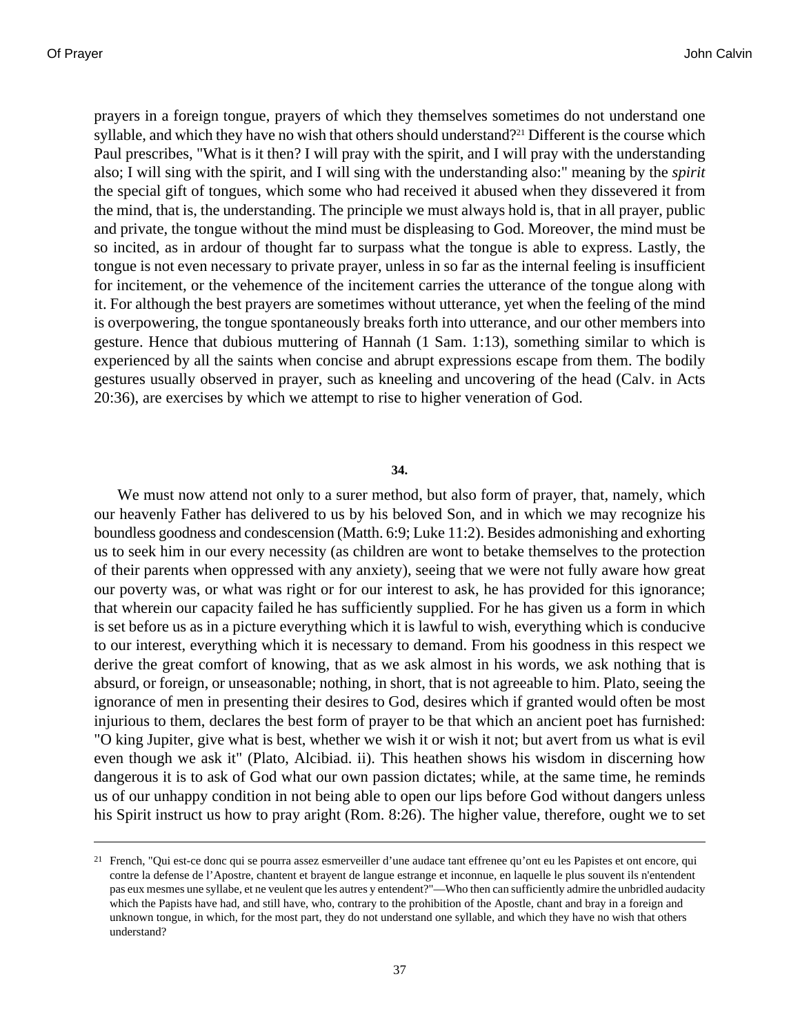prayers in a foreign tongue, prayers of which they themselves sometimes do not understand one syllable, and which they have no wish that others should understand?[21] Different is the course which Paul prescribes, "What is it then? I will pray with the spirit, and I will pray with the understanding also; I will sing with the spirit, and I will sing with the understanding also:" meaning by the *spirit* the special gift of tongues, which some who had received it abused when they dissevered it from the mind, that is, the understanding. The principle we must always hold is, that in all prayer, public and private, the tongue without the mind must be displeasing to God. Moreover, the mind must be so incited, as in ardour of thought far to surpass what the tongue is able to express. Lastly, the tongue is not even necessary to private prayer, unless in so far as the internal feeling is insufficient for incitement, or the vehemence of the incitement carries the utterance of the tongue along with it. For although the best prayers are sometimes without utterance, yet when the feeling of the mind is overpowering, the tongue spontaneously breaks forth into utterance, and our other members into gesture. Hence that dubious muttering of Hannah (1 Sam. 1:13), something similar to which is experienced by all the saints when concise and abrupt expressions escape from them. The bodily gestures usually observed in prayer, such as kneeling and uncovering of the head (Calv. in Acts 20:36), are exercises by which we attempt to rise to higher veneration of God.

**34.**

We must now attend not only to a surer method, but also form of prayer, that, namely, which our heavenly Father has delivered to us by his beloved Son, and in which we may recognize his boundless goodness and condescension (Matth. 6:9; Luke 11:2). Besides admonishing and exhorting us to seek him in our every necessity (as children are wont to betake themselves to the protection of their parents when oppressed with any anxiety), seeing that we were not fully aware how great our poverty was, or what was right or for our interest to ask, he has provided for this ignorance; that wherein our capacity failed he has sufficiently supplied. For he has given us a form in which is set before us as in a picture everything which it is lawful to wish, everything which is conducive to our interest, everything which it is necessary to demand. From his goodness in this respect we derive the great comfort of knowing, that as we ask almost in his words, we ask nothing that is absurd, or foreign, or unseasonable; nothing, in short, that is not agreeable to him. Plato, seeing the ignorance of men in presenting their desires to God, desires which if granted would often be most injurious to them, declares the best form of prayer to be that which an ancient poet has furnished: "O king Jupiter, give what is best, whether we wish it or wish it not; but avert from us what is evil even though we ask it" (Plato, Alcibiad. ii). This heathen shows his wisdom in discerning how dangerous it is to ask of God what our own passion dictates; while, at the same time, he reminds us of our unhappy condition in not being able to open our lips before God without dangers unless his Spirit instruct us how to pray aright (Rom. 8:26). The higher value, therefore, ought we to set

---

[21] French, "Qui est-ce donc qui se pourra assez esmerveiller d'une audace tant effrenee qu'ont eu les Papistes et ont encore, qui contre la defense de l'Apostre, chantent et brayent de langue estrange et inconnue, en laquelle le plus souvent ils n'entendent pas eux mesmes une syllabe, et ne veulent que les autres y entendent?"—Who then can sufficiently admire the unbridled audacity which the Papists have had, and still have, who, contrary to the prohibition of the Apostle, chant and bray in a foreign and unknown tongue, in which, for the most part, they do not understand one syllable, and which they have no wish that others understand?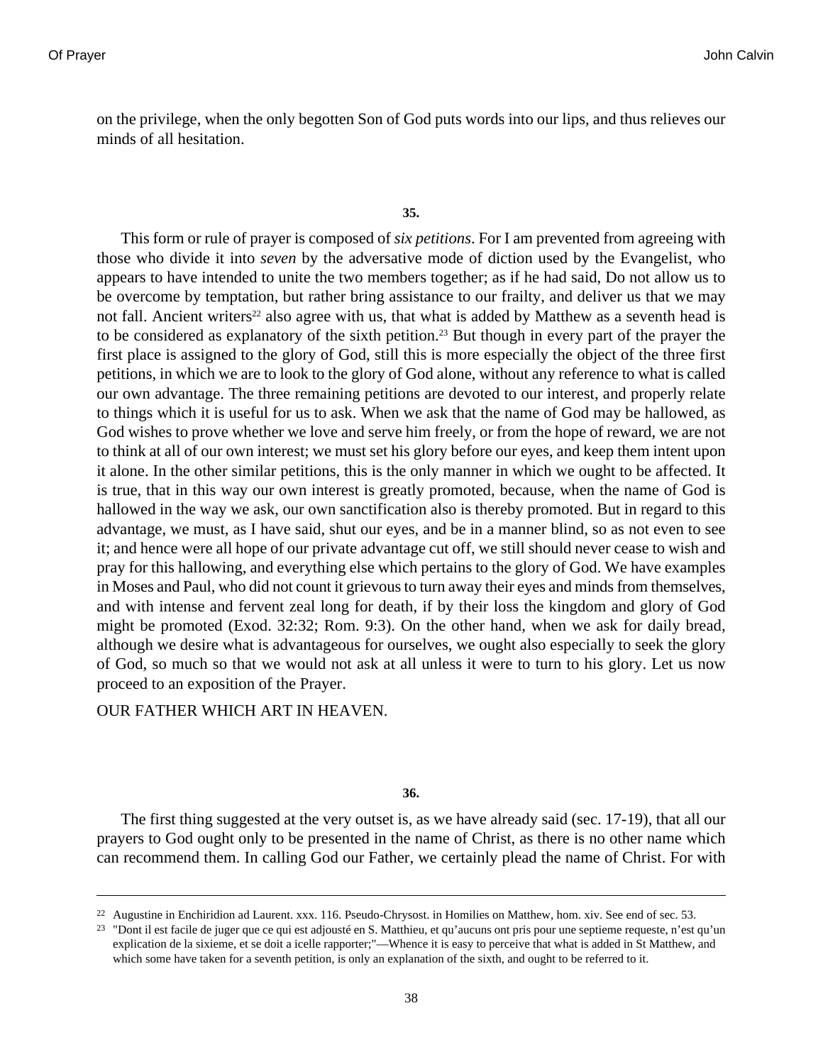on the privilege, when the only begotten Son of God puts words into our lips, and thus relieves our minds of all hesitation.

**35.**

This form or rule of prayer is composed of *six petitions*. For I am prevented from agreeing with those who divide it into *seven* by the adversative mode of diction used by the Evangelist, who appears to have intended to unite the two members together; as if he had said, Do not allow us to be overcome by temptation, but rather bring assistance to our frailty, and deliver us that we may not fall. Ancient writers[22] also agree with us, that what is added by Matthew as a seventh head is to be considered as explanatory of the sixth petition.[23] But though in every part of the prayer the first place is assigned to the glory of God, still this is more especially the object of the three first petitions, in which we are to look to the glory of God alone, without any reference to what is called our own advantage. The three remaining petitions are devoted to our interest, and properly relate to things which it is useful for us to ask. When we ask that the name of God may be hallowed, as God wishes to prove whether we love and serve him freely, or from the hope of reward, we are not to think at all of our own interest; we must set his glory before our eyes, and keep them intent upon it alone. In the other similar petitions, this is the only manner in which we ought to be affected. It is true, that in this way our own interest is greatly promoted, because, when the name of God is hallowed in the way we ask, our own sanctification also is thereby promoted. But in regard to this advantage, we must, as I have said, shut our eyes, and be in a manner blind, so as not even to see it; and hence were all hope of our private advantage cut off, we still should never cease to wish and pray for this hallowing, and everything else which pertains to the glory of God. We have examples in Moses and Paul, who did not count it grievous to turn away their eyes and minds from themselves, and with intense and fervent zeal long for death, if by their loss the kingdom and glory of God might be promoted (Exod. 32:32; Rom. 9:3). On the other hand, when we ask for daily bread, although we desire what is advantageous for ourselves, we ought also especially to seek the glory of God, so much so that we would not ask at all unless it were to turn to his glory. Let us now proceed to an exposition of the Prayer.

OUR FATHER WHICH ART IN HEAVEN.

**36.**

The first thing suggested at the very outset is, as we have already said (sec. 17-19), that all our prayers to God ought only to be presented in the name of Christ, as there is no other name which can recommend them. In calling God our Father, we certainly plead the name of Christ. For with

---

[22] Augustine in Enchiridion ad Laurent. xxx. 116. Pseudo-Chrysost. in Homilies on Matthew, hom. xiv. See end of sec. 53.

[23] "Dont il est facile de juger que ce qui est adjousté en S. Matthieu, et qu'aucuns ont pris pour une septieme requeste, n'est qu'un explication de la sixieme, et se doit a icelle rapporter;"—Whence it is easy to perceive that what is added in St Matthew, and which some have taken for a seventh petition, is only an explanation of the sixth, and ought to be referred to it.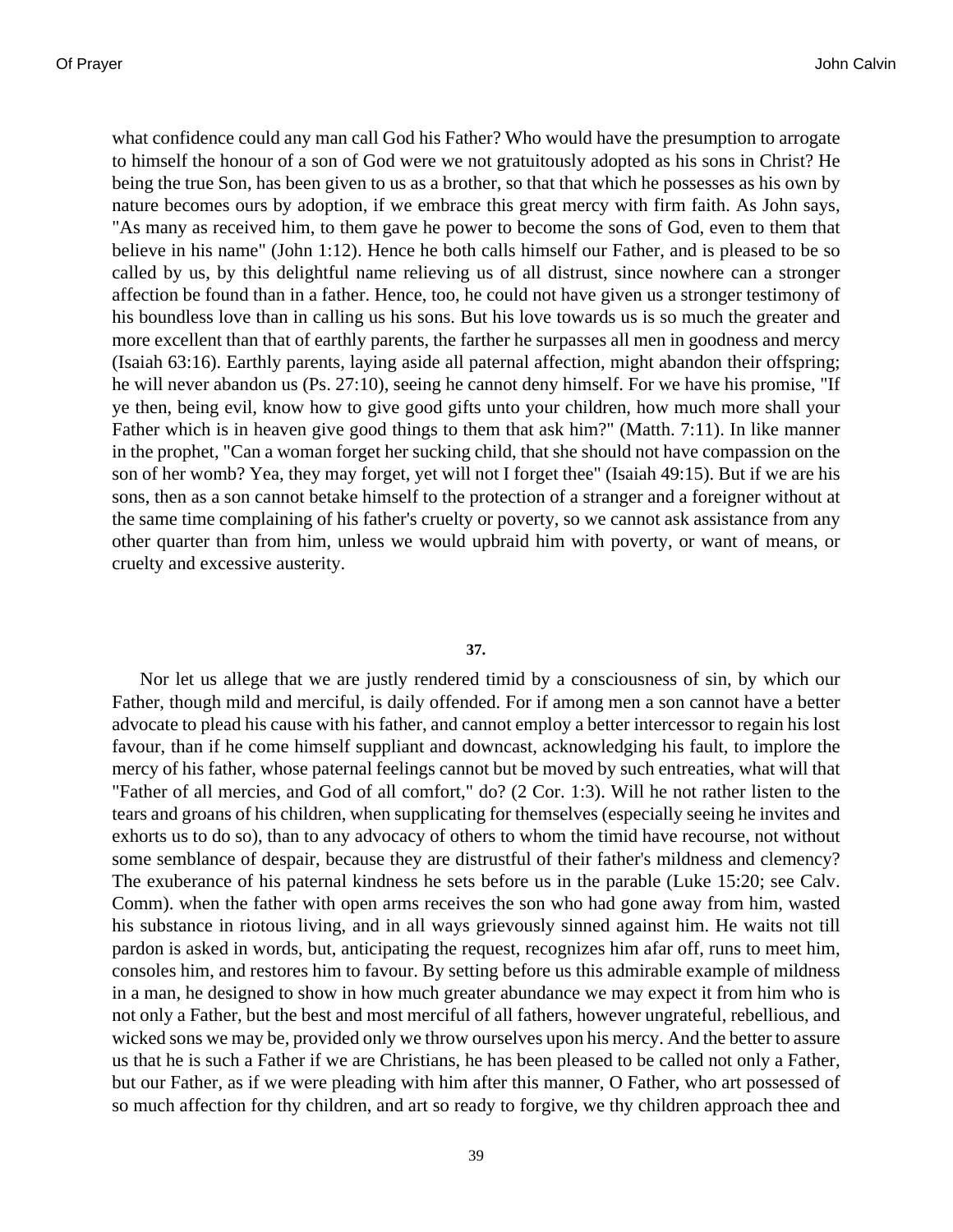what confidence could any man call God his Father? Who would have the presumption to arrogate to himself the honour of a son of God were we not gratuitously adopted as his sons in Christ? He being the true Son, has been given to us as a brother, so that that which he possesses as his own by nature becomes ours by adoption, if we embrace this great mercy with firm faith. As John says, "As many as received him, to them gave he power to become the sons of God, even to them that believe in his name" (John 1:12). Hence he both calls himself our Father, and is pleased to be so called by us, by this delightful name relieving us of all distrust, since nowhere can a stronger affection be found than in a father. Hence, too, he could not have given us a stronger testimony of his boundless love than in calling us his sons. But his love towards us is so much the greater and more excellent than that of earthly parents, the farther he surpasses all men in goodness and mercy (Isaiah 63:16). Earthly parents, laying aside all paternal affection, might abandon their offspring; he will never abandon us (Ps. 27:10), seeing he cannot deny himself. For we have his promise, "If ye then, being evil, know how to give good gifts unto your children, how much more shall your Father which is in heaven give good things to them that ask him?" (Matth. 7:11). In like manner in the prophet, "Can a woman forget her sucking child, that she should not have compassion on the son of her womb? Yea, they may forget, yet will not I forget thee" (Isaiah 49:15). But if we are his sons, then as a son cannot betake himself to the protection of a stranger and a foreigner without at the same time complaining of his father's cruelty or poverty, so we cannot ask assistance from any other quarter than from him, unless we would upbraid him with poverty, or want of means, or cruelty and excessive austerity.

**37.**

Nor let us allege that we are justly rendered timid by a consciousness of sin, by which our Father, though mild and merciful, is daily offended. For if among men a son cannot have a better advocate to plead his cause with his father, and cannot employ a better intercessor to regain his lost favour, than if he come himself suppliant and downcast, acknowledging his fault, to implore the mercy of his father, whose paternal feelings cannot but be moved by such entreaties, what will that "Father of all mercies, and God of all comfort," do? (2 Cor. 1:3). Will he not rather listen to the tears and groans of his children, when supplicating for themselves (especially seeing he invites and exhorts us to do so), than to any advocacy of others to whom the timid have recourse, not without some semblance of despair, because they are distrustful of their father's mildness and clemency? The exuberance of his paternal kindness he sets before us in the parable (Luke 15:20; see Calv. Comm). when the father with open arms receives the son who had gone away from him, wasted his substance in riotous living, and in all ways grievously sinned against him. He waits not till pardon is asked in words, but, anticipating the request, recognizes him afar off, runs to meet him, consoles him, and restores him to favour. By setting before us this admirable example of mildness in a man, he designed to show in how much greater abundance we may expect it from him who is not only a Father, but the best and most merciful of all fathers, however ungrateful, rebellious, and wicked sons we may be, provided only we throw ourselves upon his mercy. And the better to assure us that he is such a Father if we are Christians, he has been pleased to be called not only a Father, but our Father, as if we were pleading with him after this manner, O Father, who art possessed of so much affection for thy children, and art so ready to forgive, we thy children approach thee and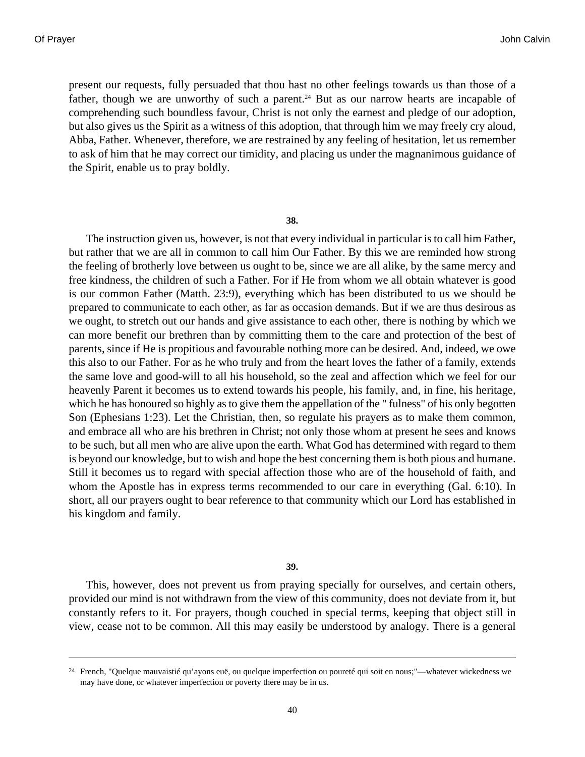present our requests, fully persuaded that thou hast no other feelings towards us than those of a father, though we are unworthy of such a parent.[24] But as our narrow hearts are incapable of comprehending such boundless favour, Christ is not only the earnest and pledge of our adoption, but also gives us the Spirit as a witness of this adoption, that through him we may freely cry aloud, Abba, Father. Whenever, therefore, we are restrained by any feeling of hesitation, let us remember to ask of him that he may correct our timidity, and placing us under the magnanimous guidance of the Spirit, enable us to pray boldly.

**38.**

The instruction given us, however, is not that every individual in particular is to call him Father, but rather that we are all in common to call him Our Father. By this we are reminded how strong the feeling of brotherly love between us ought to be, since we are all alike, by the same mercy and free kindness, the children of such a Father. For if He from whom we all obtain whatever is good is our common Father (Matth. 23:9), everything which has been distributed to us we should be prepared to communicate to each other, as far as occasion demands. But if we are thus desirous as we ought, to stretch out our hands and give assistance to each other, there is nothing by which we can more benefit our brethren than by committing them to the care and protection of the best of parents, since if He is propitious and favourable nothing more can be desired. And, indeed, we owe this also to our Father. For as he who truly and from the heart loves the father of a family, extends the same love and good-will to all his household, so the zeal and affection which we feel for our heavenly Parent it becomes us to extend towards his people, his family, and, in fine, his heritage, which he has honoured so highly as to give them the appellation of the " fulness" of his only begotten Son (Ephesians 1:23). Let the Christian, then, so regulate his prayers as to make them common, and embrace all who are his brethren in Christ; not only those whom at present he sees and knows to be such, but all men who are alive upon the earth. What God has determined with regard to them is beyond our knowledge, but to wish and hope the best concerning them is both pious and humane. Still it becomes us to regard with special affection those who are of the household of faith, and whom the Apostle has in express terms recommended to our care in everything (Gal. 6:10). In short, all our prayers ought to bear reference to that community which our Lord has established in his kingdom and family.

**39.**

This, however, does not prevent us from praying specially for ourselves, and certain others, provided our mind is not withdrawn from the view of this community, does not deviate from it, but constantly refers to it. For prayers, though couched in special terms, keeping that object still in view, cease not to be common. All this may easily be understood by analogy. There is a general

---

[24] French, "Quelque mauvaistié qu'ayons euë, ou quelque imperfection ou poureté qui soit en nous;"—whatever wickedness we may have done, or whatever imperfection or poverty there may be in us.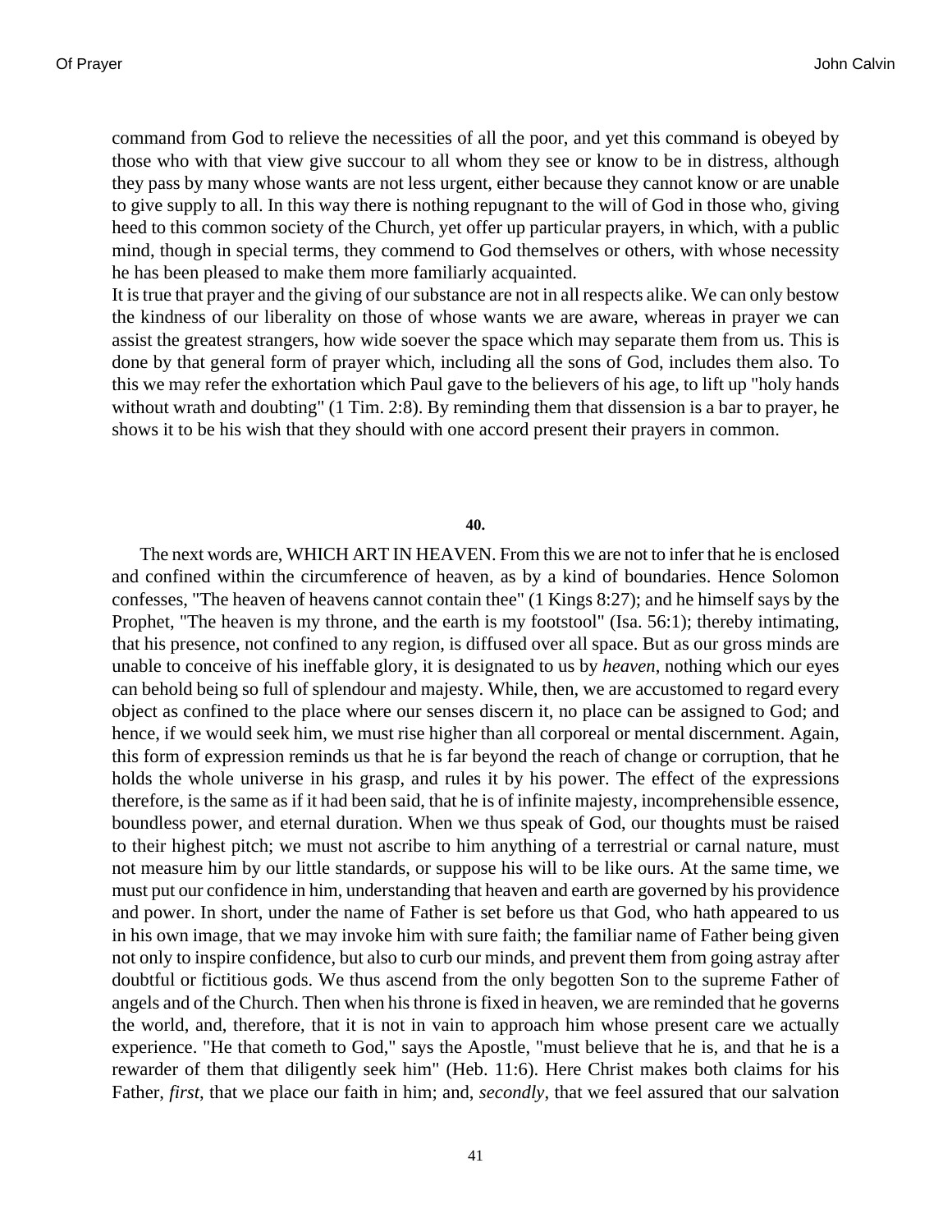command from God to relieve the necessities of all the poor, and yet this command is obeyed by those who with that view give succour to all whom they see or know to be in distress, although they pass by many whose wants are not less urgent, either because they cannot know or are unable to give supply to all. In this way there is nothing repugnant to the will of God in those who, giving heed to this common society of the Church, yet offer up particular prayers, in which, with a public mind, though in special terms, they commend to God themselves or others, with whose necessity he has been pleased to make them more familiarly acquainted.

It is true that prayer and the giving of our substance are not in all respects alike. We can only bestow the kindness of our liberality on those of whose wants we are aware, whereas in prayer we can assist the greatest strangers, how wide soever the space which may separate them from us. This is done by that general form of prayer which, including all the sons of God, includes them also. To this we may refer the exhortation which Paul gave to the believers of his age, to lift up "holy hands without wrath and doubting" (1 Tim. 2:8). By reminding them that dissension is a bar to prayer, he shows it to be his wish that they should with one accord present their prayers in common.

**40.**

The next words are, WHICH ART IN HEAVEN. From this we are not to infer that he is enclosed and confined within the circumference of heaven, as by a kind of boundaries. Hence Solomon confesses, "The heaven of heavens cannot contain thee" (1 Kings 8:27); and he himself says by the Prophet, "The heaven is my throne, and the earth is my footstool" (Isa. 56:1); thereby intimating, that his presence, not confined to any region, is diffused over all space. But as our gross minds are unable to conceive of his ineffable glory, it is designated to us by *heaven*, nothing which our eyes can behold being so full of splendour and majesty. While, then, we are accustomed to regard every object as confined to the place where our senses discern it, no place can be assigned to God; and hence, if we would seek him, we must rise higher than all corporeal or mental discernment. Again, this form of expression reminds us that he is far beyond the reach of change or corruption, that he holds the whole universe in his grasp, and rules it by his power. The effect of the expressions therefore, is the same as if it had been said, that he is of infinite majesty, incomprehensible essence, boundless power, and eternal duration. When we thus speak of God, our thoughts must be raised to their highest pitch; we must not ascribe to him anything of a terrestrial or carnal nature, must not measure him by our little standards, or suppose his will to be like ours. At the same time, we must put our confidence in him, understanding that heaven and earth are governed by his providence and power. In short, under the name of Father is set before us that God, who hath appeared to us in his own image, that we may invoke him with sure faith; the familiar name of Father being given not only to inspire confidence, but also to curb our minds, and prevent them from going astray after doubtful or fictitious gods. We thus ascend from the only begotten Son to the supreme Father of angels and of the Church. Then when his throne is fixed in heaven, we are reminded that he governs the world, and, therefore, that it is not in vain to approach him whose present care we actually experience. "He that cometh to God," says the Apostle, "must believe that he is, and that he is a rewarder of them that diligently seek him" (Heb. 11:6). Here Christ makes both claims for his Father, *first*, that we place our faith in him; and, *secondly*, that we feel assured that our salvation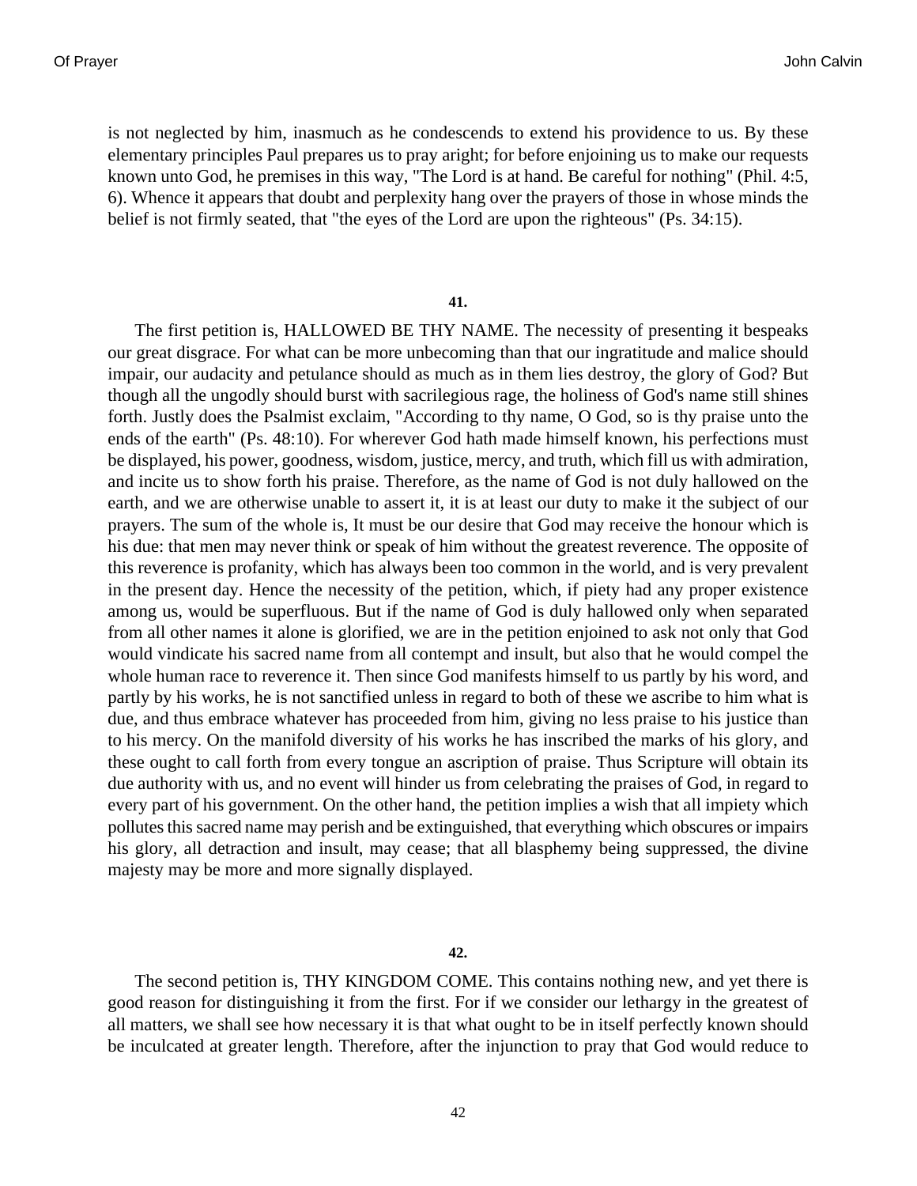is not neglected by him, inasmuch as he condescends to extend his providence to us. By these elementary principles Paul prepares us to pray aright; for before enjoining us to make our requests known unto God, he premises in this way, "The Lord is at hand. Be careful for nothing" (Phil. 4:5, 6). Whence it appears that doubt and perplexity hang over the prayers of those in whose minds the belief is not firmly seated, that "the eyes of the Lord are upon the righteous" (Ps. 34:15).

**41.**

The first petition is, HALLOWED BE THY NAME. The necessity of presenting it bespeaks our great disgrace. For what can be more unbecoming than that our ingratitude and malice should impair, our audacity and petulance should as much as in them lies destroy, the glory of God? But though all the ungodly should burst with sacrilegious rage, the holiness of God's name still shines forth. Justly does the Psalmist exclaim, "According to thy name, O God, so is thy praise unto the ends of the earth" (Ps. 48:10). For wherever God hath made himself known, his perfections must be displayed, his power, goodness, wisdom, justice, mercy, and truth, which fill us with admiration, and incite us to show forth his praise. Therefore, as the name of God is not duly hallowed on the earth, and we are otherwise unable to assert it, it is at least our duty to make it the subject of our prayers. The sum of the whole is, It must be our desire that God may receive the honour which is his due: that men may never think or speak of him without the greatest reverence. The opposite of this reverence is profanity, which has always been too common in the world, and is very prevalent in the present day. Hence the necessity of the petition, which, if piety had any proper existence among us, would be superfluous. But if the name of God is duly hallowed only when separated from all other names it alone is glorified, we are in the petition enjoined to ask not only that God would vindicate his sacred name from all contempt and insult, but also that he would compel the whole human race to reverence it. Then since God manifests himself to us partly by his word, and partly by his works, he is not sanctified unless in regard to both of these we ascribe to him what is due, and thus embrace whatever has proceeded from him, giving no less praise to his justice than to his mercy. On the manifold diversity of his works he has inscribed the marks of his glory, and these ought to call forth from every tongue an ascription of praise. Thus Scripture will obtain its due authority with us, and no event will hinder us from celebrating the praises of God, in regard to every part of his government. On the other hand, the petition implies a wish that all impiety which pollutes this sacred name may perish and be extinguished, that everything which obscures or impairs his glory, all detraction and insult, may cease; that all blasphemy being suppressed, the divine majesty may be more and more signally displayed.

**42.**

The second petition is, THY KINGDOM COME. This contains nothing new, and yet there is good reason for distinguishing it from the first. For if we consider our lethargy in the greatest of all matters, we shall see how necessary it is that what ought to be in itself perfectly known should be inculcated at greater length. Therefore, after the injunction to pray that God would reduce to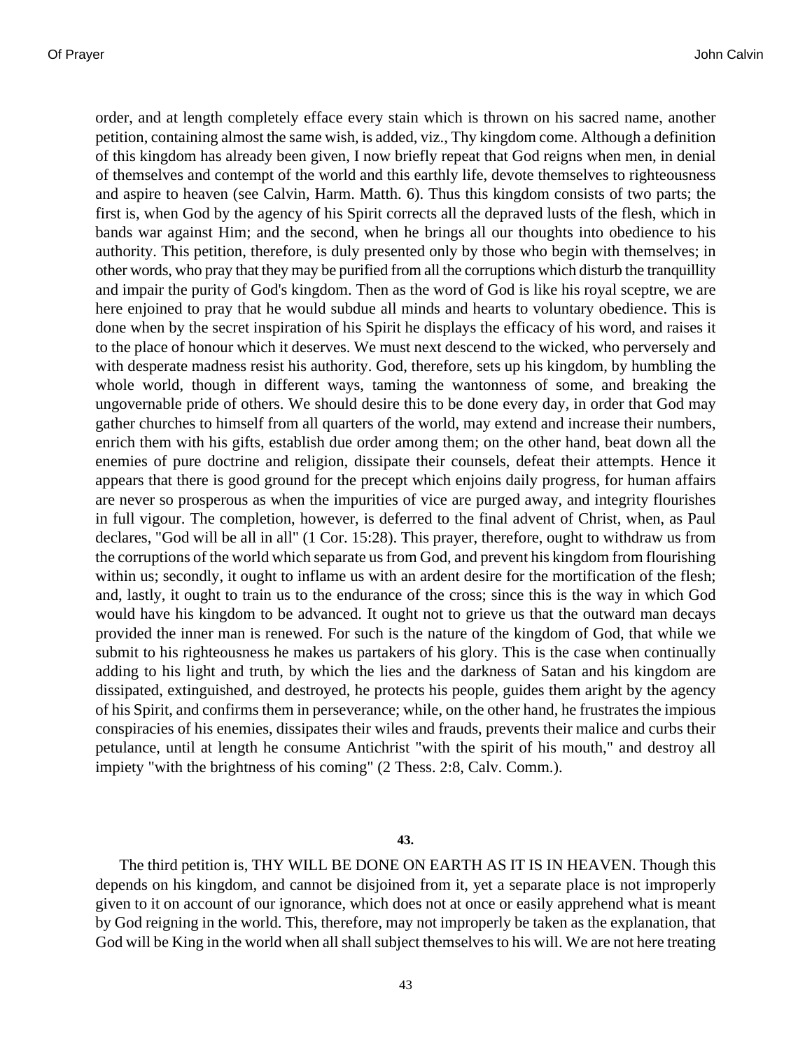order, and at length completely efface every stain which is thrown on his sacred name, another petition, containing almost the same wish, is added, viz., Thy kingdom come. Although a definition of this kingdom has already been given, I now briefly repeat that God reigns when men, in denial of themselves and contempt of the world and this earthly life, devote themselves to righteousness and aspire to heaven (see Calvin, Harm. Matth. 6). Thus this kingdom consists of two parts; the first is, when God by the agency of his Spirit corrects all the depraved lusts of the flesh, which in bands war against Him; and the second, when he brings all our thoughts into obedience to his authority. This petition, therefore, is duly presented only by those who begin with themselves; in other words, who pray that they may be purified from all the corruptions which disturb the tranquillity and impair the purity of God's kingdom. Then as the word of God is like his royal sceptre, we are here enjoined to pray that he would subdue all minds and hearts to voluntary obedience. This is done when by the secret inspiration of his Spirit he displays the efficacy of his word, and raises it to the place of honour which it deserves. We must next descend to the wicked, who perversely and with desperate madness resist his authority. God, therefore, sets up his kingdom, by humbling the whole world, though in different ways, taming the wantonness of some, and breaking the ungovernable pride of others. We should desire this to be done every day, in order that God may gather churches to himself from all quarters of the world, may extend and increase their numbers, enrich them with his gifts, establish due order among them; on the other hand, beat down all the enemies of pure doctrine and religion, dissipate their counsels, defeat their attempts. Hence it appears that there is good ground for the precept which enjoins daily progress, for human affairs are never so prosperous as when the impurities of vice are purged away, and integrity flourishes in full vigour. The completion, however, is deferred to the final advent of Christ, when, as Paul declares, "God will be all in all" (1 Cor. 15:28). This prayer, therefore, ought to withdraw us from the corruptions of the world which separate us from God, and prevent his kingdom from flourishing within us; secondly, it ought to inflame us with an ardent desire for the mortification of the flesh; and, lastly, it ought to train us to the endurance of the cross; since this is the way in which God would have his kingdom to be advanced. It ought not to grieve us that the outward man decays provided the inner man is renewed. For such is the nature of the kingdom of God, that while we submit to his righteousness he makes us partakers of his glory. This is the case when continually adding to his light and truth, by which the lies and the darkness of Satan and his kingdom are dissipated, extinguished, and destroyed, he protects his people, guides them aright by the agency of his Spirit, and confirms them in perseverance; while, on the other hand, he frustrates the impious conspiracies of his enemies, dissipates their wiles and frauds, prevents their malice and curbs their petulance, until at length he consume Antichrist "with the spirit of his mouth," and destroy all impiety "with the brightness of his coming" (2 Thess. 2:8, Calv. Comm.).

**43.**

The third petition is, THY WILL BE DONE ON EARTH AS IT IS IN HEAVEN. Though this depends on his kingdom, and cannot be disjoined from it, yet a separate place is not improperly given to it on account of our ignorance, which does not at once or easily apprehend what is meant by God reigning in the world. This, therefore, may not improperly be taken as the explanation, that God will be King in the world when all shall subject themselves to his will. We are not here treating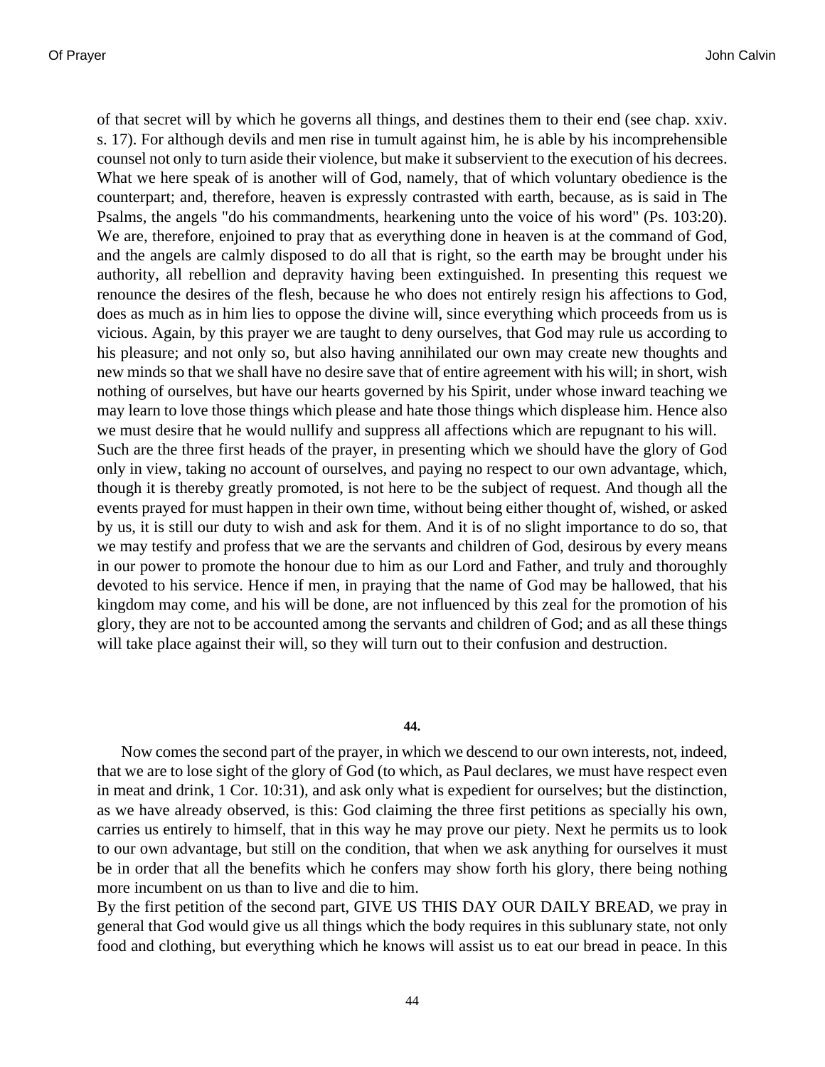of that secret will by which he governs all things, and destines them to their end (see chap. xxiv. s. 17). For although devils and men rise in tumult against him, he is able by his incomprehensible counsel not only to turn aside their violence, but make it subservient to the execution of his decrees. What we here speak of is another will of God, namely, that of which voluntary obedience is the counterpart; and, therefore, heaven is expressly contrasted with earth, because, as is said in The Psalms, the angels "do his commandments, hearkening unto the voice of his word" (Ps. 103:20). We are, therefore, enjoined to pray that as everything done in heaven is at the command of God, and the angels are calmly disposed to do all that is right, so the earth may be brought under his authority, all rebellion and depravity having been extinguished. In presenting this request we renounce the desires of the flesh, because he who does not entirely resign his affections to God, does as much as in him lies to oppose the divine will, since everything which proceeds from us is vicious. Again, by this prayer we are taught to deny ourselves, that God may rule us according to his pleasure; and not only so, but also having annihilated our own may create new thoughts and new minds so that we shall have no desire save that of entire agreement with his will; in short, wish nothing of ourselves, but have our hearts governed by his Spirit, under whose inward teaching we may learn to love those things which please and hate those things which displease him. Hence also we must desire that he would nullify and suppress all affections which are repugnant to his will.

Such are the three first heads of the prayer, in presenting which we should have the glory of God only in view, taking no account of ourselves, and paying no respect to our own advantage, which, though it is thereby greatly promoted, is not here to be the subject of request. And though all the events prayed for must happen in their own time, without being either thought of, wished, or asked by us, it is still our duty to wish and ask for them. And it is of no slight importance to do so, that we may testify and profess that we are the servants and children of God, desirous by every means in our power to promote the honour due to him as our Lord and Father, and truly and thoroughly devoted to his service. Hence if men, in praying that the name of God may be hallowed, that his kingdom may come, and his will be done, are not influenced by this zeal for the promotion of his glory, they are not to be accounted among the servants and children of God; and as all these things will take place against their will, so they will turn out to their confusion and destruction.

**44.**

Now comes the second part of the prayer, in which we descend to our own interests, not, indeed, that we are to lose sight of the glory of God (to which, as Paul declares, we must have respect even in meat and drink, 1 Cor. 10:31), and ask only what is expedient for ourselves; but the distinction, as we have already observed, is this: God claiming the three first petitions as specially his own, carries us entirely to himself, that in this way he may prove our piety. Next he permits us to look to our own advantage, but still on the condition, that when we ask anything for ourselves it must be in order that all the benefits which he confers may show forth his glory, there being nothing more incumbent on us than to live and die to him.

By the first petition of the second part, GIVE US THIS DAY OUR DAILY BREAD, we pray in general that God would give us all things which the body requires in this sublunary state, not only food and clothing, but everything which he knows will assist us to eat our bread in peace. In this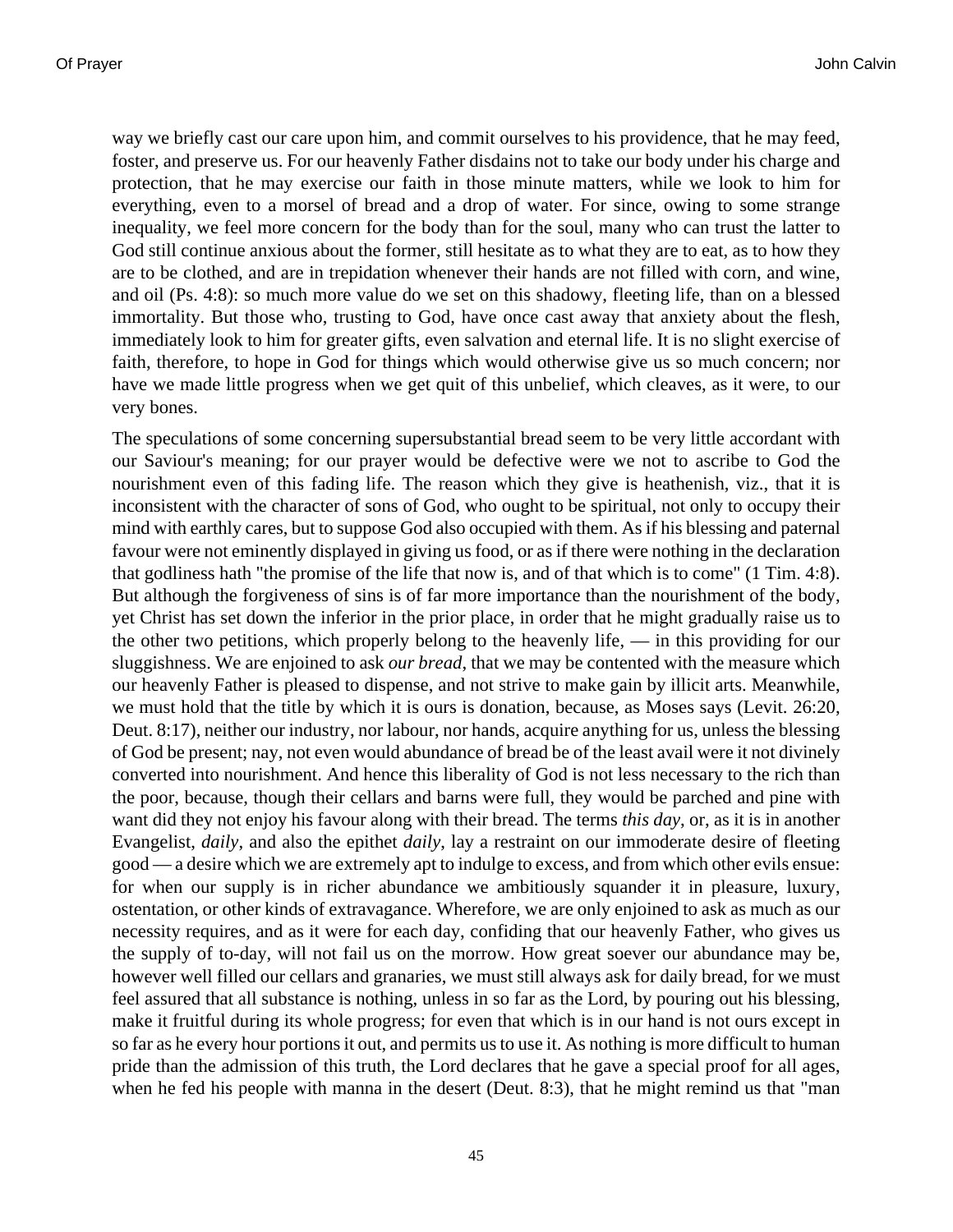way we briefly cast our care upon him, and commit ourselves to his providence, that he may feed, foster, and preserve us. For our heavenly Father disdains not to take our body under his charge and protection, that he may exercise our faith in those minute matters, while we look to him for everything, even to a morsel of bread and a drop of water. For since, owing to some strange inequality, we feel more concern for the body than for the soul, many who can trust the latter to God still continue anxious about the former, still hesitate as to what they are to eat, as to how they are to be clothed, and are in trepidation whenever their hands are not filled with corn, and wine, and oil (Ps. 4:8): so much more value do we set on this shadowy, fleeting life, than on a blessed immortality. But those who, trusting to God, have once cast away that anxiety about the flesh, immediately look to him for greater gifts, even salvation and eternal life. It is no slight exercise of faith, therefore, to hope in God for things which would otherwise give us so much concern; nor have we made little progress when we get quit of this unbelief, which cleaves, as it were, to our very bones.

The speculations of some concerning supersubstantial bread seem to be very little accordant with our Saviour's meaning; for our prayer would be defective were we not to ascribe to God the nourishment even of this fading life. The reason which they give is heathenish, viz., that it is inconsistent with the character of sons of God, who ought to be spiritual, not only to occupy their mind with earthly cares, but to suppose God also occupied with them. As if his blessing and paternal favour were not eminently displayed in giving us food, or as if there were nothing in the declaration that godliness hath "the promise of the life that now is, and of that which is to come" (1 Tim. 4:8). But although the forgiveness of sins is of far more importance than the nourishment of the body, yet Christ has set down the inferior in the prior place, in order that he might gradually raise us to the other two petitions, which properly belong to the heavenly life, — in this providing for our sluggishness. We are enjoined to ask *our bread*, that we may be contented with the measure which our heavenly Father is pleased to dispense, and not strive to make gain by illicit arts. Meanwhile, we must hold that the title by which it is ours is donation, because, as Moses says (Levit. 26:20, Deut. 8:17), neither our industry, nor labour, nor hands, acquire anything for us, unless the blessing of God be present; nay, not even would abundance of bread be of the least avail were it not divinely converted into nourishment. And hence this liberality of God is not less necessary to the rich than the poor, because, though their cellars and barns were full, they would be parched and pine with want did they not enjoy his favour along with their bread. The terms *this day*, or, as it is in another Evangelist, *daily*, and also the epithet *daily*, lay a restraint on our immoderate desire of fleeting good — a desire which we are extremely apt to indulge to excess, and from which other evils ensue: for when our supply is in richer abundance we ambitiously squander it in pleasure, luxury, ostentation, or other kinds of extravagance. Wherefore, we are only enjoined to ask as much as our necessity requires, and as it were for each day, confiding that our heavenly Father, who gives us the supply of to-day, will not fail us on the morrow. How great soever our abundance may be, however well filled our cellars and granaries, we must still always ask for daily bread, for we must feel assured that all substance is nothing, unless in so far as the Lord, by pouring out his blessing, make it fruitful during its whole progress; for even that which is in our hand is not ours except in so far as he every hour portions it out, and permits us to use it. As nothing is more difficult to human pride than the admission of this truth, the Lord declares that he gave a special proof for all ages, when he fed his people with manna in the desert (Deut. 8:3), that he might remind us that "man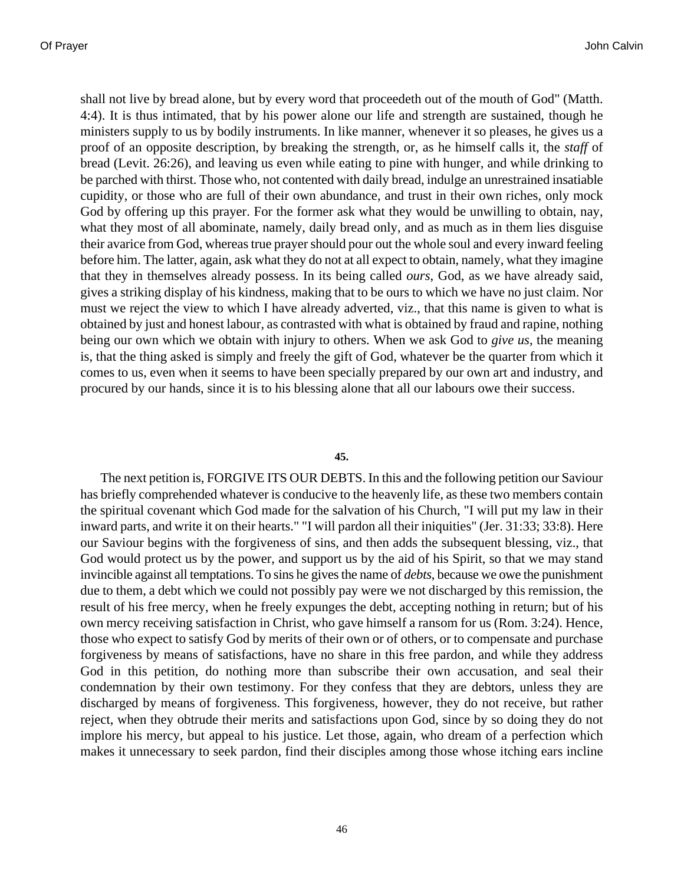shall not live by bread alone, but by every word that proceedeth out of the mouth of God" (Matth. 4:4). It is thus intimated, that by his power alone our life and strength are sustained, though he ministers supply to us by bodily instruments. In like manner, whenever it so pleases, he gives us a proof of an opposite description, by breaking the strength, or, as he himself calls it, the *staff* of bread (Levit. 26:26), and leaving us even while eating to pine with hunger, and while drinking to be parched with thirst. Those who, not contented with daily bread, indulge an unrestrained insatiable cupidity, or those who are full of their own abundance, and trust in their own riches, only mock God by offering up this prayer. For the former ask what they would be unwilling to obtain, nay, what they most of all abominate, namely, daily bread only, and as much as in them lies disguise their avarice from God, whereas true prayer should pour out the whole soul and every inward feeling before him. The latter, again, ask what they do not at all expect to obtain, namely, what they imagine that they in themselves already possess. In its being called *ours*, God, as we have already said, gives a striking display of his kindness, making that to be ours to which we have no just claim. Nor must we reject the view to which I have already adverted, viz., that this name is given to what is obtained by just and honest labour, as contrasted with what is obtained by fraud and rapine, nothing being our own which we obtain with injury to others. When we ask God to *give us*, the meaning is, that the thing asked is simply and freely the gift of God, whatever be the quarter from which it comes to us, even when it seems to have been specially prepared by our own art and industry, and procured by our hands, since it is to his blessing alone that all our labours owe their success.

**45.**

The next petition is, FORGIVE ITS OUR DEBTS. In this and the following petition our Saviour has briefly comprehended whatever is conducive to the heavenly life, as these two members contain the spiritual covenant which God made for the salvation of his Church, "I will put my law in their inward parts, and write it on their hearts." "I will pardon all their iniquities" (Jer. 31:33; 33:8). Here our Saviour begins with the forgiveness of sins, and then adds the subsequent blessing, viz., that God would protect us by the power, and support us by the aid of his Spirit, so that we may stand invincible against all temptations. To sins he gives the name of *debts*, because we owe the punishment due to them, a debt which we could not possibly pay were we not discharged by this remission, the result of his free mercy, when he freely expunges the debt, accepting nothing in return; but of his own mercy receiving satisfaction in Christ, who gave himself a ransom for us (Rom. 3:24). Hence, those who expect to satisfy God by merits of their own or of others, or to compensate and purchase forgiveness by means of satisfactions, have no share in this free pardon, and while they address God in this petition, do nothing more than subscribe their own accusation, and seal their condemnation by their own testimony. For they confess that they are debtors, unless they are discharged by means of forgiveness. This forgiveness, however, they do not receive, but rather reject, when they obtrude their merits and satisfactions upon God, since by so doing they do not implore his mercy, but appeal to his justice. Let those, again, who dream of a perfection which makes it unnecessary to seek pardon, find their disciples among those whose itching ears incline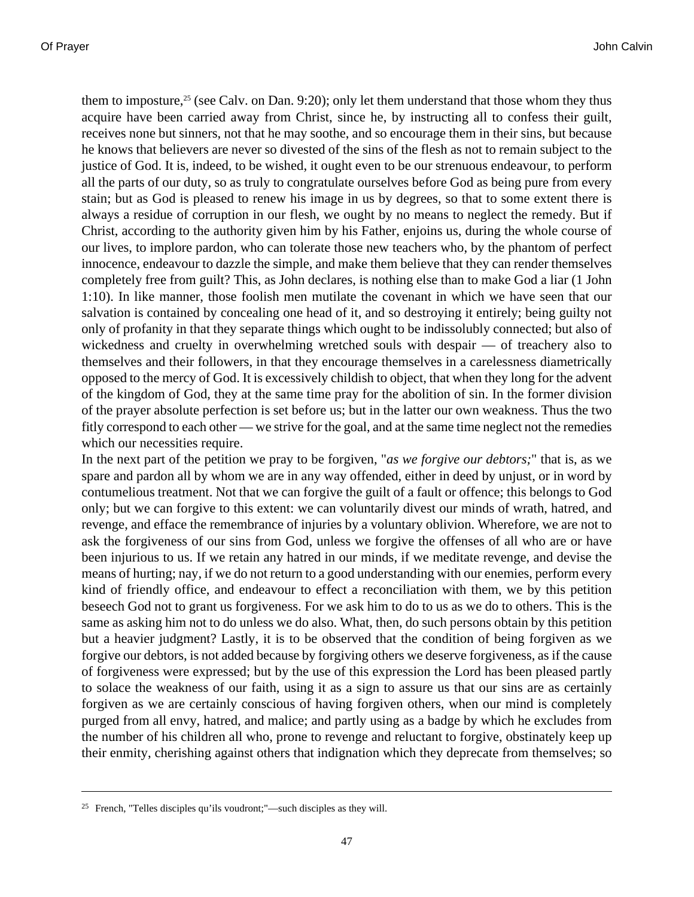them to imposture,[25] (see Calv. on Dan. 9:20); only let them understand that those whom they thus acquire have been carried away from Christ, since he, by instructing all to confess their guilt, receives none but sinners, not that he may soothe, and so encourage them in their sins, but because he knows that believers are never so divested of the sins of the flesh as not to remain subject to the justice of God. It is, indeed, to be wished, it ought even to be our strenuous endeavour, to perform all the parts of our duty, so as truly to congratulate ourselves before God as being pure from every stain; but as God is pleased to renew his image in us by degrees, so that to some extent there is always a residue of corruption in our flesh, we ought by no means to neglect the remedy. But if Christ, according to the authority given him by his Father, enjoins us, during the whole course of our lives, to implore pardon, who can tolerate those new teachers who, by the phantom of perfect innocence, endeavour to dazzle the simple, and make them believe that they can render themselves completely free from guilt? This, as John declares, is nothing else than to make God a liar (1 John 1:10). In like manner, those foolish men mutilate the covenant in which we have seen that our salvation is contained by concealing one head of it, and so destroying it entirely; being guilty not only of profanity in that they separate things which ought to be indissolubly connected; but also of wickedness and cruelty in overwhelming wretched souls with despair — of treachery also to themselves and their followers, in that they encourage themselves in a carelessness diametrically opposed to the mercy of God. It is excessively childish to object, that when they long for the advent of the kingdom of God, they at the same time pray for the abolition of sin. In the former division of the prayer absolute perfection is set before us; but in the latter our own weakness. Thus the two fitly correspond to each other — we strive for the goal, and at the same time neglect not the remedies which our necessities require.

In the next part of the petition we pray to be forgiven, "*as we forgive our debtors;*" that is, as we spare and pardon all by whom we are in any way offended, either in deed by unjust, or in word by contumelious treatment. Not that we can forgive the guilt of a fault or offence; this belongs to God only; but we can forgive to this extent: we can voluntarily divest our minds of wrath, hatred, and revenge, and efface the remembrance of injuries by a voluntary oblivion. Wherefore, we are not to ask the forgiveness of our sins from God, unless we forgive the offenses of all who are or have been injurious to us. If we retain any hatred in our minds, if we meditate revenge, and devise the means of hurting; nay, if we do not return to a good understanding with our enemies, perform every kind of friendly office, and endeavour to effect a reconciliation with them, we by this petition beseech God not to grant us forgiveness. For we ask him to do to us as we do to others. This is the same as asking him not to do unless we do also. What, then, do such persons obtain by this petition but a heavier judgment? Lastly, it is to be observed that the condition of being forgiven as we forgive our debtors, is not added because by forgiving others we deserve forgiveness, as if the cause of forgiveness were expressed; but by the use of this expression the Lord has been pleased partly to solace the weakness of our faith, using it as a sign to assure us that our sins are as certainly forgiven as we are certainly conscious of having forgiven others, when our mind is completely purged from all envy, hatred, and malice; and partly using as a badge by which he excludes from the number of his children all who, prone to revenge and reluctant to forgive, obstinately keep up their enmity, cherishing against others that indignation which they deprecate from themselves; so

[25] French, "Telles disciples qu'ils voudront;"—such disciples as they will.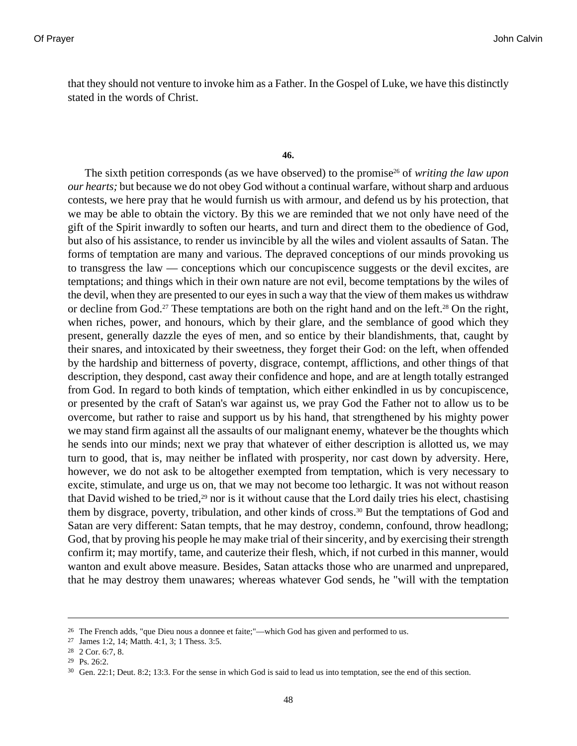that they should not venture to invoke him as a Father. In the Gospel of Luke, we have this distinctly stated in the words of Christ.

**46.**

The sixth petition corresponds (as we have observed) to the promise[26] of *writing the law upon our hearts;* but because we do not obey God without a continual warfare, without sharp and arduous contests, we here pray that he would furnish us with armour, and defend us by his protection, that we may be able to obtain the victory. By this we are reminded that we not only have need of the gift of the Spirit inwardly to soften our hearts, and turn and direct them to the obedience of God, but also of his assistance, to render us invincible by all the wiles and violent assaults of Satan. The forms of temptation are many and various. The depraved conceptions of our minds provoking us to transgress the law — conceptions which our concupiscence suggests or the devil excites, are temptations; and things which in their own nature are not evil, become temptations by the wiles of the devil, when they are presented to our eyes in such a way that the view of them makes us withdraw or decline from God.[27] These temptations are both on the right hand and on the left.[28] On the right, when riches, power, and honours, which by their glare, and the semblance of good which they present, generally dazzle the eyes of men, and so entice by their blandishments, that, caught by their snares, and intoxicated by their sweetness, they forget their God: on the left, when offended by the hardship and bitterness of poverty, disgrace, contempt, afflictions, and other things of that description, they despond, cast away their confidence and hope, and are at length totally estranged from God. In regard to both kinds of temptation, which either enkindled in us by concupiscence, or presented by the craft of Satan's war against us, we pray God the Father not to allow us to be overcome, but rather to raise and support us by his hand, that strengthened by his mighty power we may stand firm against all the assaults of our malignant enemy, whatever be the thoughts which he sends into our minds; next we pray that whatever of either description is allotted us, we may turn to good, that is, may neither be inflated with prosperity, nor cast down by adversity. Here, however, we do not ask to be altogether exempted from temptation, which is very necessary to excite, stimulate, and urge us on, that we may not become too lethargic. It was not without reason that David wished to be tried,[29] nor is it without cause that the Lord daily tries his elect, chastising them by disgrace, poverty, tribulation, and other kinds of cross.[30] But the temptations of God and Satan are very different: Satan tempts, that he may destroy, condemn, confound, throw headlong; God, that by proving his people he may make trial of their sincerity, and by exercising their strength confirm it; may mortify, tame, and cauterize their flesh, which, if not curbed in this manner, would wanton and exult above measure. Besides, Satan attacks those who are unarmed and unprepared, that he may destroy them unawares; whereas whatever God sends, he "will with the temptation

---

[26] The French adds, "que Dieu nous a donnee et faite;"—which God has given and performed to us.

[27] James 1:2, 14; Matth. 4:1, 3; 1 Thess. 3:5.

[28] 2 Cor. 6:7, 8.

[29] Ps. 26:2.

[30] Gen. 22:1; Deut. 8:2; 13:3. For the sense in which God is said to lead us into temptation, see the end of this section.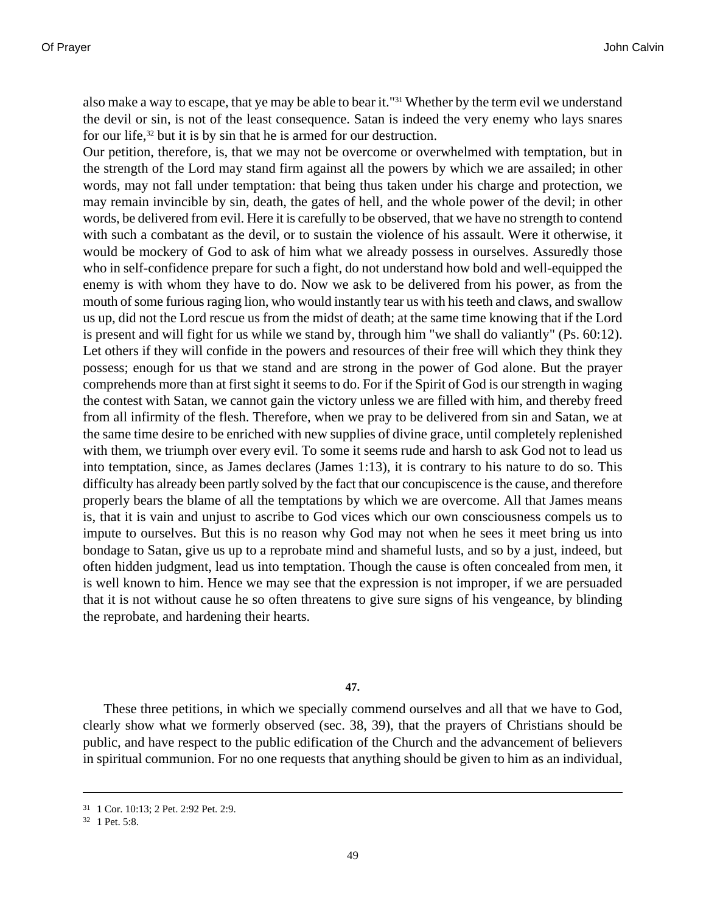also make a way to escape, that ye may be able to bear it."[31] Whether by the term evil we understand the devil or sin, is not of the least consequence. Satan is indeed the very enemy who lays snares for our life,[32] but it is by sin that he is armed for our destruction.

Our petition, therefore, is, that we may not be overcome or overwhelmed with temptation, but in the strength of the Lord may stand firm against all the powers by which we are assailed; in other words, may not fall under temptation: that being thus taken under his charge and protection, we may remain invincible by sin, death, the gates of hell, and the whole power of the devil; in other words, be delivered from evil. Here it is carefully to be observed, that we have no strength to contend with such a combatant as the devil, or to sustain the violence of his assault. Were it otherwise, it would be mockery of God to ask of him what we already possess in ourselves. Assuredly those who in self-confidence prepare for such a fight, do not understand how bold and well-equipped the enemy is with whom they have to do. Now we ask to be delivered from his power, as from the mouth of some furious raging lion, who would instantly tear us with his teeth and claws, and swallow us up, did not the Lord rescue us from the midst of death; at the same time knowing that if the Lord is present and will fight for us while we stand by, through him "we shall do valiantly" (Ps. 60:12). Let others if they will confide in the powers and resources of their free will which they think they possess; enough for us that we stand and are strong in the power of God alone. But the prayer comprehends more than at first sight it seems to do. For if the Spirit of God is our strength in waging the contest with Satan, we cannot gain the victory unless we are filled with him, and thereby freed from all infirmity of the flesh. Therefore, when we pray to be delivered from sin and Satan, we at the same time desire to be enriched with new supplies of divine grace, until completely replenished with them, we triumph over every evil. To some it seems rude and harsh to ask God not to lead us into temptation, since, as James declares (James 1:13), it is contrary to his nature to do so. This difficulty has already been partly solved by the fact that our concupiscence is the cause, and therefore properly bears the blame of all the temptations by which we are overcome. All that James means is, that it is vain and unjust to ascribe to God vices which our own consciousness compels us to impute to ourselves. But this is no reason why God may not when he sees it meet bring us into bondage to Satan, give us up to a reprobate mind and shameful lusts, and so by a just, indeed, but often hidden judgment, lead us into temptation. Though the cause is often concealed from men, it is well known to him. Hence we may see that the expression is not improper, if we are persuaded that it is not without cause he so often threatens to give sure signs of his vengeance, by blinding the reprobate, and hardening their hearts.

**47.**

These three petitions, in which we specially commend ourselves and all that we have to God, clearly show what we formerly observed (sec. 38, 39), that the prayers of Christians should be public, and have respect to the public edification of the Church and the advancement of believers in spiritual communion. For no one requests that anything should be given to him as an individual,

---

[31] 1 Cor. 10:13; 2 Pet. 2:92 Pet. 2:9.

[32] 1 Pet. 5:8.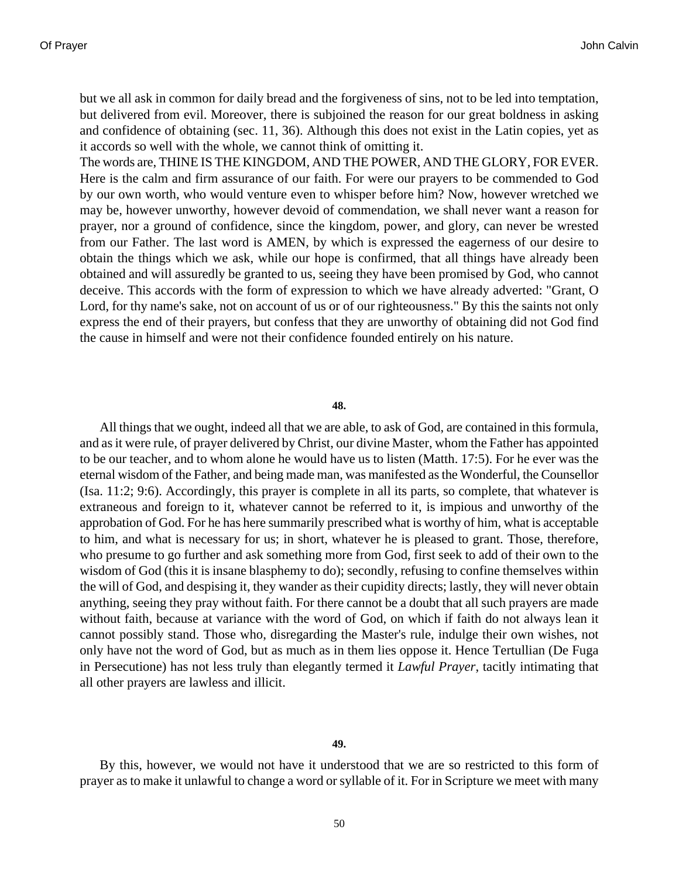but we all ask in common for daily bread and the forgiveness of sins, not to be led into temptation, but delivered from evil. Moreover, there is subjoined the reason for our great boldness in asking and confidence of obtaining (sec. 11, 36). Although this does not exist in the Latin copies, yet as it accords so well with the whole, we cannot think of omitting it.

The words are, THINE IS THE KINGDOM, AND THE POWER, AND THE GLORY, FOR EVER. Here is the calm and firm assurance of our faith. For were our prayers to be commended to God by our own worth, who would venture even to whisper before him? Now, however wretched we may be, however unworthy, however devoid of commendation, we shall never want a reason for prayer, nor a ground of confidence, since the kingdom, power, and glory, can never be wrested from our Father. The last word is AMEN, by which is expressed the eagerness of our desire to obtain the things which we ask, while our hope is confirmed, that all things have already been obtained and will assuredly be granted to us, seeing they have been promised by God, who cannot deceive. This accords with the form of expression to which we have already adverted: "Grant, O Lord, for thy name's sake, not on account of us or of our righteousness." By this the saints not only express the end of their prayers, but confess that they are unworthy of obtaining did not God find the cause in himself and were not their confidence founded entirely on his nature.

**48.**

All things that we ought, indeed all that we are able, to ask of God, are contained in this formula, and as it were rule, of prayer delivered by Christ, our divine Master, whom the Father has appointed to be our teacher, and to whom alone he would have us to listen (Matth. 17:5). For he ever was the eternal wisdom of the Father, and being made man, was manifested as the Wonderful, the Counsellor (Isa. 11:2; 9:6). Accordingly, this prayer is complete in all its parts, so complete, that whatever is extraneous and foreign to it, whatever cannot be referred to it, is impious and unworthy of the approbation of God. For he has here summarily prescribed what is worthy of him, what is acceptable to him, and what is necessary for us; in short, whatever he is pleased to grant. Those, therefore, who presume to go further and ask something more from God, first seek to add of their own to the wisdom of God (this it is insane blasphemy to do); secondly, refusing to confine themselves within the will of God, and despising it, they wander as their cupidity directs; lastly, they will never obtain anything, seeing they pray without faith. For there cannot be a doubt that all such prayers are made without faith, because at variance with the word of God, on which if faith do not always lean it cannot possibly stand. Those who, disregarding the Master's rule, indulge their own wishes, not only have not the word of God, but as much as in them lies oppose it. Hence Tertullian (De Fuga in Persecutione) has not less truly than elegantly termed it *Lawful Prayer*, tacitly intimating that all other prayers are lawless and illicit.

**49.**

By this, however, we would not have it understood that we are so restricted to this form of prayer as to make it unlawful to change a word or syllable of it. For in Scripture we meet with many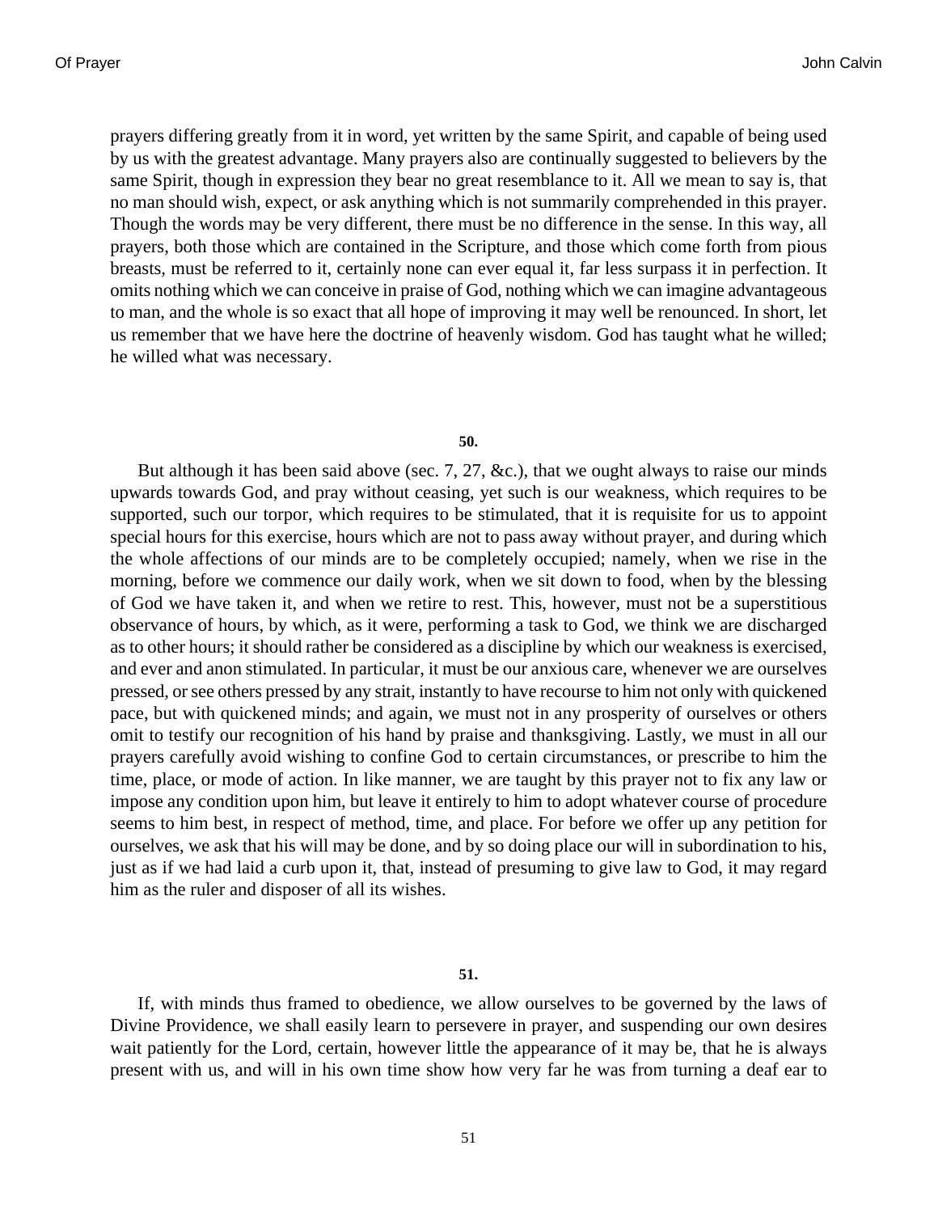prayers differing greatly from it in word, yet written by the same Spirit, and capable of being used by us with the greatest advantage. Many prayers also are continually suggested to believers by the same Spirit, though in expression they bear no great resemblance to it. All we mean to say is, that no man should wish, expect, or ask anything which is not summarily comprehended in this prayer. Though the words may be very different, there must be no difference in the sense. In this way, all prayers, both those which are contained in the Scripture, and those which come forth from pious breasts, must be referred to it, certainly none can ever equal it, far less surpass it in perfection. It omits nothing which we can conceive in praise of God, nothing which we can imagine advantageous to man, and the whole is so exact that all hope of improving it may well be renounced. In short, let us remember that we have here the doctrine of heavenly wisdom. God has taught what he willed; he willed what was necessary.

**50.**

But although it has been said above (sec. 7, 27, &c.), that we ought always to raise our minds upwards towards God, and pray without ceasing, yet such is our weakness, which requires to be supported, such our torpor, which requires to be stimulated, that it is requisite for us to appoint special hours for this exercise, hours which are not to pass away without prayer, and during which the whole affections of our minds are to be completely occupied; namely, when we rise in the morning, before we commence our daily work, when we sit down to food, when by the blessing of God we have taken it, and when we retire to rest. This, however, must not be a superstitious observance of hours, by which, as it were, performing a task to God, we think we are discharged as to other hours; it should rather be considered as a discipline by which our weakness is exercised, and ever and anon stimulated. In particular, it must be our anxious care, whenever we are ourselves pressed, or see others pressed by any strait, instantly to have recourse to him not only with quickened pace, but with quickened minds; and again, we must not in any prosperity of ourselves or others omit to testify our recognition of his hand by praise and thanksgiving. Lastly, we must in all our prayers carefully avoid wishing to confine God to certain circumstances, or prescribe to him the time, place, or mode of action. In like manner, we are taught by this prayer not to fix any law or impose any condition upon him, but leave it entirely to him to adopt whatever course of procedure seems to him best, in respect of method, time, and place. For before we offer up any petition for ourselves, we ask that his will may be done, and by so doing place our will in subordination to his, just as if we had laid a curb upon it, that, instead of presuming to give law to God, it may regard him as the ruler and disposer of all its wishes.

**51.**

If, with minds thus framed to obedience, we allow ourselves to be governed by the laws of Divine Providence, we shall easily learn to persevere in prayer, and suspending our own desires wait patiently for the Lord, certain, however little the appearance of it may be, that he is always present with us, and will in his own time show how very far he was from turning a deaf ear to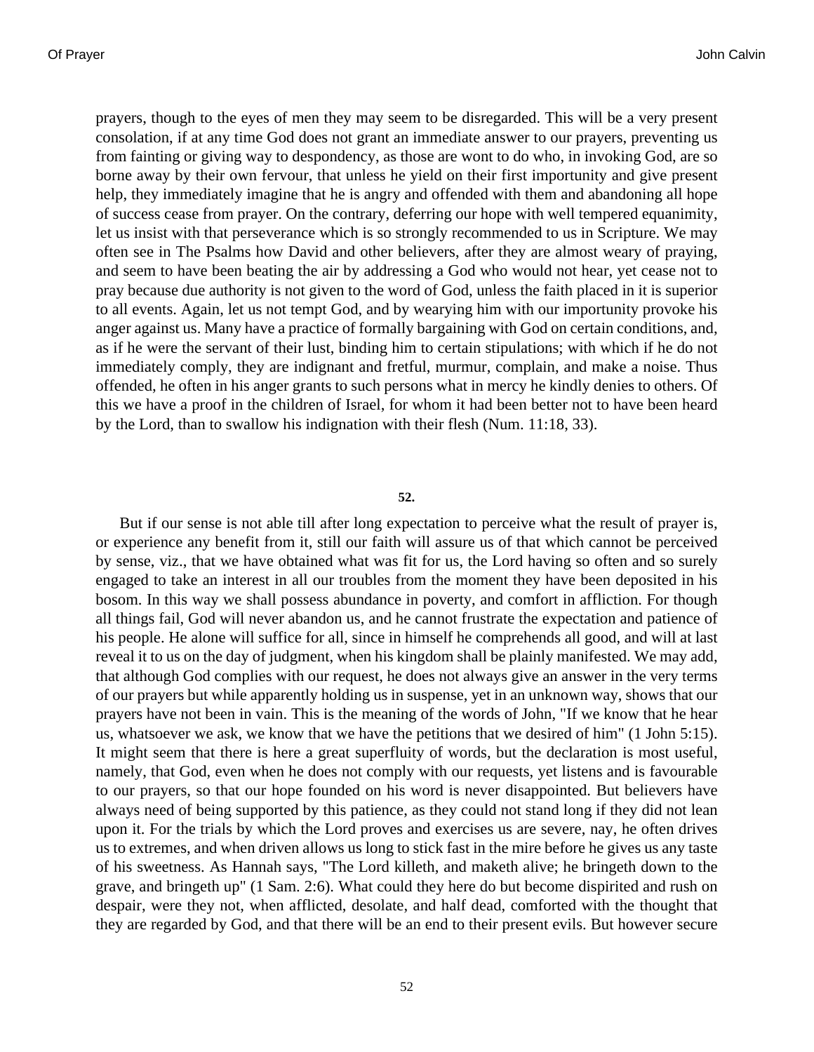prayers, though to the eyes of men they may seem to be disregarded. This will be a very present consolation, if at any time God does not grant an immediate answer to our prayers, preventing us from fainting or giving way to despondency, as those are wont to do who, in invoking God, are so borne away by their own fervour, that unless he yield on their first importunity and give present help, they immediately imagine that he is angry and offended with them and abandoning all hope of success cease from prayer. On the contrary, deferring our hope with well tempered equanimity, let us insist with that perseverance which is so strongly recommended to us in Scripture. We may often see in The Psalms how David and other believers, after they are almost weary of praying, and seem to have been beating the air by addressing a God who would not hear, yet cease not to pray because due authority is not given to the word of God, unless the faith placed in it is superior to all events. Again, let us not tempt God, and by wearying him with our importunity provoke his anger against us. Many have a practice of formally bargaining with God on certain conditions, and, as if he were the servant of their lust, binding him to certain stipulations; with which if he do not immediately comply, they are indignant and fretful, murmur, complain, and make a noise. Thus offended, he often in his anger grants to such persons what in mercy he kindly denies to others. Of this we have a proof in the children of Israel, for whom it had been better not to have been heard by the Lord, than to swallow his indignation with their flesh (Num. 11:18, 33).

**52.**

But if our sense is not able till after long expectation to perceive what the result of prayer is, or experience any benefit from it, still our faith will assure us of that which cannot be perceived by sense, viz., that we have obtained what was fit for us, the Lord having so often and so surely engaged to take an interest in all our troubles from the moment they have been deposited in his bosom. In this way we shall possess abundance in poverty, and comfort in affliction. For though all things fail, God will never abandon us, and he cannot frustrate the expectation and patience of his people. He alone will suffice for all, since in himself he comprehends all good, and will at last reveal it to us on the day of judgment, when his kingdom shall be plainly manifested. We may add, that although God complies with our request, he does not always give an answer in the very terms of our prayers but while apparently holding us in suspense, yet in an unknown way, shows that our prayers have not been in vain. This is the meaning of the words of John, "If we know that he hear us, whatsoever we ask, we know that we have the petitions that we desired of him" (1 John 5:15). It might seem that there is here a great superfluity of words, but the declaration is most useful, namely, that God, even when he does not comply with our requests, yet listens and is favourable to our prayers, so that our hope founded on his word is never disappointed. But believers have always need of being supported by this patience, as they could not stand long if they did not lean upon it. For the trials by which the Lord proves and exercises us are severe, nay, he often drives us to extremes, and when driven allows us long to stick fast in the mire before he gives us any taste of his sweetness. As Hannah says, "The Lord killeth, and maketh alive; he bringeth down to the grave, and bringeth up" (1 Sam. 2:6). What could they here do but become dispirited and rush on despair, were they not, when afflicted, desolate, and half dead, comforted with the thought that they are regarded by God, and that there will be an end to their present evils. But however secure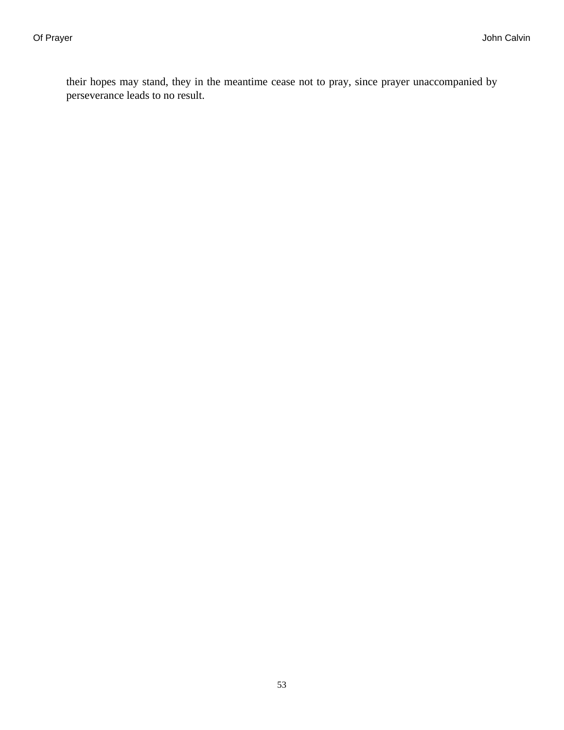their hopes may stand, they in the meantime cease not to pray, since prayer unaccompanied by perseverance leads to no result.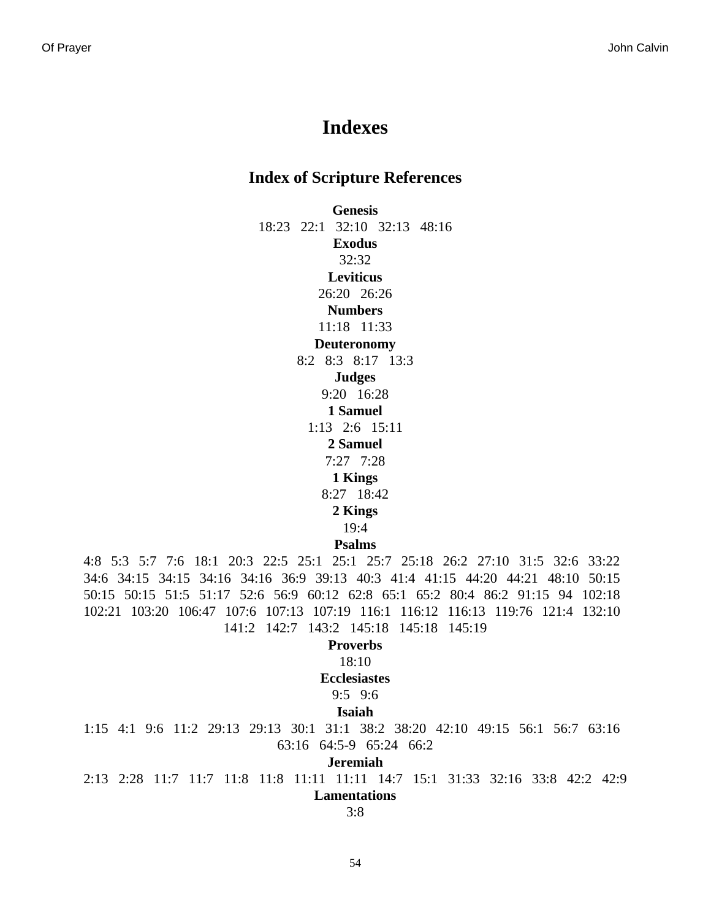# Indexes

## Index of Scripture References

**Genesis**

18:23   22:1   32:10   32:13   48:16

**Exodus**

32:32

**Leviticus**

26:20   26:26

**Numbers**

11:18   11:33

**Deuteronomy**

8:2   8:3   8:17   13:3

**Judges**

9:20   16:28

**1 Samuel**

1:13   2:6   15:11

**2 Samuel**

7:27   7:28

**1 Kings**

8:27   18:42

**2 Kings**

19:4

**Psalms**

4:8   5:3   5:7   7:6   18:1   20:3   22:5   25:1   25:1   25:7   25:18   26:2   27:10   31:5   32:6   33:22   34:6   34:15   34:15   34:16   34:16   36:9   39:13   40:3   41:4   41:15   44:20   44:21   48:10   50:15   50:15   50:15   51:5   51:17   52:6   56:9   60:12   62:8   65:1   65:2   80:4   86:2   91:15   94   102:18   102:21   103:20   106:47   107:6   107:13   107:19   116:1   116:12   116:13   119:76   121:4   132:10   141:2   142:7   143:2   145:18   145:18   145:19

**Proverbs**

18:10

**Ecclesiastes**

9:5   9:6

**Isaiah**

1:15   4:1   9:6   11:2   29:13   29:13   30:1   31:1   38:2   38:20   42:10   49:15   56:1   56:7   63:16   63:16   64:5-9   65:24   66:2

**Jeremiah**

2:13   2:28   11:7   11:7   11:8   11:8   11:11   11:11   14:7   15:1   31:33   32:16   33:8   42:2   42:9

**Lamentations**

3:8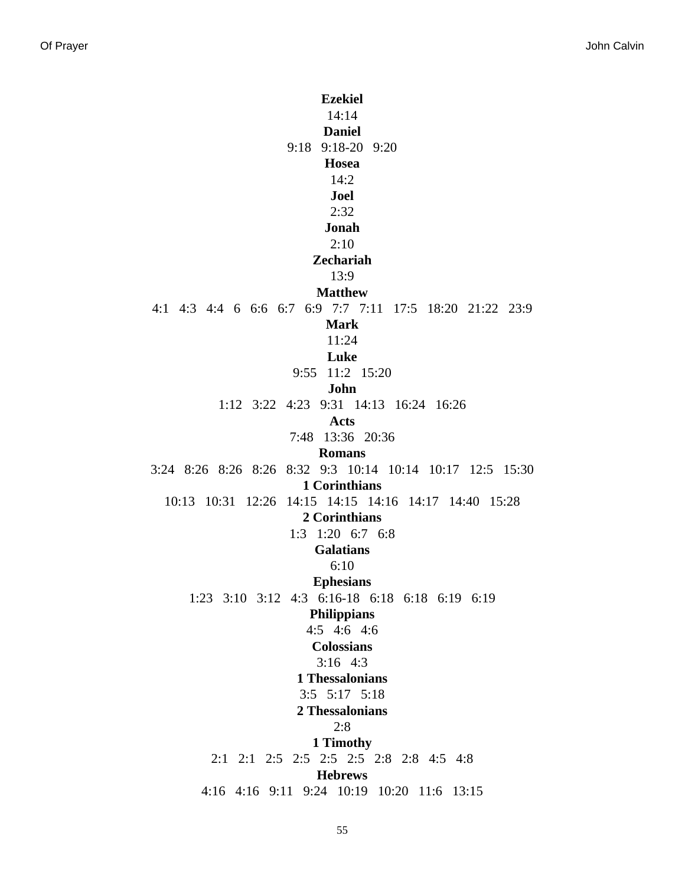**Ezekiel**

14:14

**Daniel**

9:18   9:18-20   9:20

**Hosea**

14:2

**Joel**

2:32

**Jonah**

2:10

**Zechariah**

13:9

**Matthew**

4:1   4:3   4:4   6   6:6   6:7   6:9   7:7   7:11   17:5   18:20   21:22   23:9

**Mark**

11:24

**Luke**

9:55   11:2   15:20

**John**

1:12   3:22   4:23   9:31   14:13   16:24   16:26

**Acts**

7:48   13:36   20:36

**Romans**

3:24   8:26   8:26   8:26   8:32   9:3   10:14   10:14   10:17   12:5   15:30

**1 Corinthians**

10:13   10:31   12:26   14:15   14:15   14:16   14:17   14:40   15:28

**2 Corinthians**

1:3   1:20   6:7   6:8

**Galatians**

6:10

**Ephesians**

1:23   3:10   3:12   4:3   6:16-18   6:18   6:18   6:19   6:19

**Philippians**

4:5   4:6   4:6

**Colossians**

3:16   4:3

**1 Thessalonians**

3:5   5:17   5:18

**2 Thessalonians**

2:8

**1 Timothy**

2:1   2:1   2:5   2:5   2:5   2:5   2:8   2:8   4:5   4:8

**Hebrews**

4:16   4:16   9:11   9:24   10:19   10:20   11:6   13:15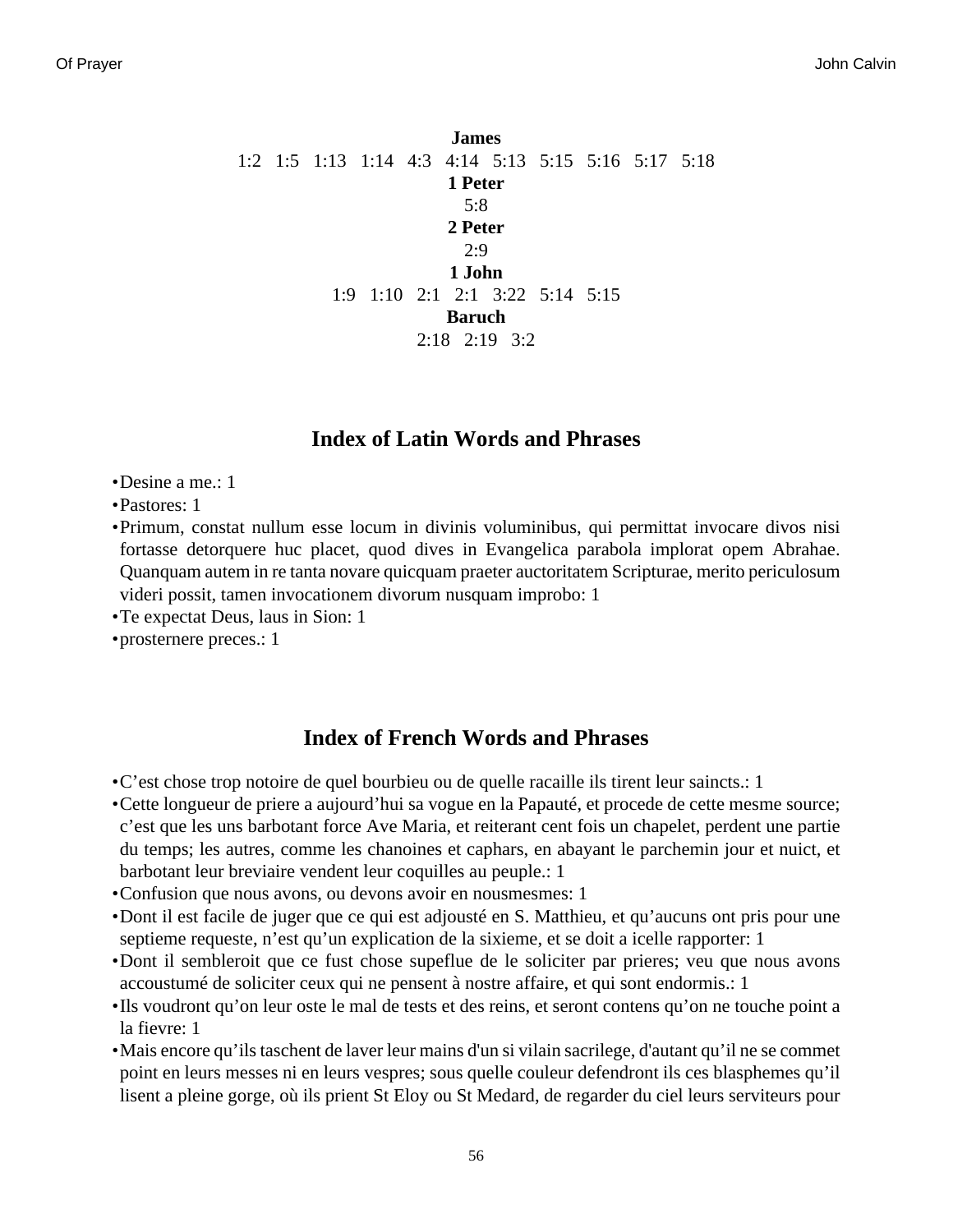**James**

1:2 1:5 1:13 1:14 4:3 4:14 5:13 5:15 5:16 5:17 5:18

**1 Peter**

5:8

**2 Peter**

2:9

**1 John**

1:9 1:10 2:1 2:1 3:22 5:14 5:15

**Baruch**

2:18 2:19 3:2

## Index of Latin Words and Phrases

- Desine a me.: 1
- Pastores: 1
- Primum, constat nullum esse locum in divinis voluminibus, qui permittat invocare divos nisi fortasse detorquere huc placet, quod dives in Evangelica parabola implorat opem Abrahae. Quanquam autem in re tanta novare quicquam praeter auctoritatem Scripturae, merito periculosum videri possit, tamen invocationem divorum nusquam improbo: 1
- Te expectat Deus, laus in Sion: 1
- prosternere preces.: 1

## Index of French Words and Phrases

- C'est chose trop notoire de quel bourbieu ou de quelle racaille ils tirent leur saincts.: 1
- Cette longueur de priere a aujourd'hui sa vogue en la Papauté, et procede de cette mesme source; c'est que les uns barbotant force Ave Maria, et reiterant cent fois un chapelet, perdent une partie du temps; les autres, comme les chanoines et caphars, en abayant le parchemin jour et nuict, et barbotant leur breviaire vendent leur coquilles au peuple.: 1
- Confusion que nous avons, ou devons avoir en nousmesmes: 1
- Dont il est facile de juger que ce qui est adjousté en S. Matthieu, et qu'aucuns ont pris pour une septieme requeste, n'est qu'un explication de la sixieme, et se doit a icelle rapporter: 1
- Dont il sembleroit que ce fust chose supeflue de le soliciter par prieres; veu que nous avons accoustumé de soliciter ceux qui ne pensent à nostre affaire, et qui sont endormis.: 1
- Ils voudront qu'on leur oste le mal de tests et des reins, et seront contens qu'on ne touche point a la fievre: 1
- Mais encore qu'ils taschent de laver leur mains d'un si vilain sacrilege, d'autant qu'il ne se commet point en leurs messes ni en leurs vespres; sous quelle couleur defendront ils ces blasphemes qu'il lisent a pleine gorge, où ils prient St Eloy ou St Medard, de regarder du ciel leurs serviteurs pour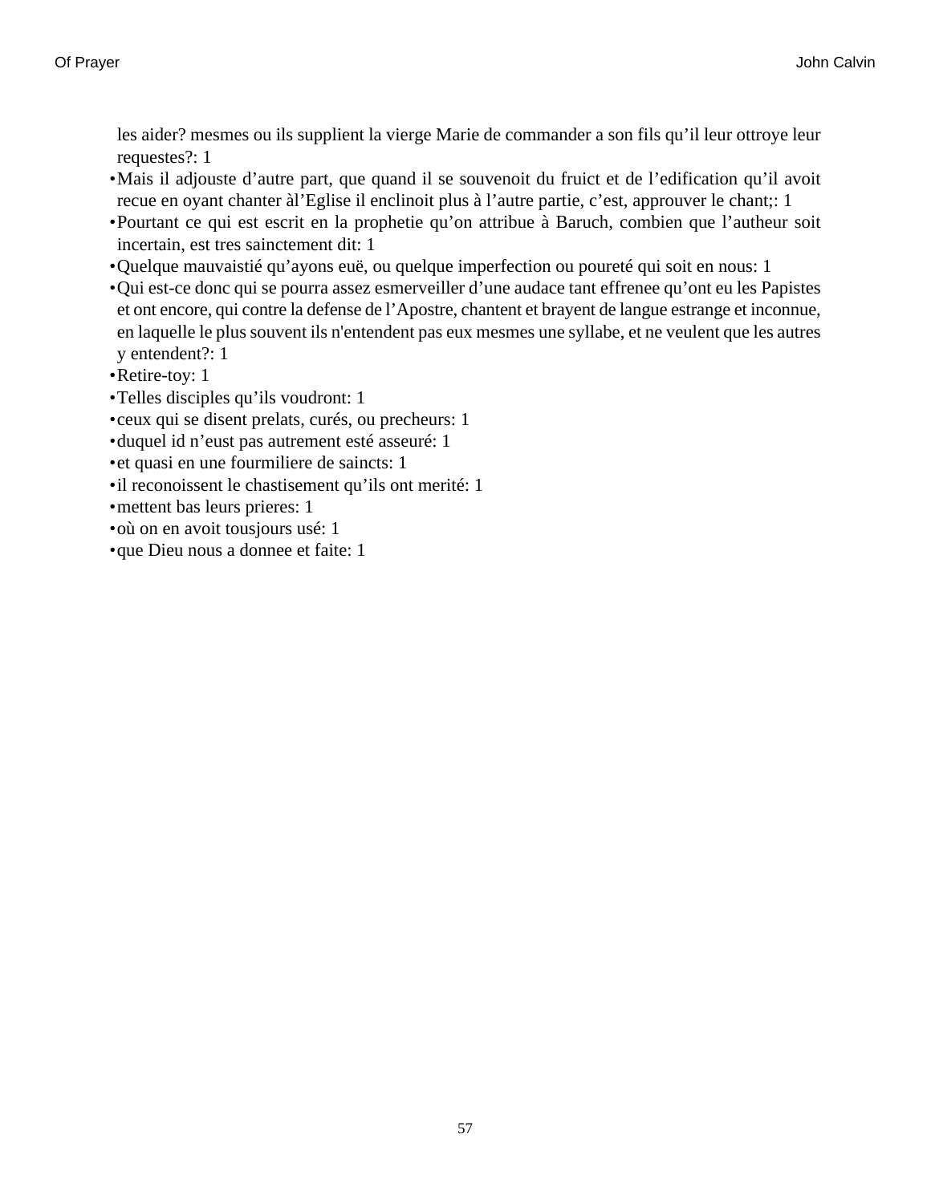les aider? mesmes ou ils supplient la vierge Marie de commander a son fils qu’il leur ottroye leur requestes?: 1

- Mais il adjouste d’autre part, que quand il se souvenoit du fruict et de l’edification qu’il avoit recue en oyant chanter àl’Eglise il enclinoit plus à l’autre partie, c’est, approuver le chant;: 1
- Pourtant ce qui est escrit en la prophetie qu’on attribue à Baruch, combien que l’autheur soit incertain, est tres sainctement dit: 1
- Quelque mauvaistié qu’ayons euë, ou quelque imperfection ou poureté qui soit en nous: 1
- Qui est-ce donc qui se pourra assez esmerveiller d’une audace tant effrenee qu’ont eu les Papistes et ont encore, qui contre la defense de l’Apostre, chantent et brayent de langue estrange et inconnue, en laquelle le plus souvent ils n'entendent pas eux mesmes une syllabe, et ne veulent que les autres y entendent?: 1
- Retire-toy: 1
- Telles disciples qu’ils voudront: 1
- ceux qui se disent prelats, curés, ou precheurs: 1
- duquel id n’eust pas autrement esté asseuré: 1
- et quasi en une fourmiliere de saincts: 1
- il reconoissent le chastisement qu’ils ont merité: 1
- mettent bas leurs prieres: 1
- où on en avoit tousjours usé: 1
- que Dieu nous a donnee et faite: 1